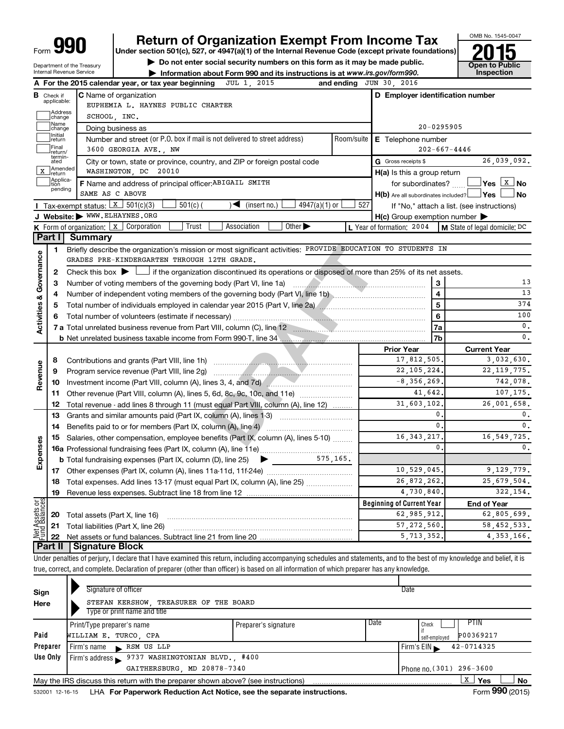Form **990**

# Return of Organization Exempt From Income Tax

**Under section 501(c), 527, or 4947(a)(1) of the Internal Revenue Code (except private foundations)**

▶ Do not enter social security numbers on this form as it may be made public.

▶ Information about Form 990 and its instructions is at www.irs.gov/form990.

OMB No. 1545-0047

**2015**

**Open to Public Inspection**

Department of the Treasury
Internal Revenue Service

**A** For the 2015 calendar year, or tax year beginning JUL 1, 2015 and ending JUN 30, 2016

**B** Check if applicable:
- Address change
- Name change
- Initial return
- Final return/terminated
- X Amended return
- Application pending

**C** Name of organization
EUPHEMIA L. HAYNES PUBLIC CHARTER SCHOOL, INC.

Doing business as

Number and street (or P.O. box if mail is not delivered to street address) | Room/suite
3600 GEORGIA AVE., NW

City or town, state or province, country, and ZIP or foreign postal code
WASHINGTON, DC 20010

**D** Employer identification number
20-0295905

**E** Telephone number
202-667-4446

**G** Gross receipts $ 26,039,092.

**F** Name and address of principal officer: ABIGAIL SMITH
SAME AS C ABOVE

**H(a)** Is this a group return for subordinates? ☐ Yes ☒ No

**H(b)** Are all subordinates included? ☐ Yes ☐ No
If "No," attach a list. (see instructions)

**H(c)** Group exemption number ▶

**I** Tax-exempt status: ☒ 501(c)(3) ☐ 501(c) ( ) ◀ (insert no.) ☐ 4947(a)(1) or ☐ 527

**J** Website: ▶ WWW.ELHAYNES.ORG

**K** Form of organization: ☒ Corporation ☐ Trust ☐ Association ☐ Other ▶

**L** Year of formation: 2004

**M** State of legal domicile: DC

## Part I Summary

**Activities & Governance**

1 Briefly describe the organization's mission or most significant activities: PROVIDE EDUCATION TO STUDENTS IN GRADES PRE-KINDERGARTEN THROUGH 12TH GRADE.

2 Check this box ▶ ☐ if the organization discontinued its operations or disposed of more than 25% of its net assets.

| | | | |
|---|---|---|---|
| 3 | Number of voting members of the governing body (Part VI, line 1a) | 3 | 13 |
| 4 | Number of independent voting members of the governing body (Part VI, line 1b) | 4 | 13 |
| 5 | Total number of individuals employed in calendar year 2015 (Part V, line 2a) | 5 | 374 |
| 6 | Total number of volunteers (estimate if necessary) | 6 | 100 |
| 7a | Total unrelated business revenue from Part VIII, column (C), line 12 | 7a | 0. |
| b | Net unrelated business taxable income from Form 990-T, line 34 | 7b | 0. |

| | | | Prior Year | Current Year |
|---|---|---|---|---|
| **Revenue** | 8 | Contributions and grants (Part VIII, line 1h) | 17,812,505. | 3,032,630. |
| | 9 | Program service revenue (Part VIII, line 2g) | 22,105,224. | 22,119,775. |
| | 10 | Investment income (Part VIII, column (A), lines 3, 4, and 7d) | -8,356,269. | 742,078. |
| | 11 | Other revenue (Part VIII, column (A), lines 5, 6d, 8c, 9c, 10c, and 11e) | 41,642. | 107,175. |
| | 12 | Total revenue - add lines 8 through 11 (must equal Part VIII, column (A), line 12) | 31,603,102. | 26,001,658. |
| **Expenses** | 13 | Grants and similar amounts paid (Part IX, column (A), lines 1-3) | 0. | 0. |
| | 14 | Benefits paid to or for members (Part IX, column (A), line 4) | 0. | 0. |
| | 15 | Salaries, other compensation, employee benefits (Part IX, column (A), lines 5-10) | 16,343,217. | 16,549,725. |
| | 16a | Professional fundraising fees (Part IX, column (A), line 11e) | 0. | 0. |
| | b | Total fundraising expenses (Part IX, column (D), line 25) ▶ 575,165. | | |
| | 17 | Other expenses (Part IX, column (A), lines 11a-11d, 11f-24e) | 10,529,045. | 9,129,779. |
| | 18 | Total expenses. Add lines 13-17 (must equal Part IX, column (A), line 25) | 26,872,262. | 25,679,504. |
| | 19 | Revenue less expenses. Subtract line 18 from line 12 | 4,730,840. | 322,154. |

| | | | Beginning of Current Year | End of Year |
|---|---|---|---|---|
| **Net Assets or Fund Balances** | 20 | Total assets (Part X, line 16) | 62,985,912. | 62,805,699. |
| | 21 | Total liabilities (Part X, line 26) | 57,272,560. | 58,452,533. |
| | 22 | Net assets or fund balances. Subtract line 21 from line 20 | 5,713,352. | 4,353,166. |

## Part II Signature Block

Under penalties of perjury, I declare that I have examined this return, including accompanying schedules and statements, and to the best of my knowledge and belief, it is true, correct, and complete. Declaration of preparer (other than officer) is based on all information of which preparer has any knowledge.

**Sign Here**

Signature of officer | Date

STEFAN KERSHOW, TREASURER OF THE BOARD
Type or print name and title

**Paid Preparer Use Only**

| Print/Type preparer's name | Preparer's signature | Date | Check ☐ if self-employed | PTIN |
|---|---|---|---|---|
| WILLIAM E. TURCO, CPA | | | | P00369217 |

Firm's name ▶ RSM US LLP | Firm's EIN ▶ 42-0714325

Firm's address ▶ 9737 WASHINGTONIAN BLVD., #400
GAITHERSBURG, MD 20878-7340 | Phone no. (301) 296-3600

May the IRS discuss this return with the preparer shown above? (see instructions) ☒ Yes ☐ No

532001 12-16-15 LHA **For Paperwork Reduction Act Notice, see the separate instructions.** Form **990** (2015)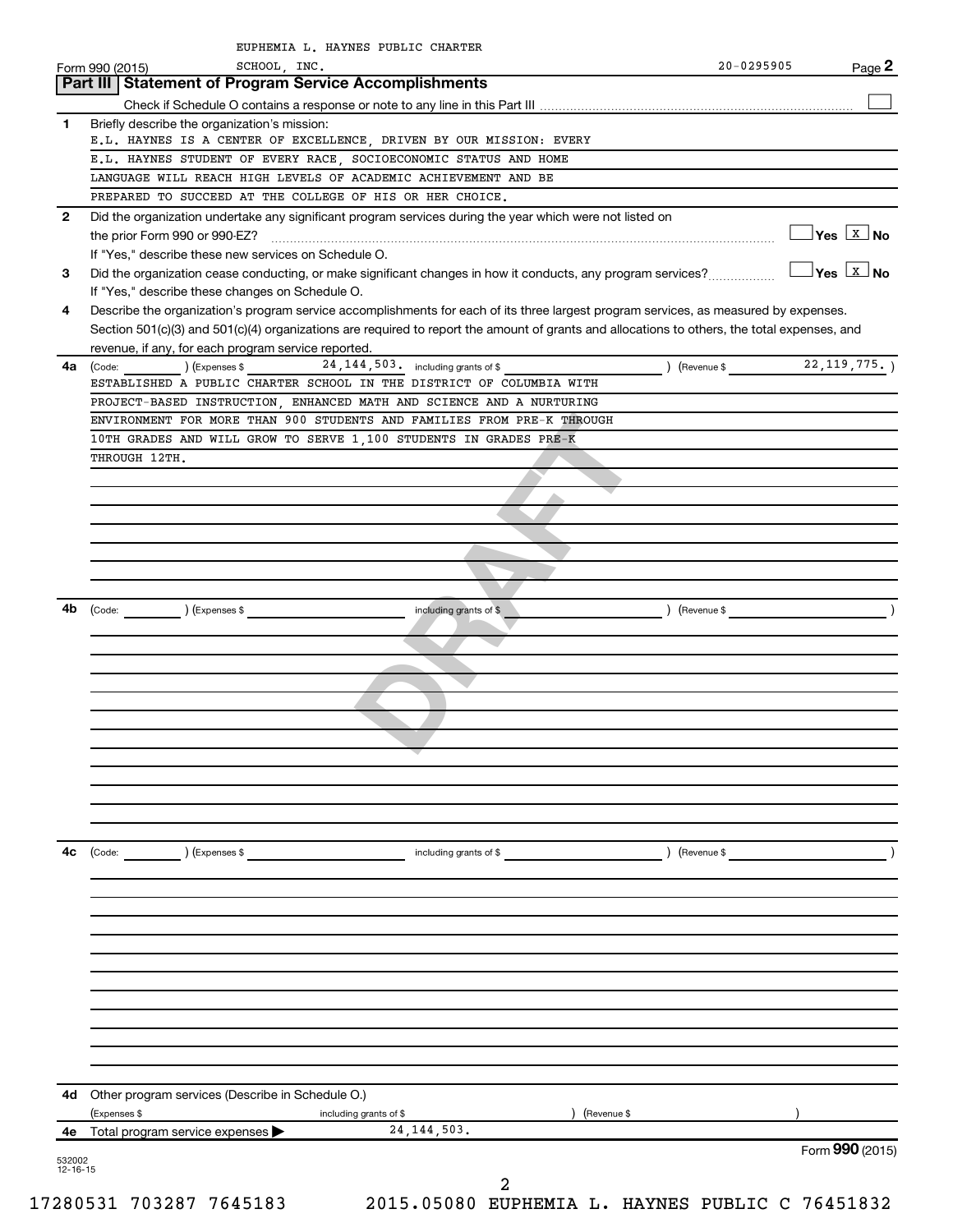EUPHEMIA L. HAYNES PUBLIC CHARTER SCHOOL, INC. 20-0295905

Form 990 (2015)

## Part III Statement of Program Service Accomplishments

Check if Schedule O contains a response or note to any line in this Part III ☐

**1** Briefly describe the organization's mission:

E.L. HAYNES IS A CENTER OF EXCELLENCE, DRIVEN BY OUR MISSION: EVERY E.L. HAYNES STUDENT OF EVERY RACE, SOCIOECONOMIC STATUS AND HOME LANGUAGE WILL REACH HIGH LEVELS OF ACADEMIC ACHIEVEMENT AND BE PREPARED TO SUCCEED AT THE COLLEGE OF HIS OR HER CHOICE.

**2** Did the organization undertake any significant program services during the year which were not listed on the prior Form 990 or 990-EZ? ☐ Yes ☒ No

If "Yes," describe these new services on Schedule O.

**3** Did the organization cease conducting, or make significant changes in how it conducts, any program services? ☐ Yes ☒ No

If "Yes," describe these changes on Schedule O.

**4** Describe the organization's program service accomplishments for each of its three largest program services, as measured by expenses. Section 501(c)(3) and 501(c)(4) organizations are required to report the amount of grants and allocations to others, the total expenses, and revenue, if any, for each program service reported.

**4a** (Code: ) (Expenses $ 24,144,503. including grants of $ ) (Revenue $ 22,119,775. )

ESTABLISHED A PUBLIC CHARTER SCHOOL IN THE DISTRICT OF COLUMBIA WITH PROJECT-BASED INSTRUCTION, ENHANCED MATH AND SCIENCE AND A NURTURING ENVIRONMENT FOR MORE THAN 900 STUDENTS AND FAMILIES FROM PRE-K THROUGH 10TH GRADES AND WILL GROW TO SERVE 1,100 STUDENTS IN GRADES PRE-K THROUGH 12TH.

**4b** (Code: ) (Expenses $ including grants of $ ) (Revenue $ )

**4c** (Code: ) (Expenses $ including grants of $ ) (Revenue $ )

**4d** Other program services (Describe in Schedule O.)

(Expenses $ including grants of $ ) (Revenue $ )

**4e** Total program service expenses ▶ 24,144,503.

Form **990** (2015)

532002 12-16-15

17280531 703287 7645183 2015.05080 EUPHEMIA L. HAYNES PUBLIC C 76451832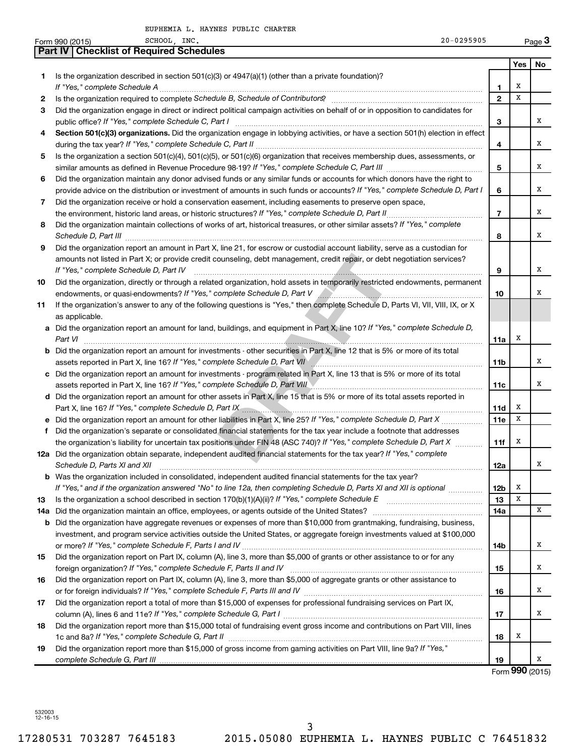EUPHEMIA L. HAYNES PUBLIC CHARTER SCHOOL, INC. 20-0295905

Form 990 (2015) Page **3**

## Part IV | Checklist of Required Schedules

| | | | Yes | No |
|---|---|---|---|---|
| **1** | Is the organization described in section 501(c)(3) or 4947(a)(1) (other than a private foundation)? *If "Yes," complete Schedule A* | **1** | X | |
| **2** | Is the organization required to complete *Schedule B, Schedule of Contributors*? | **2** | X | |
| **3** | Did the organization engage in direct or indirect political campaign activities on behalf of or in opposition to candidates for public office? *If "Yes," complete Schedule C, Part I* | **3** | | X |
| **4** | **Section 501(c)(3) organizations.** Did the organization engage in lobbying activities, or have a section 501(h) election in effect during the tax year? *If "Yes," complete Schedule C, Part II* | **4** | | X |
| **5** | Is the organization a section 501(c)(4), 501(c)(5), or 501(c)(6) organization that receives membership dues, assessments, or similar amounts as defined in Revenue Procedure 98-19? *If "Yes," complete Schedule C, Part III* | **5** | | X |
| **6** | Did the organization maintain any donor advised funds or any similar funds or accounts for which donors have the right to provide advice on the distribution or investment of amounts in such funds or accounts? *If "Yes," complete Schedule D, Part I* | **6** | | X |
| **7** | Did the organization receive or hold a conservation easement, including easements to preserve open space, the environment, historic land areas, or historic structures? *If "Yes," complete Schedule D, Part II* | **7** | | X |
| **8** | Did the organization maintain collections of works of art, historical treasures, or other similar assets? *If "Yes," complete Schedule D, Part III* | **8** | | X |
| **9** | Did the organization report an amount in Part X, line 21, for escrow or custodial account liability, serve as a custodian for amounts not listed in Part X; or provide credit counseling, debt management, credit repair, or debt negotiation services? *If "Yes," complete Schedule D, Part IV* | **9** | | X |
| **10** | Did the organization, directly or through a related organization, hold assets in temporarily restricted endowments, permanent endowments, or quasi-endowments? *If "Yes," complete Schedule D, Part V* | **10** | | X |
| **11** | If the organization's answer to any of the following questions is "Yes," then complete Schedule D, Parts VI, VII, VIII, IX, or X as applicable. | | | |
| **a** | Did the organization report an amount for land, buildings, and equipment in Part X, line 10? *If "Yes," complete Schedule D, Part VI* | **11a** | X | |
| **b** | Did the organization report an amount for investments - other securities in Part X, line 12 that is 5% or more of its total assets reported in Part X, line 16? *If "Yes," complete Schedule D, Part VII* | **11b** | | X |
| **c** | Did the organization report an amount for investments - program related in Part X, line 13 that is 5% or more of its total assets reported in Part X, line 16? *If "Yes," complete Schedule D, Part VIII* | **11c** | | X |
| **d** | Did the organization report an amount for other assets in Part X, line 15 that is 5% or more of its total assets reported in Part X, line 16? *If "Yes," complete Schedule D, Part IX* | **11d** | X | |
| **e** | Did the organization report an amount for other liabilities in Part X, line 25? *If "Yes," complete Schedule D, Part X* | **11e** | X | |
| **f** | Did the organization's separate or consolidated financial statements for the tax year include a footnote that addresses the organization's liability for uncertain tax positions under FIN 48 (ASC 740)? *If "Yes," complete Schedule D, Part X* | **11f** | X | |
| **12a** | Did the organization obtain separate, independent audited financial statements for the tax year? *If "Yes," complete Schedule D, Parts XI and XII* | **12a** | | X |
| **b** | Was the organization included in consolidated, independent audited financial statements for the tax year? *If "Yes," and if the organization answered "No" to line 12a, then completing Schedule D, Parts XI and XII is optional* | **12b** | X | |
| **13** | Is the organization a school described in section 170(b)(1)(A)(ii)? *If "Yes," complete Schedule E* | **13** | X | |
| **14a** | Did the organization maintain an office, employees, or agents outside of the United States? | **14a** | | X |
| **b** | Did the organization have aggregate revenues or expenses of more than $10,000 from grantmaking, fundraising, business, investment, and program service activities outside the United States, or aggregate foreign investments valued at $100,000 or more? *If "Yes," complete Schedule F, Parts I and IV* | **14b** | | X |
| **15** | Did the organization report on Part IX, column (A), line 3, more than $5,000 of grants or other assistance to or for any foreign organization? *If "Yes," complete Schedule F, Parts II and IV* | **15** | | X |
| **16** | Did the organization report on Part IX, column (A), line 3, more than $5,000 of aggregate grants or other assistance to or for foreign individuals? *If "Yes," complete Schedule F, Parts III and IV* | **16** | | X |
| **17** | Did the organization report a total of more than $15,000 of expenses for professional fundraising services on Part IX, column (A), lines 6 and 11e? *If "Yes," complete Schedule G, Part I* | **17** | | X |
| **18** | Did the organization report more than $15,000 total of fundraising event gross income and contributions on Part VIII, lines 1c and 8a? *If "Yes," complete Schedule G, Part II* | **18** | X | |
| **19** | Did the organization report more than $15,000 of gross income from gaming activities on Part VIII, line 9a? *If "Yes," complete Schedule G, Part III* | **19** | | X |

Form **990** (2015)

532003 12-16-15

17280531 703287 7645183 2015.05080 EUPHEMIA L. HAYNES PUBLIC C 76451832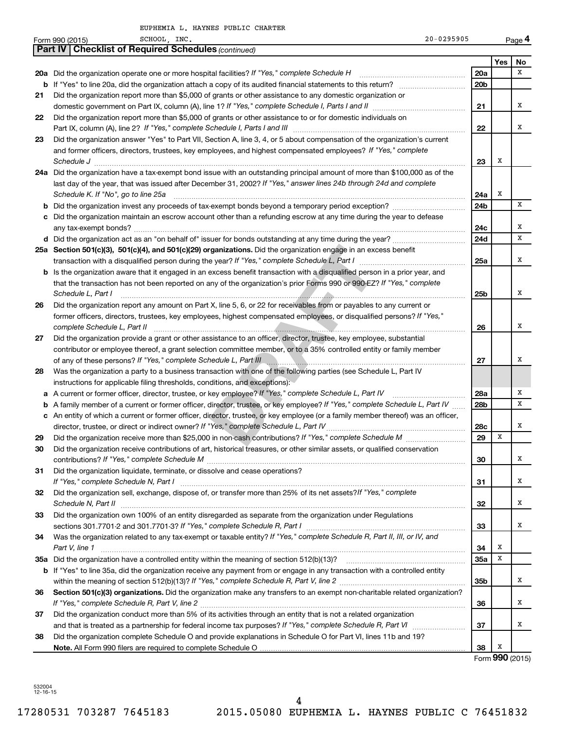EUPHEMIA L. HAYNES PUBLIC CHARTER SCHOOL, INC.

Form 990 (2015) 20-0295905 Page 4

**Part IV | Checklist of Required Schedules** *(continued)*

| | | | Yes | No |
|---|---|---|---|---|
| **20a** | Did the organization operate one or more hospital facilities? *If "Yes," complete Schedule H* | 20a | | X |
| **b** | If "Yes" to line 20a, did the organization attach a copy of its audited financial statements to this return? | 20b | | |
| **21** | Did the organization report more than $5,000 of grants or other assistance to any domestic organization or domestic government on Part IX, column (A), line 1? *If "Yes," complete Schedule I, Parts I and II* | 21 | | X |
| **22** | Did the organization report more than $5,000 of grants or other assistance to or for domestic individuals on Part IX, column (A), line 2? *If "Yes," complete Schedule I, Parts I and III* | 22 | | X |
| **23** | Did the organization answer "Yes" to Part VII, Section A, line 3, 4, or 5 about compensation of the organization's current and former officers, directors, trustees, key employees, and highest compensated employees? *If "Yes," complete Schedule J* | 23 | X | |
| **24a** | Did the organization have a tax-exempt bond issue with an outstanding principal amount of more than $100,000 as of the last day of the year, that was issued after December 31, 2002? *If "Yes," answer lines 24b through 24d and complete Schedule K. If "No", go to line 25a* | 24a | X | |
| **b** | Did the organization invest any proceeds of tax-exempt bonds beyond a temporary period exception? | 24b | | X |
| **c** | Did the organization maintain an escrow account other than a refunding escrow at any time during the year to defease any tax-exempt bonds? | 24c | | X |
| **d** | Did the organization act as an "on behalf of" issuer for bonds outstanding at any time during the year? | 24d | | X |
| **25a** | **Section 501(c)(3), 501(c)(4), and 501(c)(29) organizations.** Did the organization engage in an excess benefit transaction with a disqualified person during the year? *If "Yes," complete Schedule L, Part I* | 25a | | X |
| **b** | Is the organization aware that it engaged in an excess benefit transaction with a disqualified person in a prior year, and that the transaction has not been reported on any of the organization's prior Forms 990 or 990-EZ? *If "Yes," complete Schedule L, Part I* | 25b | | X |
| **26** | Did the organization report any amount on Part X, line 5, 6, or 22 for receivables from or payables to any current or former officers, directors, trustees, key employees, highest compensated employees, or disqualified persons? *If "Yes," complete Schedule L, Part II* | 26 | | X |
| **27** | Did the organization provide a grant or other assistance to an officer, director, trustee, key employee, substantial contributor or employee thereof, a grant selection committee member, or to a 35% controlled entity or family member of any of these persons? *If "Yes," complete Schedule L, Part III* | 27 | | X |
| **28** | Was the organization a party to a business transaction with one of the following parties (see Schedule L, Part IV instructions for applicable filing thresholds, conditions, and exceptions): | | | |
| **a** | A current or former officer, director, trustee, or key employee? *If "Yes," complete Schedule L, Part IV* | 28a | | X |
| **b** | A family member of a current or former officer, director, trustee, or key employee? *If "Yes," complete Schedule L, Part IV* | 28b | | X |
| **c** | An entity of which a current or former officer, director, trustee, or key employee (or a family member thereof) was an officer, director, trustee, or direct or indirect owner? *If "Yes," complete Schedule L, Part IV* | 28c | | X |
| **29** | Did the organization receive more than $25,000 in non-cash contributions? *If "Yes," complete Schedule M* | 29 | X | |
| **30** | Did the organization receive contributions of art, historical treasures, or other similar assets, or qualified conservation contributions? *If "Yes," complete Schedule M* | 30 | | X |
| **31** | Did the organization liquidate, terminate, or dissolve and cease operations? *If "Yes," complete Schedule N, Part I* | 31 | | X |
| **32** | Did the organization sell, exchange, dispose of, or transfer more than 25% of its net assets? *If "Yes," complete Schedule N, Part II* | 32 | | X |
| **33** | Did the organization own 100% of an entity disregarded as separate from the organization under Regulations sections 301.7701-2 and 301.7701-3? *If "Yes," complete Schedule R, Part I* | 33 | | X |
| **34** | Was the organization related to any tax-exempt or taxable entity? *If "Yes," complete Schedule R, Part II, III, or IV, and Part V, line 1* | 34 | X | |
| **35a** | Did the organization have a controlled entity within the meaning of section 512(b)(13)? | 35a | X | |
| **b** | If "Yes" to line 35a, did the organization receive any payment from or engage in any transaction with a controlled entity within the meaning of section 512(b)(13)? *If "Yes," complete Schedule R, Part V, line 2* | 35b | | X |
| **36** | **Section 501(c)(3) organizations.** Did the organization make any transfers to an exempt non-charitable related organization? *If "Yes," complete Schedule R, Part V, line 2* | 36 | | X |
| **37** | Did the organization conduct more than 5% of its activities through an entity that is not a related organization and that is treated as a partnership for federal income tax purposes? *If "Yes," complete Schedule R, Part VI* | 37 | | X |
| **38** | Did the organization complete Schedule O and provide explanations in Schedule O for Part VI, lines 11b and 19? **Note.** All Form 990 filers are required to complete Schedule O | 38 | X | |

Form **990** (2015)

532004 12-16-15

17280531 703287 7645183 2015.05080 EUPHEMIA L. HAYNES PUBLIC C 76451832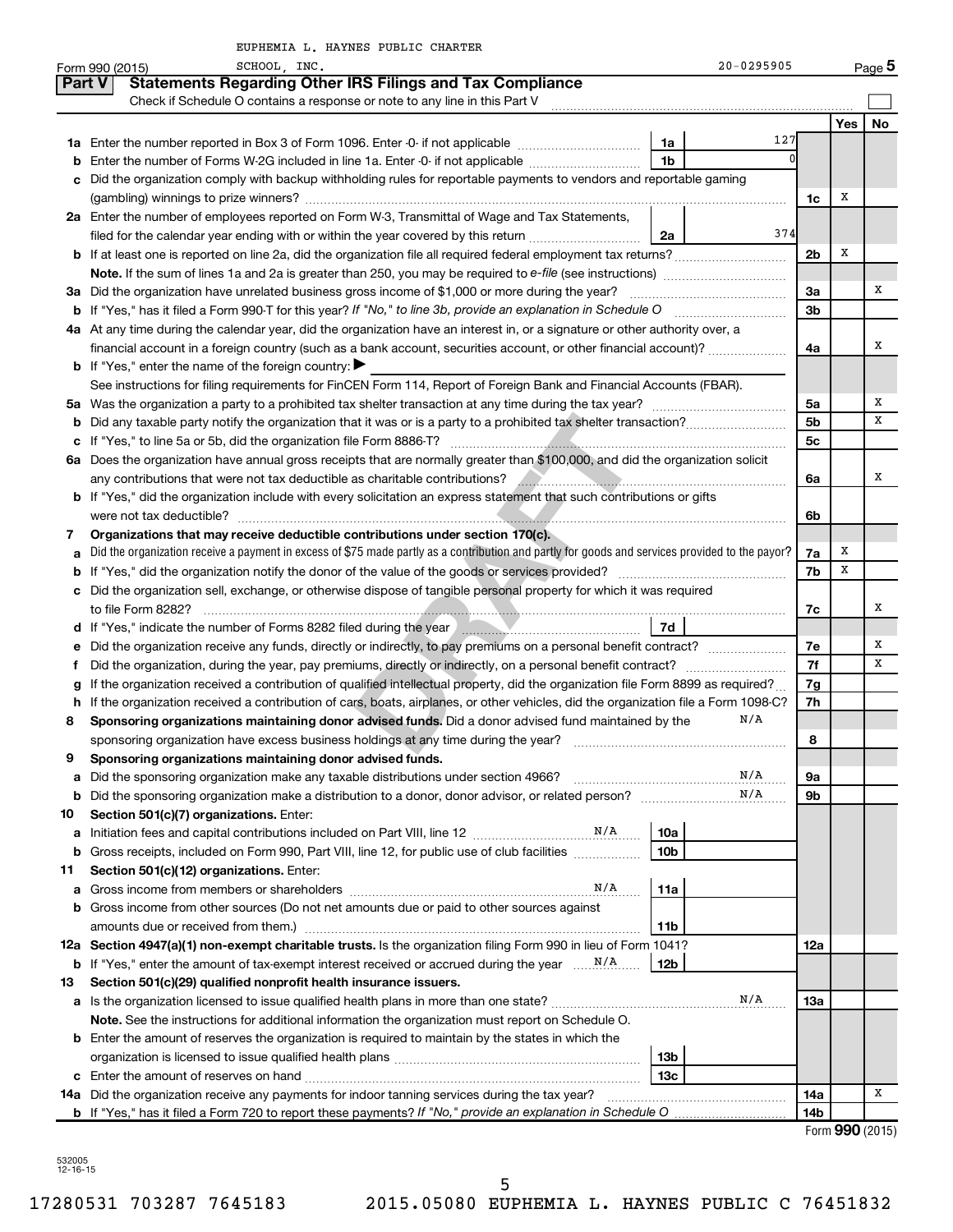EUPHEMIA L. HAYNES PUBLIC CHARTER SCHOOL, INC. 20-0295905

Form 990 (2015) Page 5

## Part V Statements Regarding Other IRS Filings and Tax Compliance

Check if Schedule O contains a response or note to any line in this Part V

| | | | | | Yes | No |
|---|---|---|---|---|---|---|
| **1a** | Enter the number reported in Box 3 of Form 1096. Enter -0- if not applicable | 1a | 127 | | | |
| **b** | Enter the number of Forms W-2G included in line 1a. Enter -0- if not applicable | 1b | 0 | | | |
| **c** | Did the organization comply with backup withholding rules for reportable payments to vendors and reportable gaming (gambling) winnings to prize winners? | | | 1c | X | |
| **2a** | Enter the number of employees reported on Form W-3, Transmittal of Wage and Tax Statements, filed for the calendar year ending with or within the year covered by this return | 2a | 374 | | | |
| **b** | If at least one is reported on line 2a, did the organization file all required federal employment tax returns? | | | 2b | X | |
| | **Note.** If the sum of lines 1a and 2a is greater than 250, you may be required to *e-file* (see instructions) | | | | | |
| **3a** | Did the organization have unrelated business gross income of $1,000 or more during the year? | | | 3a | | X |
| **b** | If "Yes," has it filed a Form 990-T for this year? *If "No," to line 3b, provide an explanation in Schedule O* | | | 3b | | |
| **4a** | At any time during the calendar year, did the organization have an interest in, or a signature or other authority over, a financial account in a foreign country (such as a bank account, securities account, or other financial account)? | | | 4a | | X |
| **b** | If "Yes," enter the name of the foreign country: ▶ | | | | | |
| | See instructions for filing requirements for FinCEN Form 114, Report of Foreign Bank and Financial Accounts (FBAR). | | | | | |
| **5a** | Was the organization a party to a prohibited tax shelter transaction at any time during the tax year? | | | 5a | | X |
| **b** | Did any taxable party notify the organization that it was or is a party to a prohibited tax shelter transaction? | | | 5b | | X |
| **c** | If "Yes," to line 5a or 5b, did the organization file Form 8886-T? | | | 5c | | |
| **6a** | Does the organization have annual gross receipts that are normally greater than $100,000, and did the organization solicit any contributions that were not tax deductible as charitable contributions? | | | 6a | | X |
| **b** | If "Yes," did the organization include with every solicitation an express statement that such contributions or gifts were not tax deductible? | | | 6b | | |
| **7** | **Organizations that may receive deductible contributions under section 170(c).** | | | | | |
| **a** | Did the organization receive a payment in excess of $75 made partly as a contribution and partly for goods and services provided to the payor? | | | 7a | X | |
| **b** | If "Yes," did the organization notify the donor of the value of the goods or services provided? | | | 7b | X | |
| **c** | Did the organization sell, exchange, or otherwise dispose of tangible personal property for which it was required to file Form 8282? | | | 7c | | X |
| **d** | If "Yes," indicate the number of Forms 8282 filed during the year | 7d | | | | |
| **e** | Did the organization receive any funds, directly or indirectly, to pay premiums on a personal benefit contract? | | | 7e | | X |
| **f** | Did the organization, during the year, pay premiums, directly or indirectly, on a personal benefit contract? | | | 7f | | X |
| **g** | If the organization received a contribution of qualified intellectual property, did the organization file Form 8899 as required? | | | 7g | | |
| **h** | If the organization received a contribution of cars, boats, airplanes, or other vehicles, did the organization file a Form 1098-C? | | | 7h | | |
| **8** | **Sponsoring organizations maintaining donor advised funds.** Did a donor advised fund maintained by the sponsoring organization have excess business holdings at any time during the year? N/A | | | 8 | | |
| **9** | **Sponsoring organizations maintaining donor advised funds.** | | | | | |
| **a** | Did the sponsoring organization make any taxable distributions under section 4966? N/A | | | 9a | | |
| **b** | Did the sponsoring organization make a distribution to a donor, donor advisor, or related person? N/A | | | 9b | | |
| **10** | **Section 501(c)(7) organizations.** Enter: | | | | | |
| **a** | Initiation fees and capital contributions included on Part VIII, line 12 N/A | 10a | | | | |
| **b** | Gross receipts, included on Form 990, Part VIII, line 12, for public use of club facilities | 10b | | | | |
| **11** | **Section 501(c)(12) organizations.** Enter: | | | | | |
| **a** | Gross income from members or shareholders N/A | 11a | | | | |
| **b** | Gross income from other sources (Do not net amounts due or paid to other sources against amounts due or received from them.) | 11b | | | | |
| **12a** | **Section 4947(a)(1) non-exempt charitable trusts.** Is the organization filing Form 990 in lieu of Form 1041? | | | 12a | | |
| **b** | If "Yes," enter the amount of tax-exempt interest received or accrued during the year N/A | 12b | | | | |
| **13** | **Section 501(c)(29) qualified nonprofit health insurance issuers.** | | | | | |
| **a** | Is the organization licensed to issue qualified health plans in more than one state? N/A | | | 13a | | |
| | **Note.** See the instructions for additional information the organization must report on Schedule O. | | | | | |
| **b** | Enter the amount of reserves the organization is required to maintain by the states in which the organization is licensed to issue qualified health plans | 13b | | | | |
| **c** | Enter the amount of reserves on hand | 13c | | | | |
| **14a** | Did the organization receive any payments for indoor tanning services during the tax year? | | | 14a | | X |
| **b** | If "Yes," has it filed a Form 720 to report these payments? *If "No," provide an explanation in Schedule O* | | | 14b | | |

Form **990** (2015)

532005 12-16-15

17280531 703287 7645183 2015.05080 EUPHEMIA L. HAYNES PUBLIC C 76451832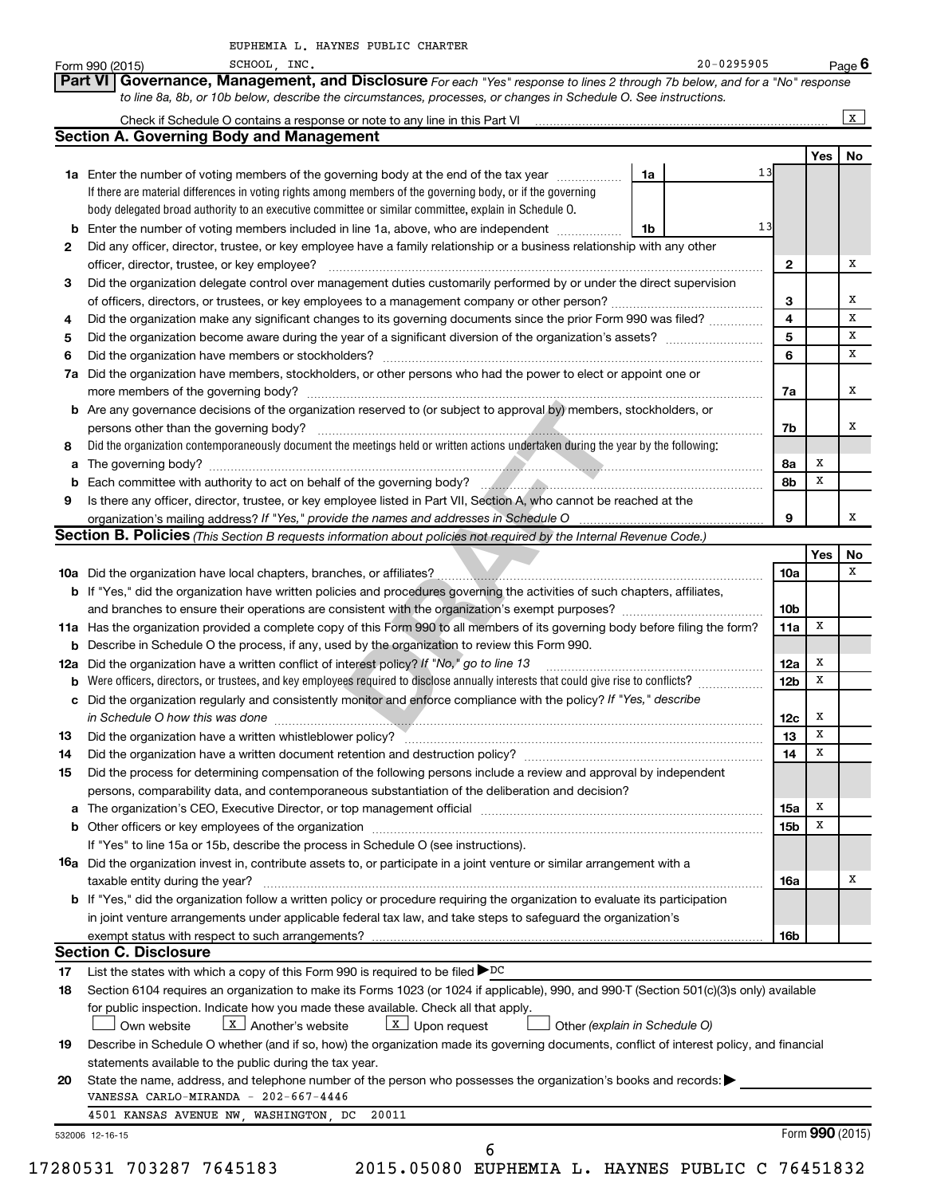EUPHEMIA L. HAYNES PUBLIC CHARTER SCHOOL, INC. 20-0295905

Form 990 (2015) Page **6**

## Part VI Governance, Management, and Disclosure

*For each "Yes" response to lines 2 through 7b below, and for a "No" response to line 8a, 8b, or 10b below, describe the circumstances, processes, or changes in Schedule O. See instructions.*

Check if Schedule O contains a response or note to any line in this Part VI ........ X

### Section A. Governing Body and Management

| | | | Yes | No |
|---|---|---|---|---|
| **1a** | Enter the number of voting members of the governing body at the end of the tax year ........ **1a** 13<br>If there are material differences in voting rights among members of the governing body, or if the governing body delegated broad authority to an executive committee or similar committee, explain in Schedule O. | | | |
| **b** | Enter the number of voting members included in line 1a, above, who are independent ........ **1b** 13 | | | |
| **2** | Did any officer, director, trustee, or key employee have a family relationship or a business relationship with any other officer, director, trustee, or key employee? | **2** | | X |
| **3** | Did the organization delegate control over management duties customarily performed by or under the direct supervision of officers, directors, or trustees, or key employees to a management company or other person? | **3** | | X |
| **4** | Did the organization make any significant changes to its governing documents since the prior Form 990 was filed? | **4** | | X |
| **5** | Did the organization become aware during the year of a significant diversion of the organization's assets? | **5** | | X |
| **6** | Did the organization have members or stockholders? | **6** | | X |
| **7a** | Did the organization have members, stockholders, or other persons who had the power to elect or appoint one or more members of the governing body? | **7a** | | X |
| **b** | Are any governance decisions of the organization reserved to (or subject to approval by) members, stockholders, or persons other than the governing body? | **7b** | | X |
| **8** | Did the organization contemporaneously document the meetings held or written actions undertaken during the year by the following: | | | |
| **a** | The governing body? | **8a** | X | |
| **b** | Each committee with authority to act on behalf of the governing body? | **8b** | X | |
| **9** | Is there any officer, director, trustee, or key employee listed in Part VII, Section A, who cannot be reached at the organization's mailing address? *If "Yes," provide the names and addresses in Schedule O* | **9** | | X |

### Section B. Policies *(This Section B requests information about policies not required by the Internal Revenue Code.)*

| | | | Yes | No |
|---|---|---|---|---|
| **10a** | Did the organization have local chapters, branches, or affiliates? | **10a** | | X |
| **b** | If "Yes," did the organization have written policies and procedures governing the activities of such chapters, affiliates, and branches to ensure their operations are consistent with the organization's exempt purposes? | **10b** | | |
| **11a** | Has the organization provided a complete copy of this Form 990 to all members of its governing body before filing the form? | **11a** | X | |
| **b** | Describe in Schedule O the process, if any, used by the organization to review this Form 990. | | | |
| **12a** | Did the organization have a written conflict of interest policy? *If "No," go to line 13* | **12a** | X | |
| **b** | Were officers, directors, or trustees, and key employees required to disclose annually interests that could give rise to conflicts? | **12b** | X | |
| **c** | Did the organization regularly and consistently monitor and enforce compliance with the policy? *If "Yes," describe in Schedule O how this was done* | **12c** | X | |
| **13** | Did the organization have a written whistleblower policy? | **13** | X | |
| **14** | Did the organization have a written document retention and destruction policy? | **14** | X | |
| **15** | Did the process for determining compensation of the following persons include a review and approval by independent persons, comparability data, and contemporaneous substantiation of the deliberation and decision? | | | |
| **a** | The organization's CEO, Executive Director, or top management official | **15a** | X | |
| **b** | Other officers or key employees of the organization | **15b** | X | |
| | If "Yes" to line 15a or 15b, describe the process in Schedule O (see instructions). | | | |
| **16a** | Did the organization invest in, contribute assets to, or participate in a joint venture or similar arrangement with a taxable entity during the year? | **16a** | | X |
| **b** | If "Yes," did the organization follow a written policy or procedure requiring the organization to evaluate its participation in joint venture arrangements under applicable federal tax law, and take steps to safeguard the organization's exempt status with respect to such arrangements? | **16b** | | |

### Section C. Disclosure

**17** List the states with which a copy of this Form 990 is required to be filed ▶ DC

**18** Section 6104 requires an organization to make its Forms 1023 (or 1024 if applicable), 990, and 990-T (Section 501(c)(3)s only) available for public inspection. Indicate how you made these available. Check all that apply.

☐ Own website ☒ Another's website ☒ Upon request ☐ Other *(explain in Schedule O)*

**19** Describe in Schedule O whether (and if so, how) the organization made its governing documents, conflict of interest policy, and financial statements available to the public during the tax year.

**20** State the name, address, and telephone number of the person who possesses the organization's books and records: ▶

VANESSA CARLO-MIRANDA - 202-667-4446

4501 KANSAS AVENUE NW, WASHINGTON, DC 20011

532006 12-16-15 Form **990** (2015)

17280531 703287 7645183 2015.05080 EUPHEMIA L. HAYNES PUBLIC C 76451832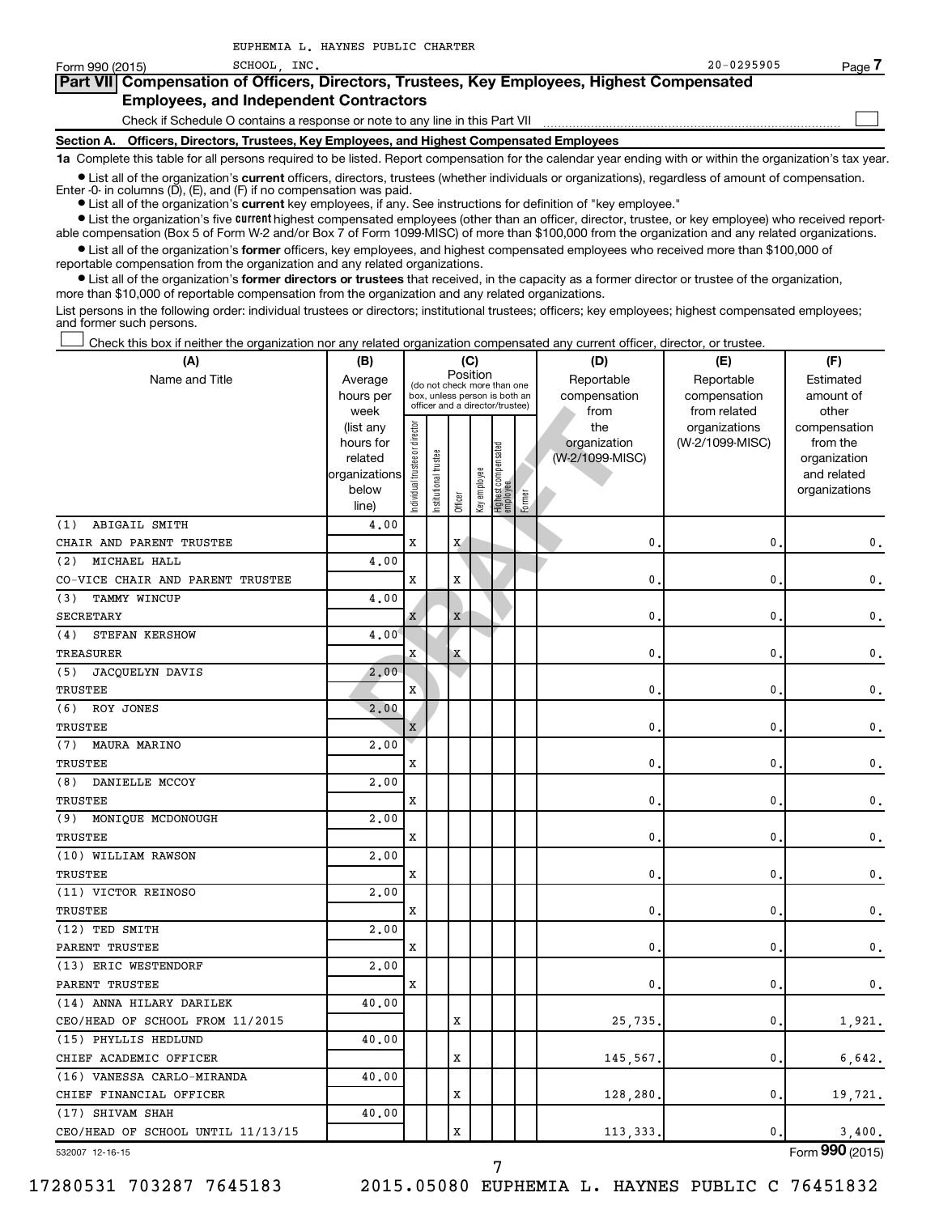EUPHEMIA L. HAYNES PUBLIC CHARTER SCHOOL, INC.

Form 990 (2015) 20-0295905 Page 7

## Part VII Compensation of Officers, Directors, Trustees, Key Employees, Highest Compensated Employees, and Independent Contractors

Check if Schedule O contains a response or note to any line in this Part VII

### Section A. Officers, Directors, Trustees, Key Employees, and Highest Compensated Employees

**1a** Complete this table for all persons required to be listed. Report compensation for the calendar year ending with or within the organization's tax year.

- List all of the organization's **current** officers, directors, trustees (whether individuals or organizations), regardless of amount of compensation. Enter -0- in columns (D), (E), and (F) if no compensation was paid.
- List all of the organization's **current** key employees, if any. See instructions for definition of "key employee."
- List the organization's five **current** highest compensated employees (other than an officer, director, trustee, or key employee) who received reportable compensation (Box 5 of Form W-2 and/or Box 7 of Form 1099-MISC) of more than $100,000 from the organization and any related organizations.
- List all of the organization's **former** officers, key employees, and highest compensated employees who received more than $100,000 of reportable compensation from the organization and any related organizations.
- List all of the organization's **former directors or trustees** that received, in the capacity as a former director or trustee of the organization, more than $10,000 of reportable compensation from the organization and any related organizations.

List persons in the following order: individual trustees or directors; institutional trustees; officers; key employees; highest compensated employees; and former such persons.

☐ Check this box if neither the organization nor any related organization compensated any current officer, director, or trustee.

| (A) Name and Title | (B) Average hours per week (list any hours for related organizations below line) | (C) Position: Individual trustee or director | Institutional trustee | Officer | Key employee | Highest compensated employee | Former | (D) Reportable compensation from the organization (W-2/1099-MISC) | (E) Reportable compensation from related organizations (W-2/1099-MISC) | (F) Estimated amount of other compensation from the organization and related organizations |
|---|---|---|---|---|---|---|---|---|---|---|
| (1) ABIGAIL SMITH<br>CHAIR AND PARENT TRUSTEE | 4.00 | X | | X | | | | 0. | 0. | 0. |
| (2) MICHAEL HALL<br>CO-VICE CHAIR AND PARENT TRUSTEE | 4.00 | X | | X | | | | 0. | 0. | 0. |
| (3) TAMMY WINCUP<br>SECRETARY | 4.00 | X | | X | | | | 0. | 0. | 0. |
| (4) STEFAN KERSHOW<br>TREASURER | 4.00 | X | | X | | | | 0. | 0. | 0. |
| (5) JACQUELYN DAVIS<br>TRUSTEE | 2.00 | X | | | | | | 0. | 0. | 0. |
| (6) ROY JONES<br>TRUSTEE | 2.00 | X | | | | | | 0. | 0. | 0. |
| (7) MAURA MARINO<br>TRUSTEE | 2.00 | X | | | | | | 0. | 0. | 0. |
| (8) DANIELLE MCCOY<br>TRUSTEE | 2.00 | X | | | | | | 0. | 0. | 0. |
| (9) MONIQUE MCDONOUGH<br>TRUSTEE | 2.00 | X | | | | | | 0. | 0. | 0. |
| (10) WILLIAM RAWSON<br>TRUSTEE | 2.00 | X | | | | | | 0. | 0. | 0. |
| (11) VICTOR REINOSO<br>TRUSTEE | 2.00 | X | | | | | | 0. | 0. | 0. |
| (12) TED SMITH<br>PARENT TRUSTEE | 2.00 | X | | | | | | 0. | 0. | 0. |
| (13) ERIC WESTENDORF<br>PARENT TRUSTEE | 2.00 | X | | | | | | 0. | 0. | 0. |
| (14) ANNA HILARY DARILEK<br>CEO/HEAD OF SCHOOL FROM 11/2015 | 40.00 | | | X | | | | 25,735. | 0. | 1,921. |
| (15) PHYLLIS HEDLUND<br>CHIEF ACADEMIC OFFICER | 40.00 | | | X | | | | 145,567. | 0. | 6,642. |
| (16) VANESSA CARLO-MIRANDA<br>CHIEF FINANCIAL OFFICER | 40.00 | | | X | | | | 128,280. | 0. | 19,721. |
| (17) SHIVAM SHAH<br>CEO/HEAD OF SCHOOL UNTIL 11/13/15 | 40.00 | | | X | | | | 113,333. | 0. | 3,400. |

532007 12-16-15 Form **990** (2015)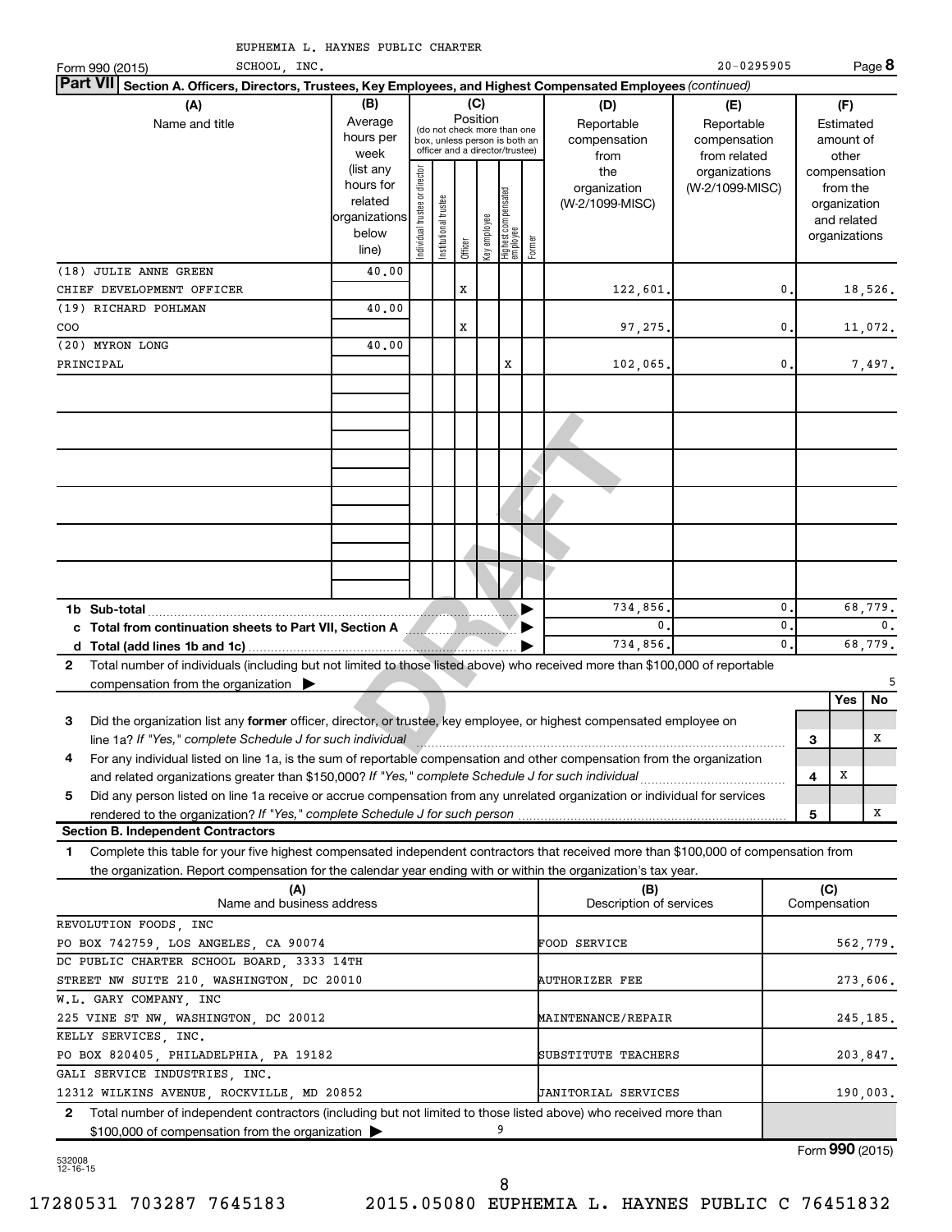EUPHEMIA L. HAYNES PUBLIC CHARTER SCHOOL, INC.

Form 990 (2015) 20-0295905 Page **8**

**Part VII** **Section A. Officers, Directors, Trustees, Key Employees, and Highest Compensated Employees** *(continued)*

| (A) Name and title | (B) Average hours per week (list any hours for related organizations below line) | (C) Position: Individual trustee or director | Institutional trustee | Officer | Key employee | Highest compensated employee | Former | (D) Reportable compensation from the organization (W-2/1099-MISC) | (E) Reportable compensation from related organizations (W-2/1099-MISC) | (F) Estimated amount of other compensation from the organization and related organizations |
|---|---|---|---|---|---|---|---|---|---|---|
| (18) JULIE ANNE GREEN<br>CHIEF DEVELOPMENT OFFICER | 40.00 | | | X | | | | 122,601. | 0. | 18,526. |
| (19) RICHARD POHLMAN<br>COO | 40.00 | | | X | | | | 97,275. | 0. | 11,072. |
| (20) MYRON LONG<br>PRINCIPAL | 40.00 | | | | | X | | 102,065. | 0. | 7,497. |
| 1b Sub-total | | | | | | | | 734,856. | 0. | 68,779. |
| c Total from continuation sheets to Part VII, Section A | | | | | | | | 0. | 0. | 0. |
| d Total (add lines 1b and 1c) | | | | | | | | 734,856. | 0. | 68,779. |

**2** Total number of individuals (including but not limited to those listed above) who received more than $100,000 of reportable compensation from the organization ▶ 5

| | | Yes | No |
|---|---|---|---|
| **3** Did the organization list any **former** officer, director, or trustee, key employee, or highest compensated employee on line 1a? *If "Yes," complete Schedule J for such individual* | 3 | | X |
| **4** For any individual listed on line 1a, is the sum of reportable compensation and other compensation from the organization and related organizations greater than $150,000? *If "Yes," complete Schedule J for such individual* | 4 | X | |
| **5** Did any person listed on line 1a receive or accrue compensation from any unrelated organization or individual for services rendered to the organization? *If "Yes," complete Schedule J for such person* | 5 | | X |

**Section B. Independent Contractors**

**1** Complete this table for your five highest compensated independent contractors that received more than $100,000 of compensation from the organization. Report compensation for the calendar year ending with or within the organization's tax year.

| (A) Name and business address | (B) Description of services | (C) Compensation |
|---|---|---|
| REVOLUTION FOODS, INC<br>PO BOX 742759, LOS ANGELES, CA 90074 | FOOD SERVICE | 562,779. |
| DC PUBLIC CHARTER SCHOOL BOARD, 3333 14TH<br>STREET NW SUITE 210, WASHINGTON, DC 20010 | AUTHORIZER FEE | 273,606. |
| W.L. GARY COMPANY, INC<br>225 VINE ST NW, WASHINGTON, DC 20012 | MAINTENANCE/REPAIR | 245,185. |
| KELLY SERVICES, INC.<br>PO BOX 820405, PHILADELPHIA, PA 19182 | SUBSTITUTE TEACHERS | 203,847. |
| GALI SERVICE INDUSTRIES, INC.<br>12312 WILKINS AVENUE, ROCKVILLE, MD 20852 | JANITORIAL SERVICES | 190,003. |

**2** Total number of independent contractors (including but not limited to those listed above) who received more than $100,000 of compensation from the organization ▶ 9

Form **990** (2015)

532008 12-16-15

17280531 703287 7645183 2015.05080 EUPHEMIA L. HAYNES PUBLIC C 76451832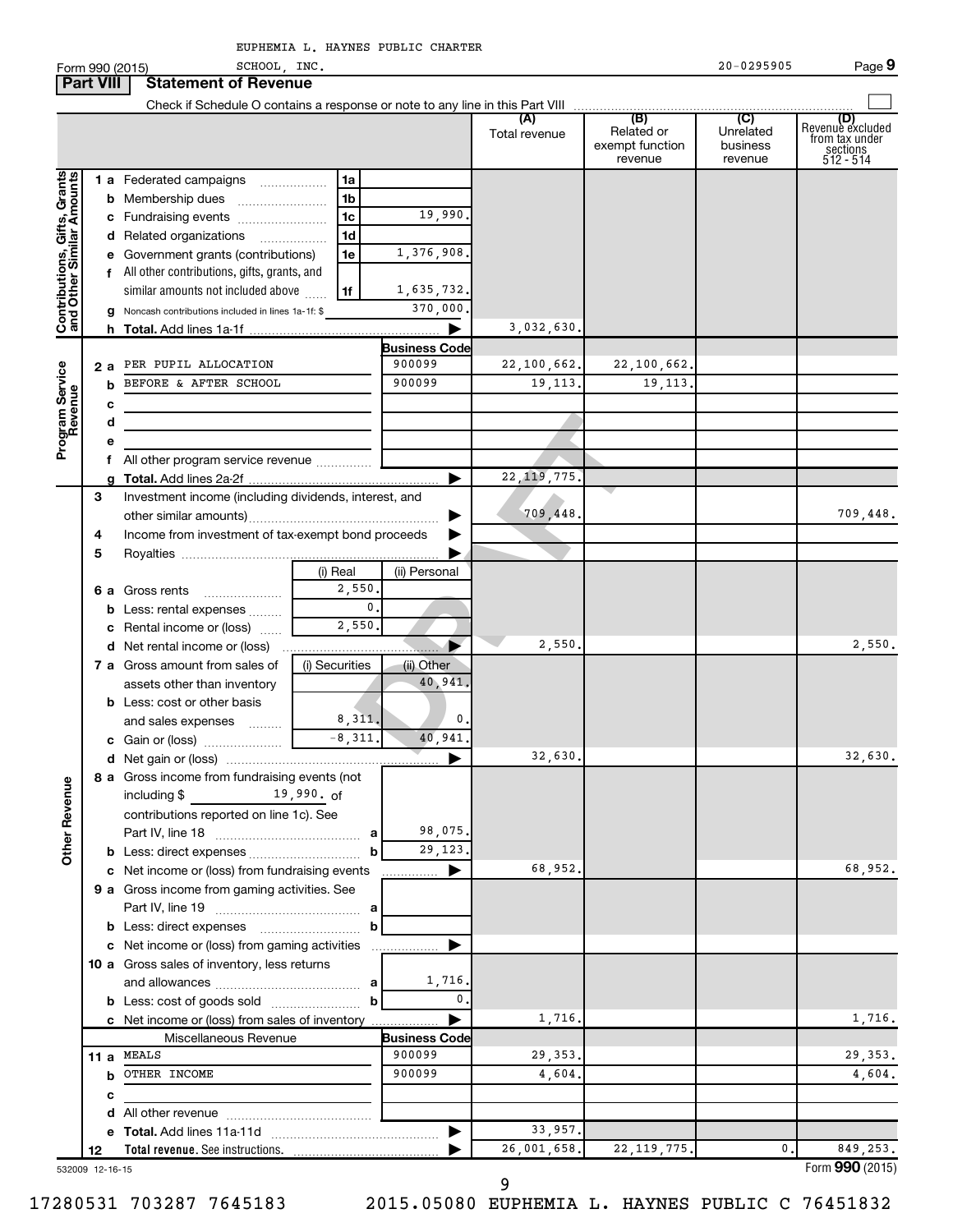EUPHEMIA L. HAYNES PUBLIC CHARTER SCHOOL, INC.

Form 990 (2015) 20-0295905 Page 9

**Part VIII Statement of Revenue**

Check if Schedule O contains a response or note to any line in this Part VIII

| | | | | (A) Total revenue | (B) Related or exempt function revenue | (C) Unrelated business revenue | (D) Revenue excluded from tax under sections 512 - 514 |
|---|---|---|---|---|---|---|---|
| **Contributions, Gifts, Grants and Other Similar Amounts** | 1a Federated campaigns | 1a | | | | | |
| | b Membership dues | 1b | | | | | |
| | c Fundraising events | 1c | 19,990. | | | | |
| | d Related organizations | 1d | | | | | |
| | e Government grants (contributions) | 1e | 1,376,908. | | | | |
| | f All other contributions, gifts, grants, and similar amounts not included above | 1f | 1,635,732. | | | | |
| | g Noncash contributions included in lines 1a-1f: $ | | 370,000. | | | | |
| | h Total. Add lines 1a-1f | | ▶ | 3,032,630. | | | |
| **Program Service Revenue** | | | Business Code | | | | |
| | 2a PER PUPIL ALLOCATION | | 900099 | 22,100,662. | 22,100,662. | | |
| | b BEFORE & AFTER SCHOOL | | 900099 | 19,113. | 19,113. | | |
| | c | | | | | | |
| | d | | | | | | |
| | e | | | | | | |
| | f All other program service revenue | | | | | | |
| | g Total. Add lines 2a-2f | | ▶ | 22,119,775. | | | |
| **Other Revenue** | 3 Investment income (including dividends, interest, and other similar amounts) | | ▶ | 709,448. | | | 709,448. |
| | 4 Income from investment of tax-exempt bond proceeds | | ▶ | | | | |
| | 5 Royalties | | ▶ | | | | |
| | | (i) Real | (ii) Personal | | | | |
| | 6a Gross rents | 2,550. | | | | | |
| | b Less: rental expenses | 0. | | | | | |
| | c Rental income or (loss) | 2,550. | | | | | |
| | d Net rental income or (loss) | | ▶ | 2,550. | | | 2,550. |
| | 7a Gross amount from sales of assets other than inventory | (i) Securities | (ii) Other 40,941. | | | | |
| | b Less: cost or other basis and sales expenses | 8,311. | 0. | | | | |
| | c Gain or (loss) | -8,311. | 40,941. | | | | |
| | d Net gain or (loss) | | ▶ | 32,630. | | | 32,630. |
| | 8a Gross income from fundraising events (not including $ 19,990. of contributions reported on line 1c). See Part IV, line 18 | a | 98,075. | | | | |
| | b Less: direct expenses | b | 29,123. | | | | |
| | c Net income or (loss) from fundraising events | | ▶ | 68,952. | | | 68,952. |
| | 9a Gross income from gaming activities. See Part IV, line 19 | a | | | | | |
| | b Less: direct expenses | b | | | | | |
| | c Net income or (loss) from gaming activities | | ▶ | | | | |
| | 10a Gross sales of inventory, less returns and allowances | a | 1,716. | | | | |
| | b Less: cost of goods sold | b | 0. | | | | |
| | c Net income or (loss) from sales of inventory | | ▶ | 1,716. | | | 1,716. |
| | Miscellaneous Revenue | | Business Code | | | | |
| | 11a MEALS | | 900099 | 29,353. | | | 29,353. |
| | b OTHER INCOME | | 900099 | 4,604. | | | 4,604. |
| | c | | | | | | |
| | d All other revenue | | | | | | |
| | e Total. Add lines 11a-11d | | ▶ | 33,957. | | | |
| | 12 Total revenue. See instructions. | | ▶ | 26,001,658. | 22,119,775. | 0. | 849,253. |

532009 12-16-15 Form **990** (2015)

17280531 703287 7645183 2015.05080 EUPHEMIA L. HAYNES PUBLIC C 76451832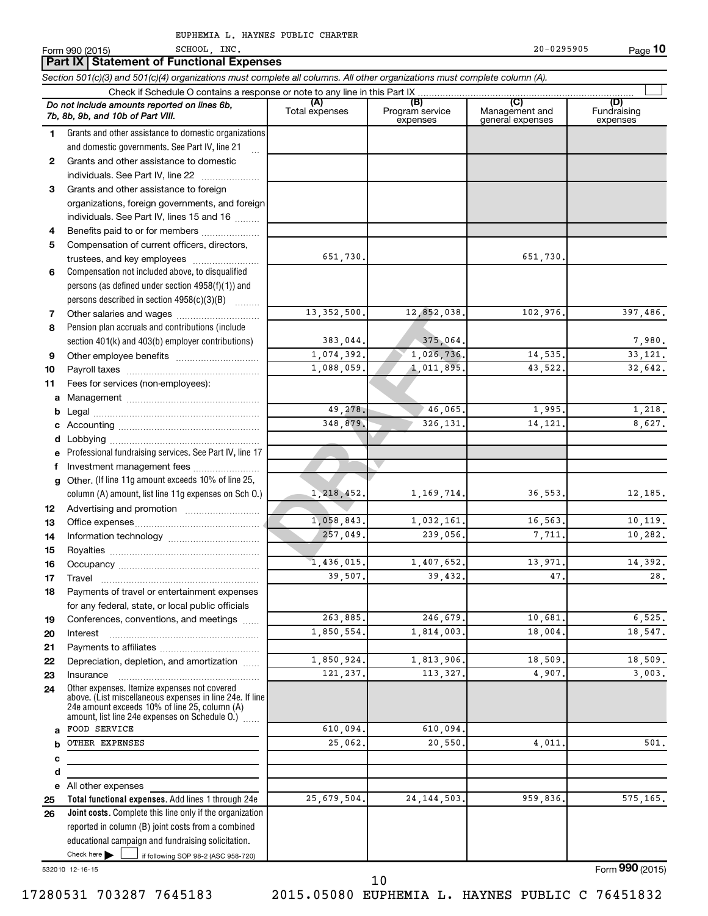EUPHEMIA L. HAYNES PUBLIC CHARTER SCHOOL, INC. 20-0295905

Form 990 (2015)

## Part IX Statement of Functional Expenses

*Section 501(c)(3) and 501(c)(4) organizations must complete all columns. All other organizations must complete column (A).*

Check if Schedule O contains a response or note to any line in this Part IX

| | *Do not include amounts reported on lines 6b, 7b, 8b, 9b, and 10b of Part VIII.* | (A) Total expenses | (B) Program service expenses | (C) Management and general expenses | (D) Fundraising expenses |
|---|---|---|---|---|---|
| 1 | Grants and other assistance to domestic organizations and domestic governments. See Part IV, line 21 | | | | |
| 2 | Grants and other assistance to domestic individuals. See Part IV, line 22 | | | | |
| 3 | Grants and other assistance to foreign organizations, foreign governments, and foreign individuals. See Part IV, lines 15 and 16 | | | | |
| 4 | Benefits paid to or for members | | | | |
| 5 | Compensation of current officers, directors, trustees, and key employees | 651,730. | | 651,730. | |
| 6 | Compensation not included above, to disqualified persons (as defined under section 4958(f)(1)) and persons described in section 4958(c)(3)(B) | | | | |
| 7 | Other salaries and wages | 13,352,500. | 12,852,038. | 102,976. | 397,486. |
| 8 | Pension plan accruals and contributions (include section 401(k) and 403(b) employer contributions) | 383,044. | 375,064. | | 7,980. |
| 9 | Other employee benefits | 1,074,392. | 1,026,736. | 14,535. | 33,121. |
| 10 | Payroll taxes | 1,088,059. | 1,011,895. | 43,522. | 32,642. |
| 11 | Fees for services (non-employees): | | | | |
| a | Management | | | | |
| b | Legal | 49,278. | 46,065. | 1,995. | 1,218. |
| c | Accounting | 348,879. | 326,131. | 14,121. | 8,627. |
| d | Lobbying | | | | |
| e | Professional fundraising services. See Part IV, line 17 | | | | |
| f | Investment management fees | | | | |
| g | Other. (If line 11g amount exceeds 10% of line 25, column (A) amount, list line 11g expenses on Sch O.) | 1,218,452. | 1,169,714. | 36,553. | 12,185. |
| 12 | Advertising and promotion | | | | |
| 13 | Office expenses | 1,058,843. | 1,032,161. | 16,563. | 10,119. |
| 14 | Information technology | 257,049. | 239,056. | 7,711. | 10,282. |
| 15 | Royalties | | | | |
| 16 | Occupancy | 1,436,015. | 1,407,652. | 13,971. | 14,392. |
| 17 | Travel | 39,507. | 39,432. | 47. | 28. |
| 18 | Payments of travel or entertainment expenses for any federal, state, or local public officials | | | | |
| 19 | Conferences, conventions, and meetings | 263,885. | 246,679. | 10,681. | 6,525. |
| 20 | Interest | 1,850,554. | 1,814,003. | 18,004. | 18,547. |
| 21 | Payments to affiliates | | | | |
| 22 | Depreciation, depletion, and amortization | 1,850,924. | 1,813,906. | 18,509. | 18,509. |
| 23 | Insurance | 121,237. | 113,327. | 4,907. | 3,003. |
| 24 | Other expenses. Itemize expenses not covered above. (List miscellaneous expenses in line 24e. If line 24e amount exceeds 10% of line 25, column (A) amount, list line 24e expenses on Schedule O.) | | | | |
| a | FOOD SERVICE | 610,094. | 610,094. | | |
| b | OTHER EXPENSES | 25,062. | 20,550. | 4,011. | 501. |
| c | | | | | |
| d | | | | | |
| e | All other expenses | | | | |
| 25 | **Total functional expenses.** Add lines 1 through 24e | 25,679,504. | 24,144,503. | 959,836. | 575,165. |
| 26 | **Joint costs.** Complete this line only if the organization reported in column (B) joint costs from a combined educational campaign and fundraising solicitation. Check here ☐ if following SOP 98-2 (ASC 958-720) | | | | |

532010 12-16-15

Form **990** (2015)

17280531 703287 7645183 2015.05080 EUPHEMIA L. HAYNES PUBLIC C 76451832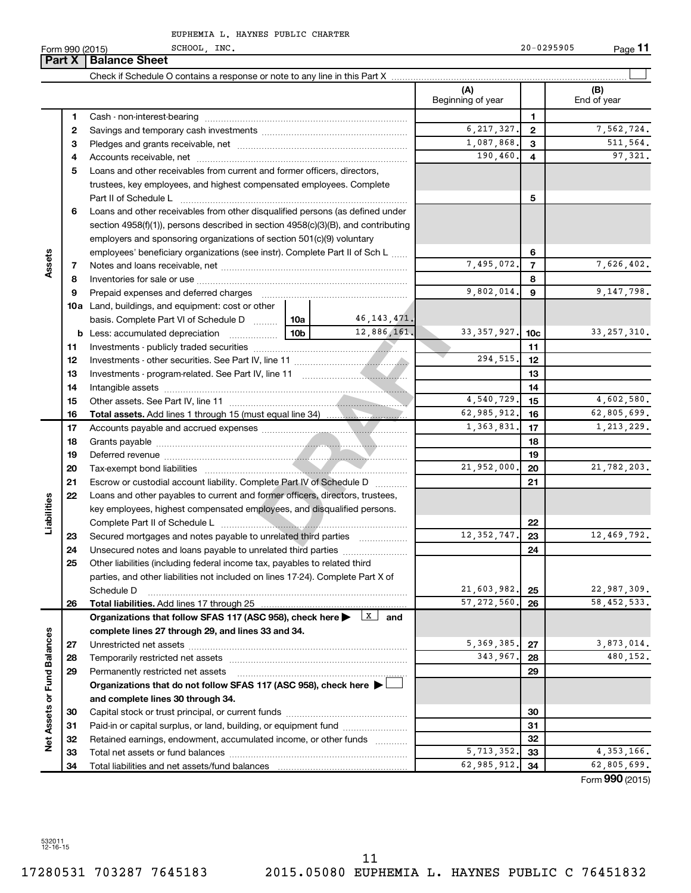EUPHEMIA L. HAYNES PUBLIC CHARTER SCHOOL, INC. 20-0295905

Form 990 (2015)

## Part X | Balance Sheet

Check if Schedule O contains a response or note to any line in this Part X ☐

| Section | Line | Description | (A) Beginning of year | Line | (B) End of year |
|---|---|---|---|---|---|
| Assets | 1 | Cash - non-interest-bearing | | 1 | |
| | 2 | Savings and temporary cash investments | 6,217,327. | 2 | 7,562,724. |
| | 3 | Pledges and grants receivable, net | 1,087,868. | 3 | 511,564. |
| | 4 | Accounts receivable, net | 190,460. | 4 | 97,321. |
| | 5 | Loans and other receivables from current and former officers, directors, trustees, key employees, and highest compensated employees. Complete Part II of Schedule L | | 5 | |
| | 6 | Loans and other receivables from other disqualified persons (as defined under section 4958(f)(1)), persons described in section 4958(c)(3)(B), and contributing employers and sponsoring organizations of section 501(c)(9) voluntary employees' beneficiary organizations (see instr). Complete Part II of Sch L | | 6 | |
| | 7 | Notes and loans receivable, net | 7,495,072. | 7 | 7,626,402. |
| | 8 | Inventories for sale or use | | 8 | |
| | 9 | Prepaid expenses and deferred charges | 9,802,014. | 9 | 9,147,798. |
| | 10a | Land, buildings, and equipment: cost or other basis. Complete Part VI of Schedule D — 10a: 46,143,471. | | | |
| | b | Less: accumulated depreciation — 10b: 12,886,161. | 33,357,927. | 10c | 33,257,310. |
| | 11 | Investments - publicly traded securities | | 11 | |
| | 12 | Investments - other securities. See Part IV, line 11 | 294,515. | 12 | |
| | 13 | Investments - program-related. See Part IV, line 11 | | 13 | |
| | 14 | Intangible assets | | 14 | |
| | 15 | Other assets. See Part IV, line 11 | 4,540,729. | 15 | 4,602,580. |
| | 16 | **Total assets.** Add lines 1 through 15 (must equal line 34) | 62,985,912. | 16 | 62,805,699. |
| Liabilities | 17 | Accounts payable and accrued expenses | 1,363,831. | 17 | 1,213,229. |
| | 18 | Grants payable | | 18 | |
| | 19 | Deferred revenue | | 19 | |
| | 20 | Tax-exempt bond liabilities | 21,952,000. | 20 | 21,782,203. |
| | 21 | Escrow or custodial account liability. Complete Part IV of Schedule D | | 21 | |
| | 22 | Loans and other payables to current and former officers, directors, trustees, key employees, highest compensated employees, and disqualified persons. Complete Part II of Schedule L | | 22 | |
| | 23 | Secured mortgages and notes payable to unrelated third parties | 12,352,747. | 23 | 12,469,792. |
| | 24 | Unsecured notes and loans payable to unrelated third parties | | 24 | |
| | 25 | Other liabilities (including federal income tax, payables to related third parties, and other liabilities not included on lines 17-24). Complete Part X of Schedule D | 21,603,982. | 25 | 22,987,309. |
| | 26 | **Total liabilities.** Add lines 17 through 25 | 57,272,560. | 26 | 58,452,533. |
| Net Assets or Fund Balances | | **Organizations that follow SFAS 117 (ASC 958), check here ▶ ☒ and complete lines 27 through 29, and lines 33 and 34.** | | | |
| | 27 | Unrestricted net assets | 5,369,385. | 27 | 3,873,014. |
| | 28 | Temporarily restricted net assets | 343,967. | 28 | 480,152. |
| | 29 | Permanently restricted net assets | | 29 | |
| | | **Organizations that do not follow SFAS 117 (ASC 958), check here ▶ ☐ and complete lines 30 through 34.** | | | |
| | 30 | Capital stock or trust principal, or current funds | | 30 | |
| | 31 | Paid-in or capital surplus, or land, building, or equipment fund | | 31 | |
| | 32 | Retained earnings, endowment, accumulated income, or other funds | | 32 | |
| | 33 | Total net assets or fund balances | 5,713,352. | 33 | 4,353,166. |
| | 34 | Total liabilities and net assets/fund balances | 62,985,912. | 34 | 62,805,699. |

Form **990** (2015)

532011 12-16-15

17280531 703287 7645183 2015.05080 EUPHEMIA L. HAYNES PUBLIC C 76451832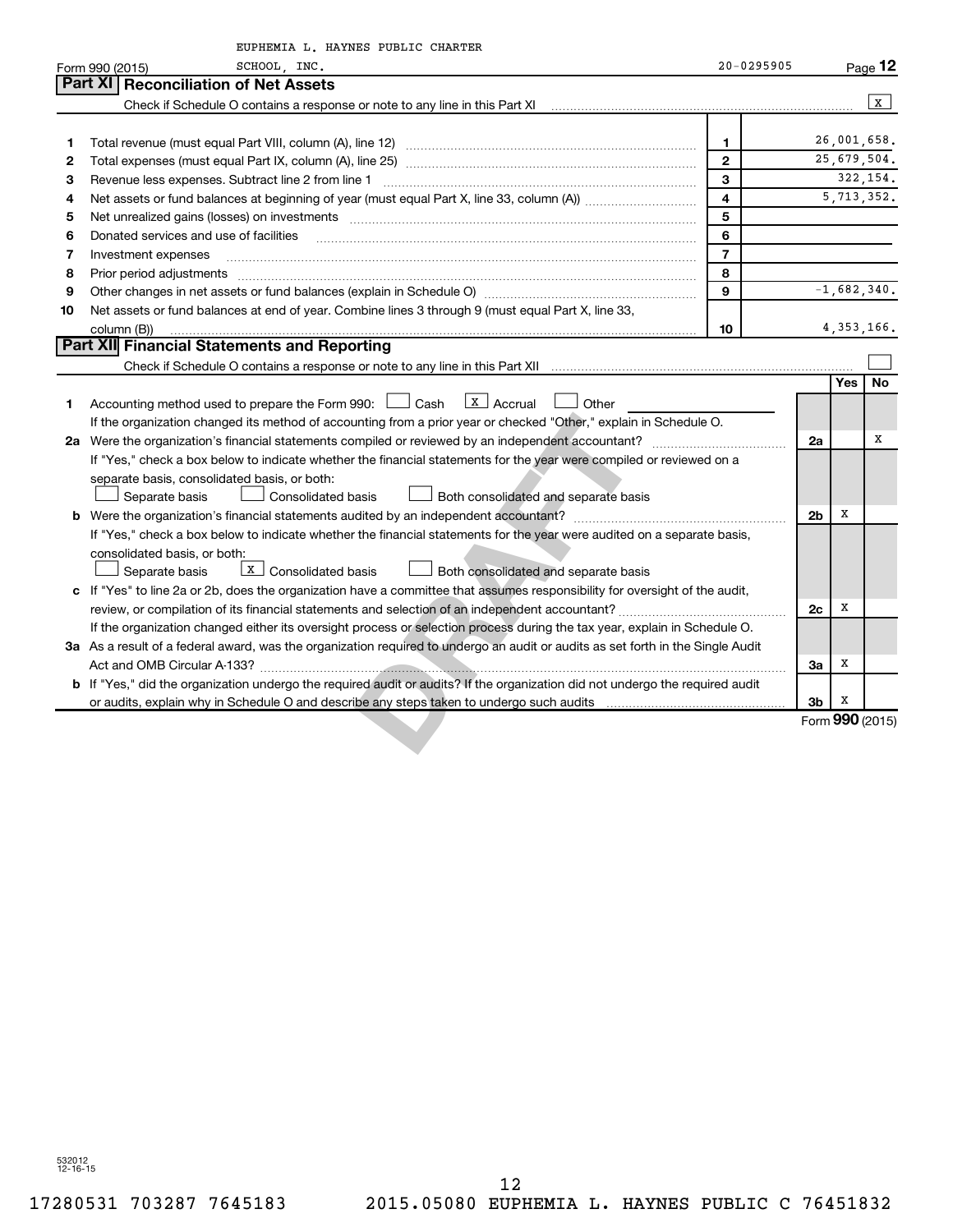EUPHEMIA L. HAYNES PUBLIC CHARTER SCHOOL, INC.

Form 990 (2015) 20-0295905 Page **12**

## Part XI Reconciliation of Net Assets

Check if Schedule O contains a response or note to any line in this Part XI ☒

| | | | |
|---|---|---|---|
| 1 | Total revenue (must equal Part VIII, column (A), line 12) | 1 | 26,001,658. |
| 2 | Total expenses (must equal Part IX, column (A), line 25) | 2 | 25,679,504. |
| 3 | Revenue less expenses. Subtract line 2 from line 1 | 3 | 322,154. |
| 4 | Net assets or fund balances at beginning of year (must equal Part X, line 33, column (A)) | 4 | 5,713,352. |
| 5 | Net unrealized gains (losses) on investments | 5 | |
| 6 | Donated services and use of facilities | 6 | |
| 7 | Investment expenses | 7 | |
| 8 | Prior period adjustments | 8 | |
| 9 | Other changes in net assets or fund balances (explain in Schedule O) | 9 | -1,682,340. |
| 10 | Net assets or fund balances at end of year. Combine lines 3 through 9 (must equal Part X, line 33, column (B)) | 10 | 4,353,166. |

## Part XII Financial Statements and Reporting

Check if Schedule O contains a response or note to any line in this Part XII ☐

| | | | Yes | No |
|---|---|---|---|---|
| 1 | Accounting method used to prepare the Form 990: ☐ Cash ☒ Accrual ☐ Other<br>If the organization changed its method of accounting from a prior year or checked "Other," explain in Schedule O. | | | |
| 2a | Were the organization's financial statements compiled or reviewed by an independent accountant?<br>If "Yes," check a box below to indicate whether the financial statements for the year were compiled or reviewed on a separate basis, consolidated basis, or both:<br>☐ Separate basis ☐ Consolidated basis ☐ Both consolidated and separate basis | 2a | | X |
| b | Were the organization's financial statements audited by an independent accountant?<br>If "Yes," check a box below to indicate whether the financial statements for the year were audited on a separate basis, consolidated basis, or both:<br>☐ Separate basis ☒ Consolidated basis ☐ Both consolidated and separate basis | 2b | X | |
| c | If "Yes" to line 2a or 2b, does the organization have a committee that assumes responsibility for oversight of the audit, review, or compilation of its financial statements and selection of an independent accountant?<br>If the organization changed either its oversight process or selection process during the tax year, explain in Schedule O. | 2c | X | |
| 3a | As a result of a federal award, was the organization required to undergo an audit or audits as set forth in the Single Audit Act and OMB Circular A-133? | 3a | X | |
| b | If "Yes," did the organization undergo the required audit or audits? If the organization did not undergo the required audit or audits, explain why in Schedule O and describe any steps taken to undergo such audits | 3b | X | |

Form **990** (2015)

532012 12-16-15

17280531 703287 7645183 2015.05080 EUPHEMIA L. HAYNES PUBLIC C 76451832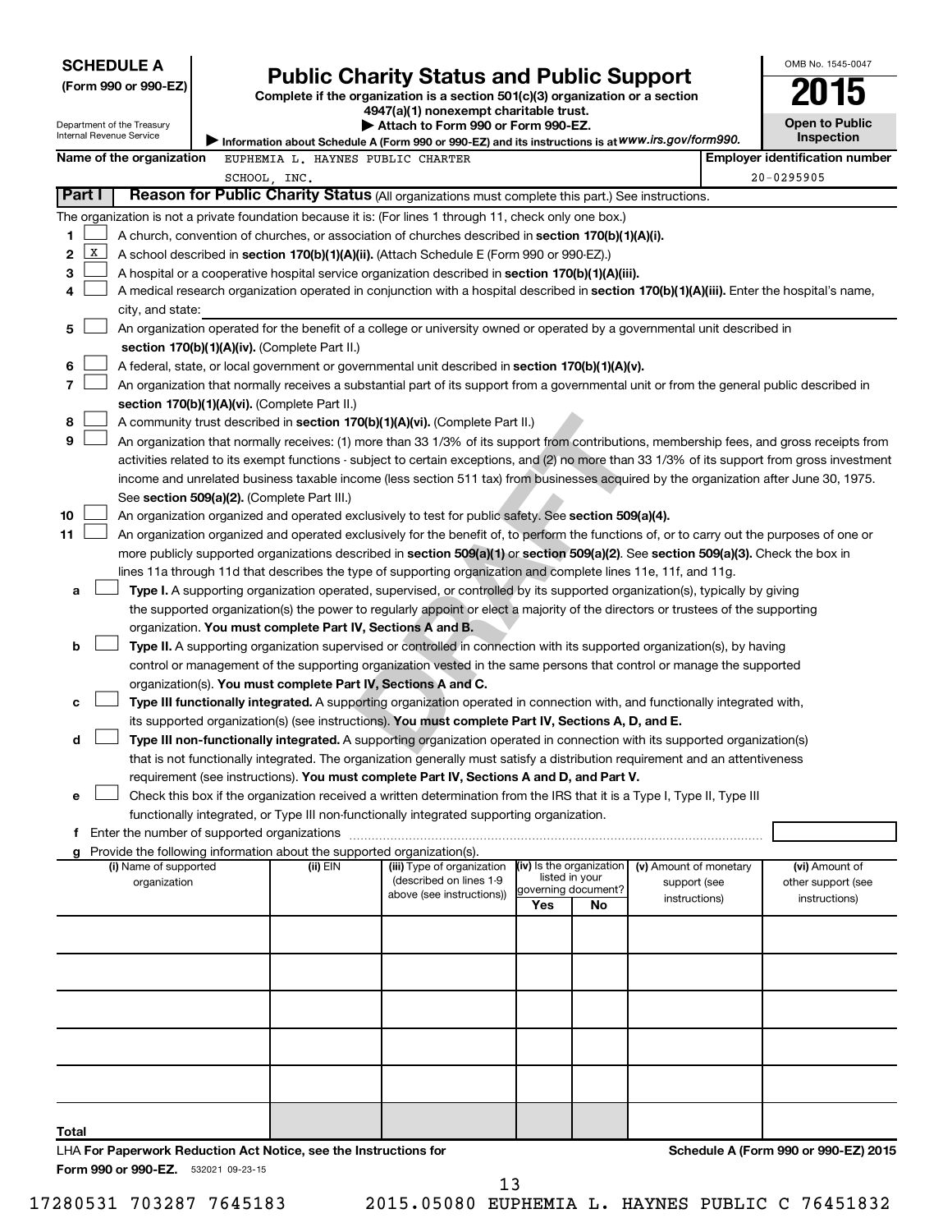**SCHEDULE A**
**(Form 990 or 990-EZ)**

Department of the Treasury
Internal Revenue Service

# Public Charity Status and Public Support

**Complete if the organization is a section 501(c)(3) organization or a section 4947(a)(1) nonexempt charitable trust.**
**▶ Attach to Form 990 or Form 990-EZ.**
▶ Information about Schedule A (Form 990 or 990-EZ) and its instructions is at *www.irs.gov/form990.*

OMB No. 1545-0047
**2015**
**Open to Public Inspection**

**Name of the organization** EUPHEMIA L. HAYNES PUBLIC CHARTER SCHOOL, INC.
**Employer identification number** 20-0295905

**Part I** **Reason for Public Charity Status** (All organizations must complete this part.) See instructions.

The organization is not a private foundation because it is: (For lines 1 through 11, check only one box.)

1 ☐ A church, convention of churches, or association of churches described in **section 170(b)(1)(A)(i).**

2 ☒ A school described in **section 170(b)(1)(A)(ii).** (Attach Schedule E (Form 990 or 990-EZ).)

3 ☐ A hospital or a cooperative hospital service organization described in **section 170(b)(1)(A)(iii).**

4 ☐ A medical research organization operated in conjunction with a hospital described in **section 170(b)(1)(A)(iii).** Enter the hospital's name, city, and state:

5 ☐ An organization operated for the benefit of a college or university owned or operated by a governmental unit described in **section 170(b)(1)(A)(iv).** (Complete Part II.)

6 ☐ A federal, state, or local government or governmental unit described in **section 170(b)(1)(A)(v).**

7 ☐ An organization that normally receives a substantial part of its support from a governmental unit or from the general public described in **section 170(b)(1)(A)(vi).** (Complete Part II.)

8 ☐ A community trust described in **section 170(b)(1)(A)(vi).** (Complete Part II.)

9 ☐ An organization that normally receives: (1) more than 33 1/3% of its support from contributions, membership fees, and gross receipts from activities related to its exempt functions - subject to certain exceptions, and (2) no more than 33 1/3% of its support from gross investment income and unrelated business taxable income (less section 511 tax) from businesses acquired by the organization after June 30, 1975. See **section 509(a)(2).** (Complete Part III.)

10 ☐ An organization organized and operated exclusively to test for public safety. See **section 509(a)(4).**

11 ☐ An organization organized and operated exclusively for the benefit of, to perform the functions of, or to carry out the purposes of one or more publicly supported organizations described in **section 509(a)(1)** or **section 509(a)(2)**. See **section 509(a)(3).** Check the box in lines 11a through 11d that describes the type of supporting organization and complete lines 11e, 11f, and 11g.

a ☐ **Type I.** A supporting organization operated, supervised, or controlled by its supported organization(s), typically by giving the supported organization(s) the power to regularly appoint or elect a majority of the directors or trustees of the supporting organization. **You must complete Part IV, Sections A and B.**

b ☐ **Type II.** A supporting organization supervised or controlled in connection with its supported organization(s), by having control or management of the supporting organization vested in the same persons that control or manage the supported organization(s). **You must complete Part IV, Sections A and C.**

c ☐ **Type III functionally integrated.** A supporting organization operated in connection with, and functionally integrated with, its supported organization(s) (see instructions). **You must complete Part IV, Sections A, D, and E.**

d ☐ **Type III non-functionally integrated.** A supporting organization operated in connection with its supported organization(s) that is not functionally integrated. The organization generally must satisfy a distribution requirement and an attentiveness requirement (see instructions). **You must complete Part IV, Sections A and D, and Part V.**

e ☐ Check this box if the organization received a written determination from the IRS that it is a Type I, Type II, Type III functionally integrated, or Type III non-functionally integrated supporting organization.

f Enter the number of supported organizations

g Provide the following information about the supported organization(s).

| (i) Name of supported organization | (ii) EIN | (iii) Type of organization (described on lines 1-9 above (see instructions)) | (iv) Is the organization listed in your governing document? | | (v) Amount of monetary support (see instructions) | (vi) Amount of other support (see instructions) |
|---|---|---|---|---|---|---|
| | | | Yes | No | | |
| | | | | | | |
| | | | | | | |
| | | | | | | |
| | | | | | | |
| | | | | | | |
| **Total** | | | | | | |

LHA **For Paperwork Reduction Act Notice, see the Instructions for Form 990 or 990-EZ.** 532021 09-23-15

**Schedule A (Form 990 or 990-EZ) 2015**

17280531 703287 7645183    2015.05080 EUPHEMIA L. HAYNES PUBLIC C 76451832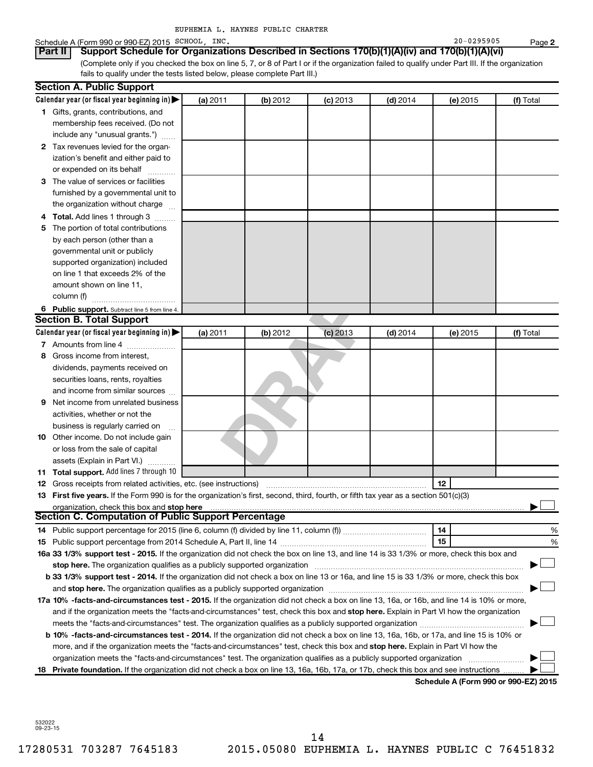EUPHEMIA L. HAYNES PUBLIC CHARTER

Schedule A (Form 990 or 990-EZ) 2015 SCHOOL, INC. 20-0295905 Page **2**

**Part II** **Support Schedule for Organizations Described in Sections 170(b)(1)(A)(iv) and 170(b)(1)(A)(vi)**

(Complete only if you checked the box on line 5, 7, or 8 of Part I or if the organization failed to qualify under Part III. If the organization fails to qualify under the tests listed below, please complete Part III.)

### Section A. Public Support

| Calendar year (or fiscal year beginning in) ▶ | (a) 2011 | (b) 2012 | (c) 2013 | (d) 2014 | (e) 2015 | (f) Total |
|---|---|---|---|---|---|---|
| **1** Gifts, grants, contributions, and membership fees received. (Do not include any "unusual grants.") | | | | | | |
| **2** Tax revenues levied for the organization's benefit and either paid to or expended on its behalf | | | | | | |
| **3** The value of services or facilities furnished by a governmental unit to the organization without charge | | | | | | |
| **4** **Total.** Add lines 1 through 3 | | | | | | |
| **5** The portion of total contributions by each person (other than a governmental unit or publicly supported organization) included on line 1 that exceeds 2% of the amount shown on line 11, column (f) | | | | | | |
| **6** **Public support.** Subtract line 5 from line 4. | | | | | | |

### Section B. Total Support

| Calendar year (or fiscal year beginning in) ▶ | (a) 2011 | (b) 2012 | (c) 2013 | (d) 2014 | (e) 2015 | (f) Total |
|---|---|---|---|---|---|---|
| **7** Amounts from line 4 | | | | | | |
| **8** Gross income from interest, dividends, payments received on securities loans, rents, royalties and income from similar sources | | | | | | |
| **9** Net income from unrelated business activities, whether or not the business is regularly carried on | | | | | | |
| **10** Other income. Do not include gain or loss from the sale of capital assets (Explain in Part VI.) | | | | | | |
| **11** **Total support.** Add lines 7 through 10 | | | | | | |

**12** Gross receipts from related activities, etc. (see instructions) | **12** |

**13** **First five years.** If the Form 990 is for the organization's first, second, third, fourth, or fifth tax year as a section 501(c)(3) organization, check this box and **stop here** ▶ ☐

### Section C. Computation of Public Support Percentage

**14** Public support percentage for 2015 (line 6, column (f) divided by line 11, column (f)) | **14** | %

**15** Public support percentage from 2014 Schedule A, Part II, line 14 | **15** | %

**16a 33 1/3% support test - 2015.** If the organization did not check the box on line 13, and line 14 is 33 1/3% or more, check this box and **stop here.** The organization qualifies as a publicly supported organization ▶ ☐

**b 33 1/3% support test - 2014.** If the organization did not check a box on line 13 or 16a, and line 15 is 33 1/3% or more, check this box and **stop here.** The organization qualifies as a publicly supported organization ▶ ☐

**17a 10% -facts-and-circumstances test - 2015.** If the organization did not check a box on line 13, 16a, or 16b, and line 14 is 10% or more, and if the organization meets the "facts-and-circumstances" test, check this box and **stop here.** Explain in Part VI how the organization meets the "facts-and-circumstances" test. The organization qualifies as a publicly supported organization ▶ ☐

**b 10% -facts-and-circumstances test - 2014.** If the organization did not check a box on line 13, 16a, 16b, or 17a, and line 15 is 10% or more, and if the organization meets the "facts-and-circumstances" test, check this box and **stop here.** Explain in Part VI how the organization meets the "facts-and-circumstances" test. The organization qualifies as a publicly supported organization ▶ ☐

**18** **Private foundation.** If the organization did not check a box on line 13, 16a, 16b, 17a, or 17b, check this box and see instructions ▶ ☐

**Schedule A (Form 990 or 990-EZ) 2015**

532022
09-23-15

17280531 703287 7645183 2015.05080 EUPHEMIA L. HAYNES PUBLIC C 76451832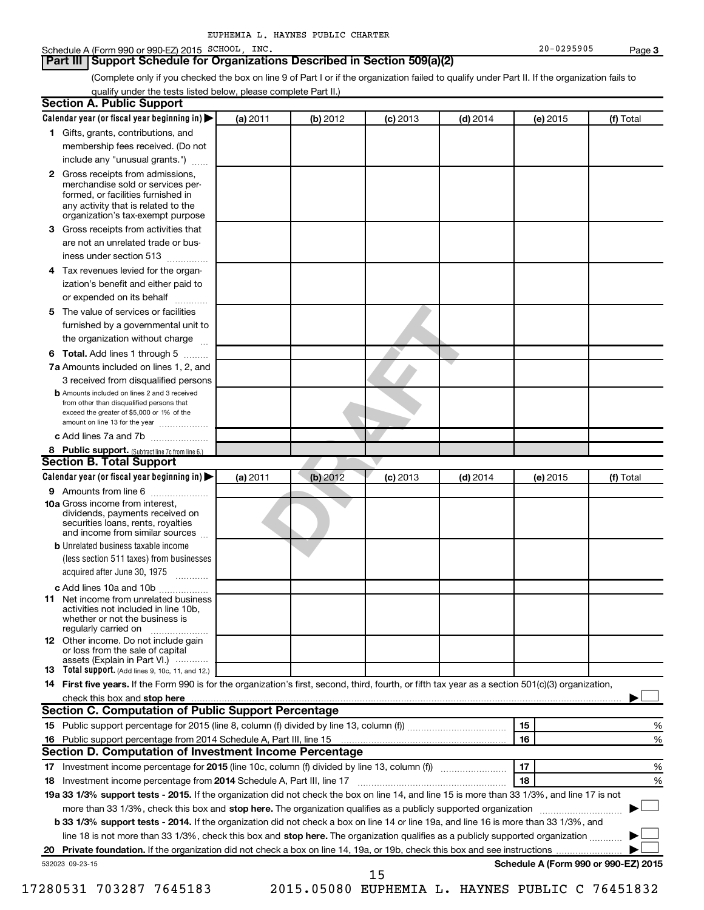EUPHEMIA L. HAYNES PUBLIC CHARTER

Schedule A (Form 990 or 990-EZ) 2015 SCHOOL, INC. 20-0295905 Page 3

## Part III Support Schedule for Organizations Described in Section 509(a)(2)

(Complete only if you checked the box on line 9 of Part I or if the organization failed to qualify under Part II. If the organization fails to qualify under the tests listed below, please complete Part II.)

### Section A. Public Support

| Calendar year (or fiscal year beginning in) ▶ | (a) 2011 | (b) 2012 | (c) 2013 | (d) 2014 | (e) 2015 | (f) Total |
|---|---|---|---|---|---|---|
| 1 Gifts, grants, contributions, and membership fees received. (Do not include any "unusual grants.") | | | | | | |
| 2 Gross receipts from admissions, merchandise sold or services performed, or facilities furnished in any activity that is related to the organization's tax-exempt purpose | | | | | | |
| 3 Gross receipts from activities that are not an unrelated trade or business under section 513 | | | | | | |
| 4 Tax revenues levied for the organization's benefit and either paid to or expended on its behalf | | | | | | |
| 5 The value of services or facilities furnished by a governmental unit to the organization without charge | | | | | | |
| 6 Total. Add lines 1 through 5 | | | | | | |
| 7a Amounts included on lines 1, 2, and 3 received from disqualified persons | | | | | | |
| b Amounts included on lines 2 and 3 received from other than disqualified persons that exceed the greater of $5,000 or 1% of the amount on line 13 for the year | | | | | | |
| c Add lines 7a and 7b | | | | | | |
| 8 Public support. (Subtract line 7c from line 6.) | | | | | | |

### Section B. Total Support

| Calendar year (or fiscal year beginning in) ▶ | (a) 2011 | (b) 2012 | (c) 2013 | (d) 2014 | (e) 2015 | (f) Total |
|---|---|---|---|---|---|---|
| 9 Amounts from line 6 | | | | | | |
| 10a Gross income from interest, dividends, payments received on securities loans, rents, royalties and income from similar sources | | | | | | |
| b Unrelated business taxable income (less section 511 taxes) from businesses acquired after June 30, 1975 | | | | | | |
| c Add lines 10a and 10b | | | | | | |
| 11 Net income from unrelated business activities not included in line 10b, whether or not the business is regularly carried on | | | | | | |
| 12 Other income. Do not include gain or loss from the sale of capital assets (Explain in Part VI.) | | | | | | |
| 13 Total support. (Add lines 9, 10c, 11, and 12.) | | | | | | |

14 **First five years.** If the Form 990 is for the organization's first, second, third, fourth, or fifth tax year as a section 501(c)(3) organization, check this box and **stop here** ▶ ☐

### Section C. Computation of Public Support Percentage

| | | | |
|---|---|---|---|
| 15 | Public support percentage for 2015 (line 8, column (f) divided by line 13, column (f)) | 15 | % |
| 16 | Public support percentage from 2014 Schedule A, Part III, line 15 | 16 | % |

### Section D. Computation of Investment Income Percentage

| | | | |
|---|---|---|---|
| 17 | Investment income percentage for **2015** (line 10c, column (f) divided by line 13, column (f)) | 17 | % |
| 18 | Investment income percentage from **2014** Schedule A, Part III, line 17 | 18 | % |

**19a 33 1/3% support tests - 2015.** If the organization did not check the box on line 14, and line 15 is more than 33 1/3%, and line 17 is not more than 33 1/3%, check this box and **stop here.** The organization qualifies as a publicly supported organization ▶ ☐

**b 33 1/3% support tests - 2014.** If the organization did not check a box on line 14 or line 19a, and line 16 is more than 33 1/3%, and line 18 is not more than 33 1/3%, check this box and **stop here.** The organization qualifies as a publicly supported organization ▶ ☐

**20 Private foundation.** If the organization did not check a box on line 14, 19a, or 19b, check this box and see instructions ▶ ☐

532023 09-23-15 **Schedule A (Form 990 or 990-EZ) 2015**

17280531 703287 7645183 2015.05080 EUPHEMIA L. HAYNES PUBLIC C 76451832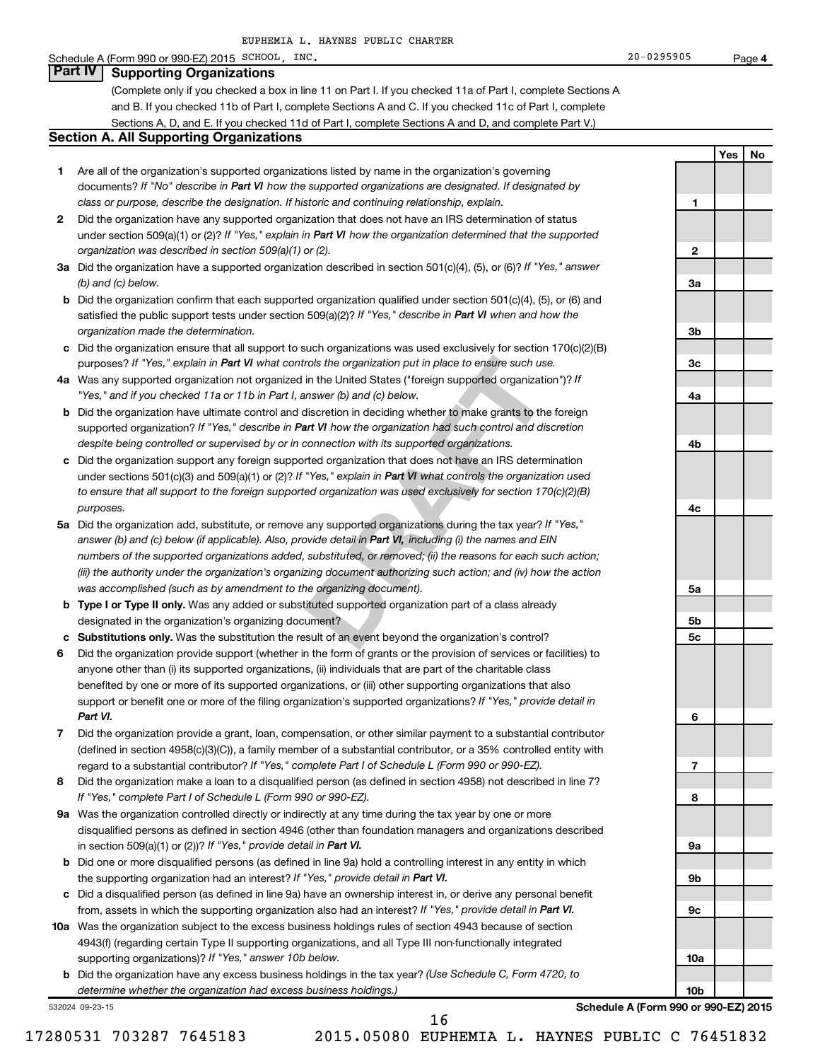EUPHEMIA L. HAYNES PUBLIC CHARTER SCHOOL, INC. — 20-0295905

Schedule A (Form 990 or 990-EZ) 2015 — Page 4

## Part IV Supporting Organizations

(Complete only if you checked a box in line 11 on Part I. If you checked 11a of Part I, complete Sections A and B. If you checked 11b of Part I, complete Sections A and C. If you checked 11c of Part I, complete Sections A, D, and E. If you checked 11d of Part I, complete Sections A and D, and complete Part V.)

### Section A. All Supporting Organizations

| | | | Yes | No |
|---|---|---|---|---|
| **1** | Are all of the organization's supported organizations listed by name in the organization's governing documents? *If "No" describe in* ***Part VI*** *how the supported organizations are designated. If designated by class or purpose, describe the designation. If historic and continuing relationship, explain.* | 1 | | |
| **2** | Did the organization have any supported organization that does not have an IRS determination of status under section 509(a)(1) or (2)? *If "Yes," explain in* ***Part VI*** *how the organization determined that the supported organization was described in section 509(a)(1) or (2).* | 2 | | |
| **3a** | Did the organization have a supported organization described in section 501(c)(4), (5), or (6)? *If "Yes," answer (b) and (c) below.* | 3a | | |
| **b** | Did the organization confirm that each supported organization qualified under section 501(c)(4), (5), or (6) and satisfied the public support tests under section 509(a)(2)? *If "Yes," describe in* ***Part VI*** *when and how the organization made the determination.* | 3b | | |
| **c** | Did the organization ensure that all support to such organizations was used exclusively for section 170(c)(2)(B) purposes? *If "Yes," explain in* ***Part VI*** *what controls the organization put in place to ensure such use.* | 3c | | |
| **4a** | Was any supported organization not organized in the United States ("foreign supported organization")? *If "Yes," and if you checked 11a or 11b in Part I, answer (b) and (c) below.* | 4a | | |
| **b** | Did the organization have ultimate control and discretion in deciding whether to make grants to the foreign supported organization? *If "Yes," describe in* ***Part VI*** *how the organization had such control and discretion despite being controlled or supervised by or in connection with its supported organizations.* | 4b | | |
| **c** | Did the organization support any foreign supported organization that does not have an IRS determination under sections 501(c)(3) and 509(a)(1) or (2)? *If "Yes," explain in* ***Part VI*** *what controls the organization used to ensure that all support to the foreign supported organization was used exclusively for section 170(c)(2)(B) purposes.* | 4c | | |
| **5a** | Did the organization add, substitute, or remove any supported organizations during the tax year? *If "Yes," answer (b) and (c) below (if applicable). Also, provide detail in* ***Part VI,*** *including (i) the names and EIN numbers of the supported organizations added, substituted, or removed; (ii) the reasons for each such action; (iii) the authority under the organization's organizing document authorizing such action; and (iv) how the action was accomplished (such as by amendment to the organizing document).* | 5a | | |
| **b** | **Type I or Type II only.** Was any added or substituted supported organization part of a class already designated in the organization's organizing document? | 5b | | |
| **c** | **Substitutions only.** Was the substitution the result of an event beyond the organization's control? | 5c | | |
| **6** | Did the organization provide support (whether in the form of grants or the provision of services or facilities) to anyone other than (i) its supported organizations, (ii) individuals that are part of the charitable class benefited by one or more of its supported organizations, or (iii) other supporting organizations that also support or benefit one or more of the filing organization's supported organizations? *If "Yes," provide detail in* ***Part VI.*** | 6 | | |
| **7** | Did the organization provide a grant, loan, compensation, or other similar payment to a substantial contributor (defined in section 4958(c)(3)(C)), a family member of a substantial contributor, or a 35% controlled entity with regard to a substantial contributor? *If "Yes," complete Part I of Schedule L (Form 990 or 990-EZ).* | 7 | | |
| **8** | Did the organization make a loan to a disqualified person (as defined in section 4958) not described in line 7? *If "Yes," complete Part I of Schedule L (Form 990 or 990-EZ).* | 8 | | |
| **9a** | Was the organization controlled directly or indirectly at any time during the tax year by one or more disqualified persons as defined in section 4946 (other than foundation managers and organizations described in section 509(a)(1) or (2))? *If "Yes," provide detail in* ***Part VI.*** | 9a | | |
| **b** | Did one or more disqualified persons (as defined in line 9a) hold a controlling interest in any entity in which the supporting organization had an interest? *If "Yes," provide detail in* ***Part VI.*** | 9b | | |
| **c** | Did a disqualified person (as defined in line 9a) have an ownership interest in, or derive any personal benefit from, assets in which the supporting organization also had an interest? *If "Yes," provide detail in* ***Part VI.*** | 9c | | |
| **10a** | Was the organization subject to the excess business holdings rules of section 4943 because of section 4943(f) (regarding certain Type II supporting organizations, and all Type III non-functionally integrated supporting organizations)? *If "Yes," answer 10b below.* | 10a | | |
| **b** | Did the organization have any excess business holdings in the tax year? *(Use Schedule C, Form 4720, to determine whether the organization had excess business holdings.)* | 10b | | |

532024 09-23-15

**Schedule A (Form 990 or 990-EZ) 2015**

17280531 703287 7645183 2015.05080 EUPHEMIA L. HAYNES PUBLIC C 76451832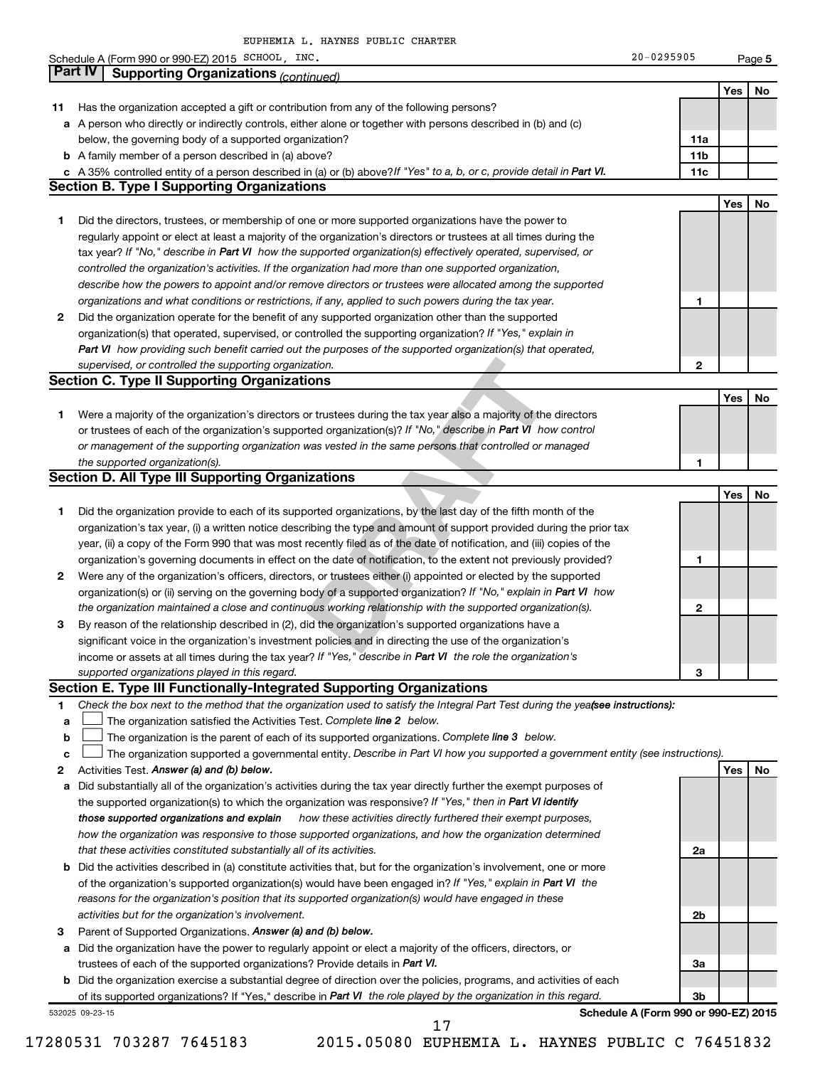EUPHEMIA L. HAYNES PUBLIC CHARTER

Schedule A (Form 990 or 990-EZ) 2015 SCHOOL, INC. 20-0295905 Page 5

## Part IV Supporting Organizations *(continued)*

| | | | Yes | No |
|---|---|---|---|---|
| **11** | Has the organization accepted a gift or contribution from any of the following persons? | | | |
| **a** | A person who directly or indirectly controls, either alone or together with persons described in (b) and (c) below, the governing body of a supported organization? | 11a | | |
| **b** | A family member of a person described in (a) above? | 11b | | |
| **c** | A 35% controlled entity of a person described in (a) or (b) above? *If "Yes" to a, b, or c, provide detail in* ***Part VI.*** | 11c | | |

### Section B. Type I Supporting Organizations

| | | | Yes | No |
|---|---|---|---|---|
| **1** | Did the directors, trustees, or membership of one or more supported organizations have the power to regularly appoint or elect at least a majority of the organization's directors or trustees at all times during the tax year? *If "No," describe in* ***Part VI*** *how the supported organization(s) effectively operated, supervised, or controlled the organization's activities. If the organization had more than one supported organization, describe how the powers to appoint and/or remove directors or trustees were allocated among the supported organizations and what conditions or restrictions, if any, applied to such powers during the tax year.* | 1 | | |
| **2** | Did the organization operate for the benefit of any supported organization other than the supported organization(s) that operated, supervised, or controlled the supporting organization? *If "Yes," explain in* ***Part VI*** *how providing such benefit carried out the purposes of the supported organization(s) that operated, supervised, or controlled the supporting organization.* | 2 | | |

### Section C. Type II Supporting Organizations

| | | | Yes | No |
|---|---|---|---|---|
| **1** | Were a majority of the organization's directors or trustees during the tax year also a majority of the directors or trustees of each of the organization's supported organization(s)? *If "No," describe in* ***Part VI*** *how control or management of the supporting organization was vested in the same persons that controlled or managed the supported organization(s).* | 1 | | |

### Section D. All Type III Supporting Organizations

| | | | Yes | No |
|---|---|---|---|---|
| **1** | Did the organization provide to each of its supported organizations, by the last day of the fifth month of the organization's tax year, (i) a written notice describing the type and amount of support provided during the prior tax year, (ii) a copy of the Form 990 that was most recently filed as of the date of notification, and (iii) copies of the organization's governing documents in effect on the date of notification, to the extent not previously provided? | 1 | | |
| **2** | Were any of the organization's officers, directors, or trustees either (i) appointed or elected by the supported organization(s) or (ii) serving on the governing body of a supported organization? *If "No," explain in* ***Part VI*** *how the organization maintained a close and continuous working relationship with the supported organization(s).* | 2 | | |
| **3** | By reason of the relationship described in (2), did the organization's supported organizations have a significant voice in the organization's investment policies and in directing the use of the organization's income or assets at all times during the tax year? *If "Yes," describe in* ***Part VI*** *the role the organization's supported organizations played in this regard.* | 3 | | |

### Section E. Type III Functionally-Integrated Supporting Organizations

**1** *Check the box next to the method that the organization used to satisfy the Integral Part Test during the year* ***(see instructions):***

- **a** ☐ The organization satisfied the Activities Test. *Complete* ***line 2*** *below.*
- **b** ☐ The organization is the parent of each of its supported organizations. *Complete* ***line 3*** *below.*
- **c** ☐ The organization supported a governmental entity. *Describe in Part VI how you supported a government entity (see instructions).*

| | | | Yes | No |
|---|---|---|---|---|
| **2** | Activities Test. ***Answer (a) and (b) below.*** | | | |
| **a** | Did substantially all of the organization's activities during the tax year directly further the exempt purposes of the supported organization(s) to which the organization was responsive? *If "Yes," then in* ***Part VI identify those supported organizations and explain*** *how these activities directly furthered their exempt purposes, how the organization was responsive to those supported organizations, and how the organization determined that these activities constituted substantially all of its activities.* | 2a | | |
| **b** | Did the activities described in (a) constitute activities that, but for the organization's involvement, one or more of the organization's supported organization(s) would have been engaged in? *If "Yes," explain in* ***Part VI*** *the reasons for the organization's position that its supported organization(s) would have engaged in these activities but for the organization's involvement.* | 2b | | |
| **3** | Parent of Supported Organizations. ***Answer (a) and (b) below.*** | | | |
| **a** | Did the organization have the power to regularly appoint or elect a majority of the officers, directors, or trustees of each of the supported organizations? Provide details in ***Part VI.*** | 3a | | |
| **b** | Did the organization exercise a substantial degree of direction over the policies, programs, and activities of each of its supported organizations? If "Yes," describe in ***Part VI*** *the role played by the organization in this regard.* | 3b | | |

532025 09-23-15 **Schedule A (Form 990 or 990-EZ) 2015**

17280531 703287 7645183 2015.05080 EUPHEMIA L. HAYNES PUBLIC C 76451832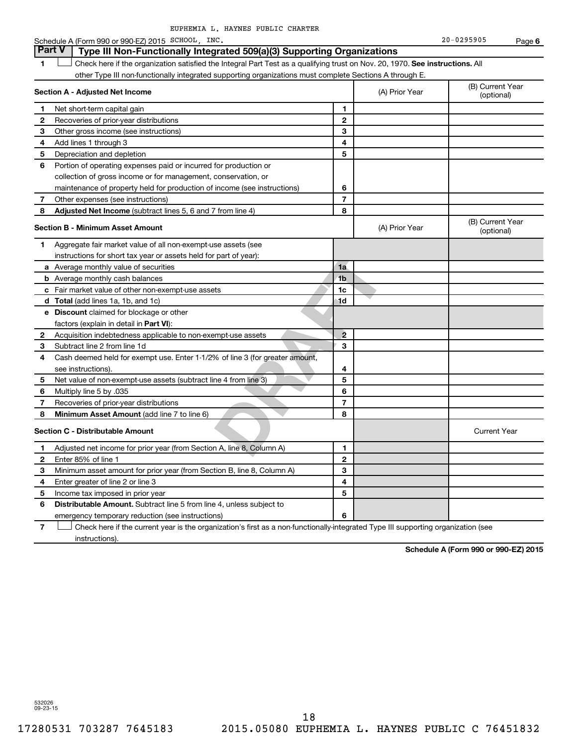EUPHEMIA L. HAYNES PUBLIC CHARTER

Schedule A (Form 990 or 990-EZ) 2015 SCHOOL, INC. 20-0295905 Page 6

## Part V | Type III Non-Functionally Integrated 509(a)(3) Supporting Organizations

1 ☐ Check here if the organization satisfied the Integral Part Test as a qualifying trust on Nov. 20, 1970. **See instructions.** All other Type III non-functionally integrated supporting organizations must complete Sections A through E.

| **Section A - Adjusted Net Income** | | | (A) Prior Year | (B) Current Year (optional) |
|---|---|---|---|---|
| 1 | Net short-term capital gain | 1 | | |
| 2 | Recoveries of prior-year distributions | 2 | | |
| 3 | Other gross income (see instructions) | 3 | | |
| 4 | Add lines 1 through 3 | 4 | | |
| 5 | Depreciation and depletion | 5 | | |
| 6 | Portion of operating expenses paid or incurred for production or collection of gross income or for management, conservation, or maintenance of property held for production of income (see instructions) | 6 | | |
| 7 | Other expenses (see instructions) | 7 | | |
| 8 | **Adjusted Net Income** (subtract lines 5, 6 and 7 from line 4) | 8 | | |

| **Section B - Minimum Asset Amount** | | | (A) Prior Year | (B) Current Year (optional) |
|---|---|---|---|---|
| 1 | Aggregate fair market value of all non-exempt-use assets (see instructions for short tax year or assets held for part of year): | | | |
| a | Average monthly value of securities | 1a | | |
| b | Average monthly cash balances | 1b | | |
| c | Fair market value of other non-exempt-use assets | 1c | | |
| d | **Total** (add lines 1a, 1b, and 1c) | 1d | | |
| e | **Discount** claimed for blockage or other factors (explain in detail in **Part VI**): | | | |
| 2 | Acquisition indebtedness applicable to non-exempt-use assets | 2 | | |
| 3 | Subtract line 2 from line 1d | 3 | | |
| 4 | Cash deemed held for exempt use. Enter 1-1/2% of line 3 (for greater amount, see instructions). | 4 | | |
| 5 | Net value of non-exempt-use assets (subtract line 4 from line 3) | 5 | | |
| 6 | Multiply line 5 by .035 | 6 | | |
| 7 | Recoveries of prior-year distributions | 7 | | |
| 8 | **Minimum Asset Amount** (add line 7 to line 6) | 8 | | |

| **Section C - Distributable Amount** | | | | Current Year |
|---|---|---|---|---|
| 1 | Adjusted net income for prior year (from Section A, line 8, Column A) | 1 | | |
| 2 | Enter 85% of line 1 | 2 | | |
| 3 | Minimum asset amount for prior year (from Section B, line 8, Column A) | 3 | | |
| 4 | Enter greater of line 2 or line 3 | 4 | | |
| 5 | Income tax imposed in prior year | 5 | | |
| 6 | **Distributable Amount.** Subtract line 5 from line 4, unless subject to emergency temporary reduction (see instructions) | 6 | | |

7 ☐ Check here if the current year is the organization's first as a non-functionally-integrated Type III supporting organization (see instructions).

**Schedule A (Form 990 or 990-EZ) 2015**

532026 09-23-15

17280531 703287 7645183 2015.05080 EUPHEMIA L. HAYNES PUBLIC C 76451832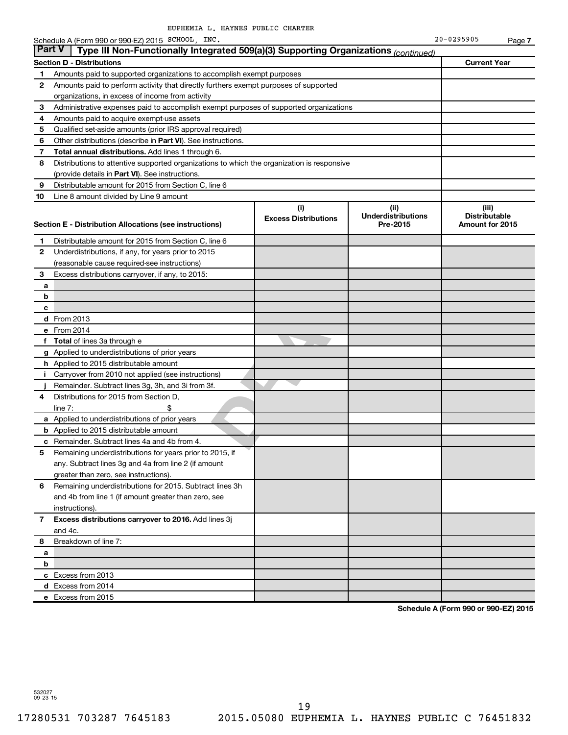EUPHEMIA L. HAYNES PUBLIC CHARTER

Schedule A (Form 990 or 990-EZ) 2015 SCHOOL, INC. 20-0295905 Page 7

## Part V Type III Non-Functionally Integrated 509(a)(3) Supporting Organizations *(continued)*

| Section D - Distributions | | Current Year |
|---|---|---|
| 1 | Amounts paid to supported organizations to accomplish exempt purposes | |
| 2 | Amounts paid to perform activity that directly furthers exempt purposes of supported organizations, in excess of income from activity | |
| 3 | Administrative expenses paid to accomplish exempt purposes of supported organizations | |
| 4 | Amounts paid to acquire exempt-use assets | |
| 5 | Qualified set-aside amounts (prior IRS approval required) | |
| 6 | Other distributions (describe in **Part VI**). See instructions. | |
| 7 | **Total annual distributions.** Add lines 1 through 6. | |
| 8 | Distributions to attentive supported organizations to which the organization is responsive (provide details in **Part VI**). See instructions. | |
| 9 | Distributable amount for 2015 from Section C, line 6 | |
| 10 | Line 8 amount divided by Line 9 amount | |

| | Section E - Distribution Allocations (see instructions) | (i) Excess Distributions | (ii) Underdistributions Pre-2015 | (iii) Distributable Amount for 2015 |
|---|---|---|---|---|
| 1 | Distributable amount for 2015 from Section C, line 6 | | | |
| 2 | Underdistributions, if any, for years prior to 2015 (reasonable cause required-see instructions) | | | |
| 3 | Excess distributions carryover, if any, to 2015: | | | |
| a | | | | |
| b | | | | |
| c | | | | |
| d | From 2013 | | | |
| e | From 2014 | | | |
| f | **Total** of lines 3a through e | | | |
| g | Applied to underdistributions of prior years | | | |
| h | Applied to 2015 distributable amount | | | |
| i | Carryover from 2010 not applied (see instructions) | | | |
| j | Remainder. Subtract lines 3g, 3h, and 3i from 3f. | | | |
| 4 | Distributions for 2015 from Section D, line 7: $ | | | |
| a | Applied to underdistributions of prior years | | | |
| b | Applied to 2015 distributable amount | | | |
| c | Remainder. Subtract lines 4a and 4b from 4. | | | |
| 5 | Remaining underdistributions for years prior to 2015, if any. Subtract lines 3g and 4a from line 2 (if amount greater than zero, see instructions). | | | |
| 6 | Remaining underdistributions for 2015. Subtract lines 3h and 4b from line 1 (if amount greater than zero, see instructions). | | | |
| 7 | **Excess distributions carryover to 2016.** Add lines 3j and 4c. | | | |
| 8 | Breakdown of line 7: | | | |
| a | | | | |
| b | | | | |
| c | Excess from 2013 | | | |
| d | Excess from 2014 | | | |
| e | Excess from 2015 | | | |

**Schedule A (Form 990 or 990-EZ) 2015**

532027 09-23-15

17280531 703287 7645183 2015.05080 EUPHEMIA L. HAYNES PUBLIC C 76451832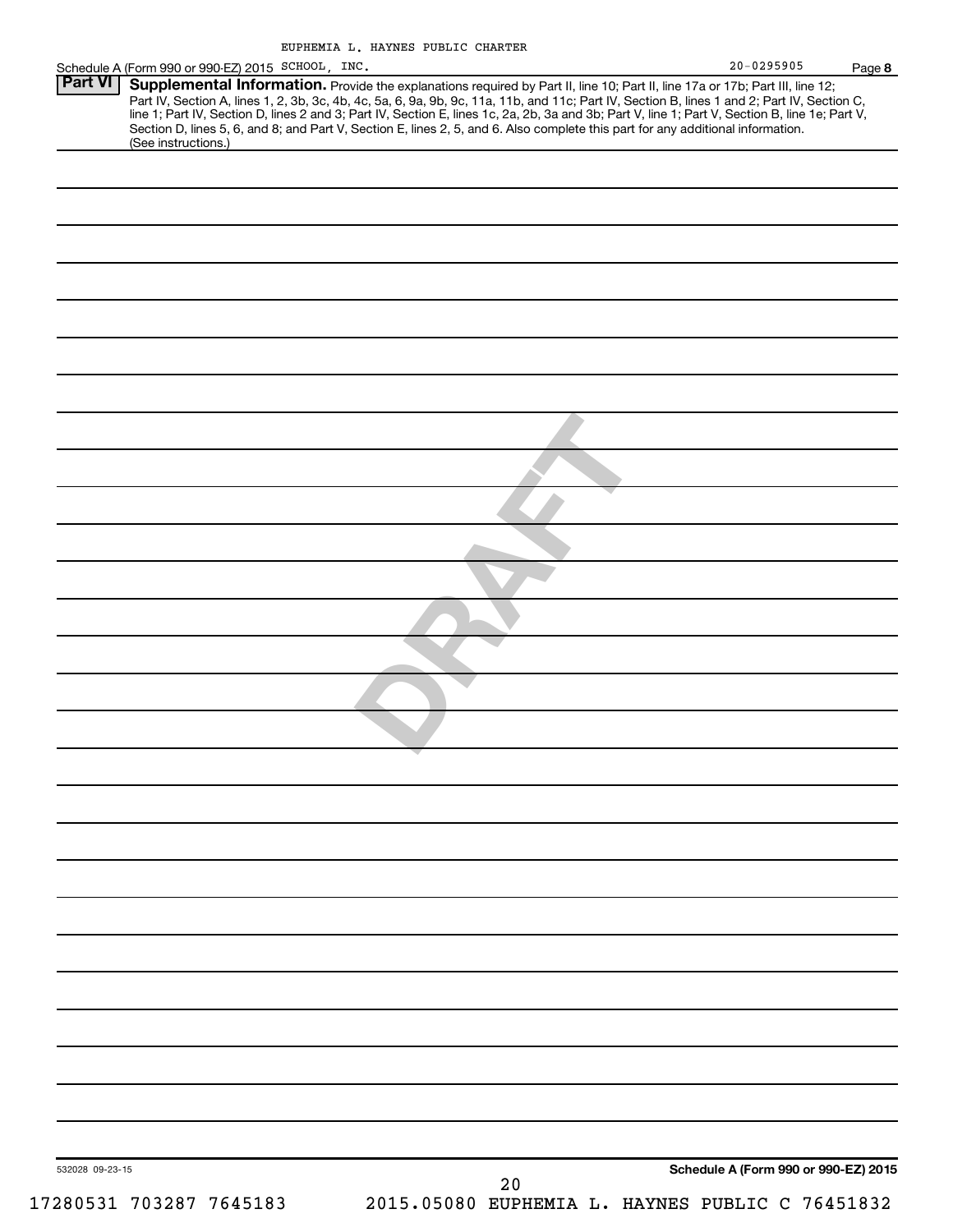EUPHEMIA L. HAYNES PUBLIC CHARTER

Schedule A (Form 990 or 990-EZ) 2015 SCHOOL, INC. 20-0295905 Page **8**

**Part VI** **Supplemental Information.** Provide the explanations required by Part II, line 10; Part II, line 17a or 17b; Part III, line 12; Part IV, Section A, lines 1, 2, 3b, 3c, 4b, 4c, 5a, 6, 9a, 9b, 9c, 11a, 11b, and 11c; Part IV, Section B, lines 1 and 2; Part IV, Section C, line 1; Part IV, Section D, lines 2 and 3; Part IV, Section E, lines 1c, 2a, 2b, 3a and 3b; Part V, line 1; Part V, Section B, line 1e; Part V, Section D, lines 5, 6, and 8; and Part V, Section E, lines 2, 5, and 6. Also complete this part for any additional information. (See instructions.)

DRAFT

532028 09-23-15

**Schedule A (Form 990 or 990-EZ) 2015**

17280531 703287 7645183 2015.05080 EUPHEMIA L. HAYNES PUBLIC C 76451832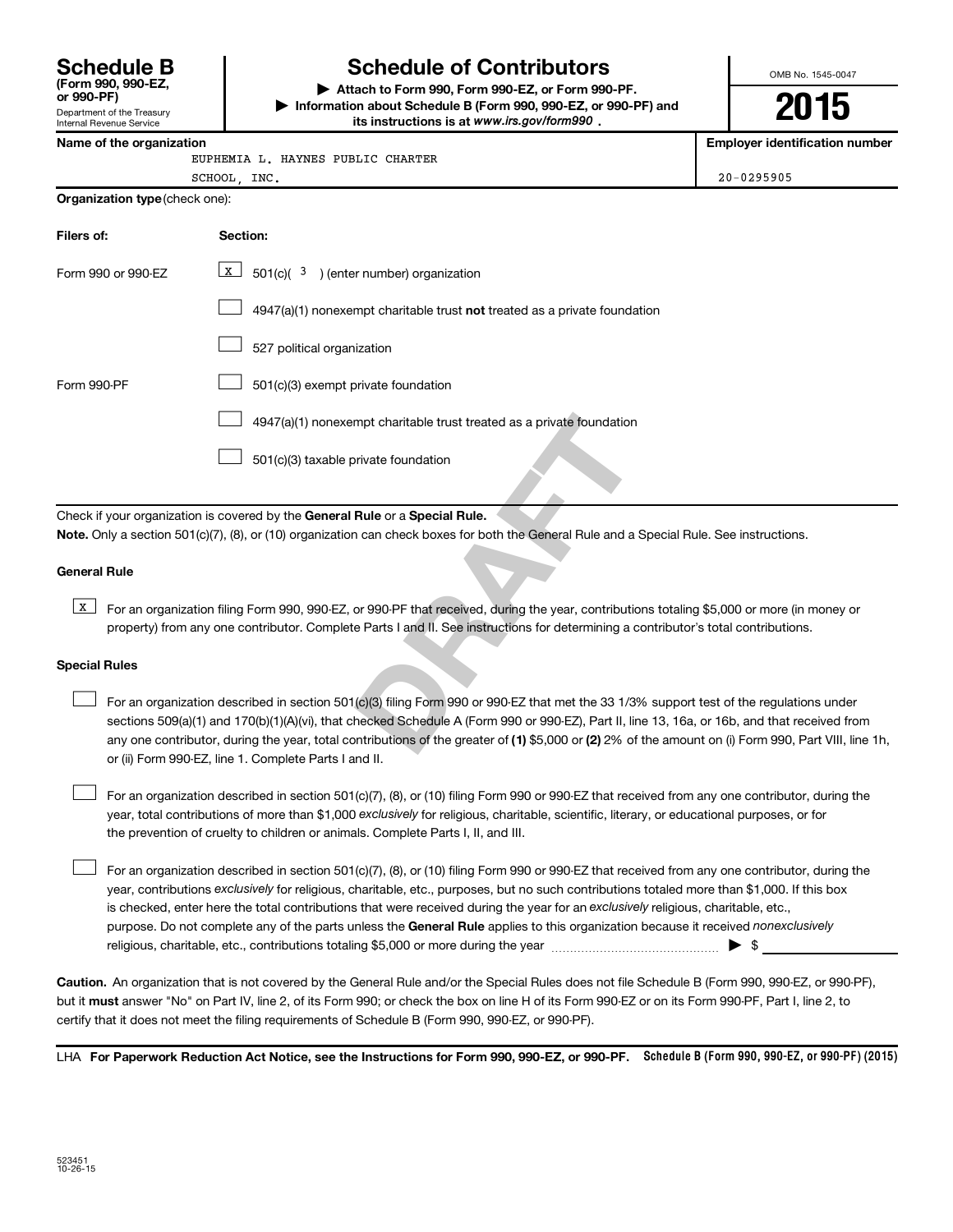# Schedule B (Form 990, 990-EZ, or 990-PF)

Department of the Treasury
Internal Revenue Service

## Schedule of Contributors

▶ **Attach to Form 990, Form 990-EZ, or Form 990-PF.**

▶ **Information about Schedule B (Form 990, 990-EZ, or 990-PF) and its instructions is at *www.irs.gov/form990*.**

OMB No. 1545-0047

**2015**

| Name of the organization | Employer identification number |
|---|---|
| EUPHEMIA L. HAYNES PUBLIC CHARTER SCHOOL, INC. | 20-0295905 |

**Organization type** (check one):

| Filers of: | Section: |
|---|---|
| Form 990 or 990-EZ | [X] 501(c)( 3 ) (enter number) organization |
| | [ ] 4947(a)(1) nonexempt charitable trust **not** treated as a private foundation |
| | [ ] 527 political organization |
| Form 990-PF | [ ] 501(c)(3) exempt private foundation |
| | [ ] 4947(a)(1) nonexempt charitable trust treated as a private foundation |
| | [ ] 501(c)(3) taxable private foundation |

Check if your organization is covered by the **General Rule** or a **Special Rule.**

**Note.** Only a section 501(c)(7), (8), or (10) organization can check boxes for both the General Rule and a Special Rule. See instructions.

**General Rule**

[X] For an organization filing Form 990, 990-EZ, or 990-PF that received, during the year, contributions totaling $5,000 or more (in money or property) from any one contributor. Complete Parts I and II. See instructions for determining a contributor's total contributions.

**Special Rules**

[ ] For an organization described in section 501(c)(3) filing Form 990 or 990-EZ that met the 33 1/3% support test of the regulations under sections 509(a)(1) and 170(b)(1)(A)(vi), that checked Schedule A (Form 990 or 990-EZ), Part II, line 13, 16a, or 16b, and that received from any one contributor, during the year, total contributions of the greater of **(1)** $5,000 or **(2)** 2% of the amount on (i) Form 990, Part VIII, line 1h, or (ii) Form 990-EZ, line 1. Complete Parts I and II.

[ ] For an organization described in section 501(c)(7), (8), or (10) filing Form 990 or 990-EZ that received from any one contributor, during the year, total contributions of more than $1,000 *exclusively* for religious, charitable, scientific, literary, or educational purposes, or for the prevention of cruelty to children or animals. Complete Parts I, II, and III.

[ ] For an organization described in section 501(c)(7), (8), or (10) filing Form 990 or 990-EZ that received from any one contributor, during the year, contributions *exclusively* for religious, charitable, etc., purposes, but no such contributions totaled more than $1,000. If this box is checked, enter here the total contributions that were received during the year for an *exclusively* religious, charitable, etc., purpose. Do not complete any of the parts unless the **General Rule** applies to this organization because it received *nonexclusively* religious, charitable, etc., contributions totaling $5,000 or more during the year ▶ $

**Caution.** An organization that is not covered by the General Rule and/or the Special Rules does not file Schedule B (Form 990, 990-EZ, or 990-PF), but it **must** answer "No" on Part IV, line 2, of its Form 990; or check the box on line H of its Form 990-EZ or on its Form 990-PF, Part I, line 2, to certify that it does not meet the filing requirements of Schedule B (Form 990, 990-EZ, or 990-PF).

LHA **For Paperwork Reduction Act Notice, see the Instructions for Form 990, 990-EZ, or 990-PF.** **Schedule B (Form 990, 990-EZ, or 990-PF) (2015)**

523451
10-26-15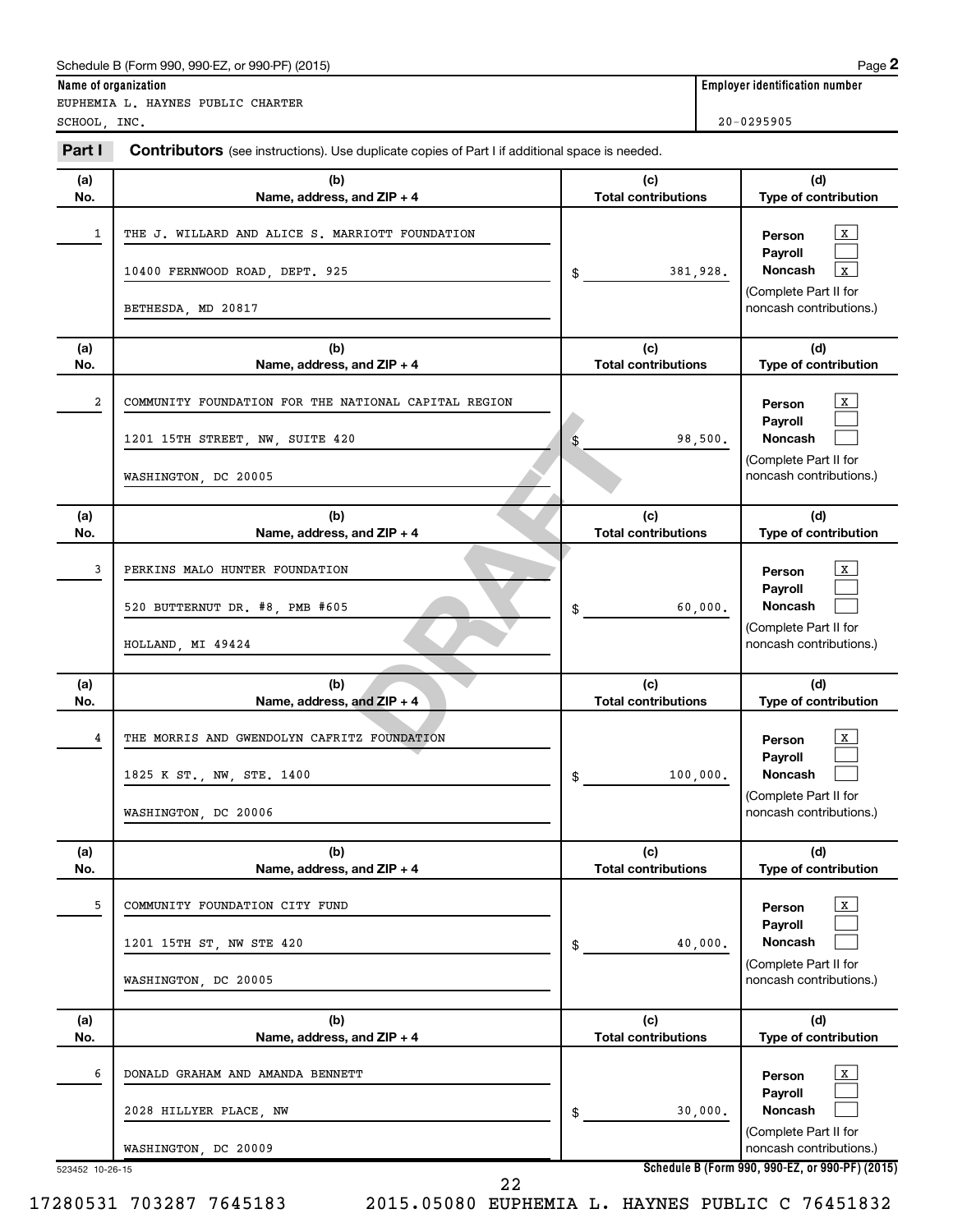Schedule B (Form 990, 990-EZ, or 990-PF) (2015)

**Name of organization**
EUPHEMIA L. HAYNES PUBLIC CHARTER SCHOOL, INC.

**Employer identification number**
20-0295905

**Part I** **Contributors** (see instructions). Use duplicate copies of Part I if additional space is needed.

| (a) No. | (b) Name, address, and ZIP + 4 | (c) Total contributions | (d) Type of contribution |
|---|---|---|---|
| 1 | THE J. WILLARD AND ALICE S. MARRIOTT FOUNDATION<br>10400 FERNWOOD ROAD, DEPT. 925<br>BETHESDA, MD 20817 | $ 381,928. | Person [X]<br>Payroll [ ]<br>Noncash [X]<br>(Complete Part II for noncash contributions.) |
| 2 | COMMUNITY FOUNDATION FOR THE NATIONAL CAPITAL REGION<br>1201 15TH STREET, NW, SUITE 420<br>WASHINGTON, DC 20005 | $ 98,500. | Person [X]<br>Payroll [ ]<br>Noncash [ ]<br>(Complete Part II for noncash contributions.) |
| 3 | PERKINS MALO HUNTER FOUNDATION<br>520 BUTTERNUT DR. #8, PMB #605<br>HOLLAND, MI 49424 | $ 60,000. | Person [X]<br>Payroll [ ]<br>Noncash [ ]<br>(Complete Part II for noncash contributions.) |
| 4 | THE MORRIS AND GWENDOLYN CAFRITZ FOUNDATION<br>1825 K ST., NW, STE. 1400<br>WASHINGTON, DC 20006 | $ 100,000. | Person [X]<br>Payroll [ ]<br>Noncash [ ]<br>(Complete Part II for noncash contributions.) |
| 5 | COMMUNITY FOUNDATION CITY FUND<br>1201 15TH ST, NW STE 420<br>WASHINGTON, DC 20005 | $ 40,000. | Person [X]<br>Payroll [ ]<br>Noncash [ ]<br>(Complete Part II for noncash contributions.) |
| 6 | DONALD GRAHAM AND AMANDA BENNETT<br>2028 HILLYER PLACE, NW<br>WASHINGTON, DC 20009 | $ 30,000. | Person [X]<br>Payroll [ ]<br>Noncash [ ]<br>(Complete Part II for noncash contributions.) |

523452 10-26-15

DRAFT

17280531 703287 7645183 2015.05080 EUPHEMIA L. HAYNES PUBLIC C 76451832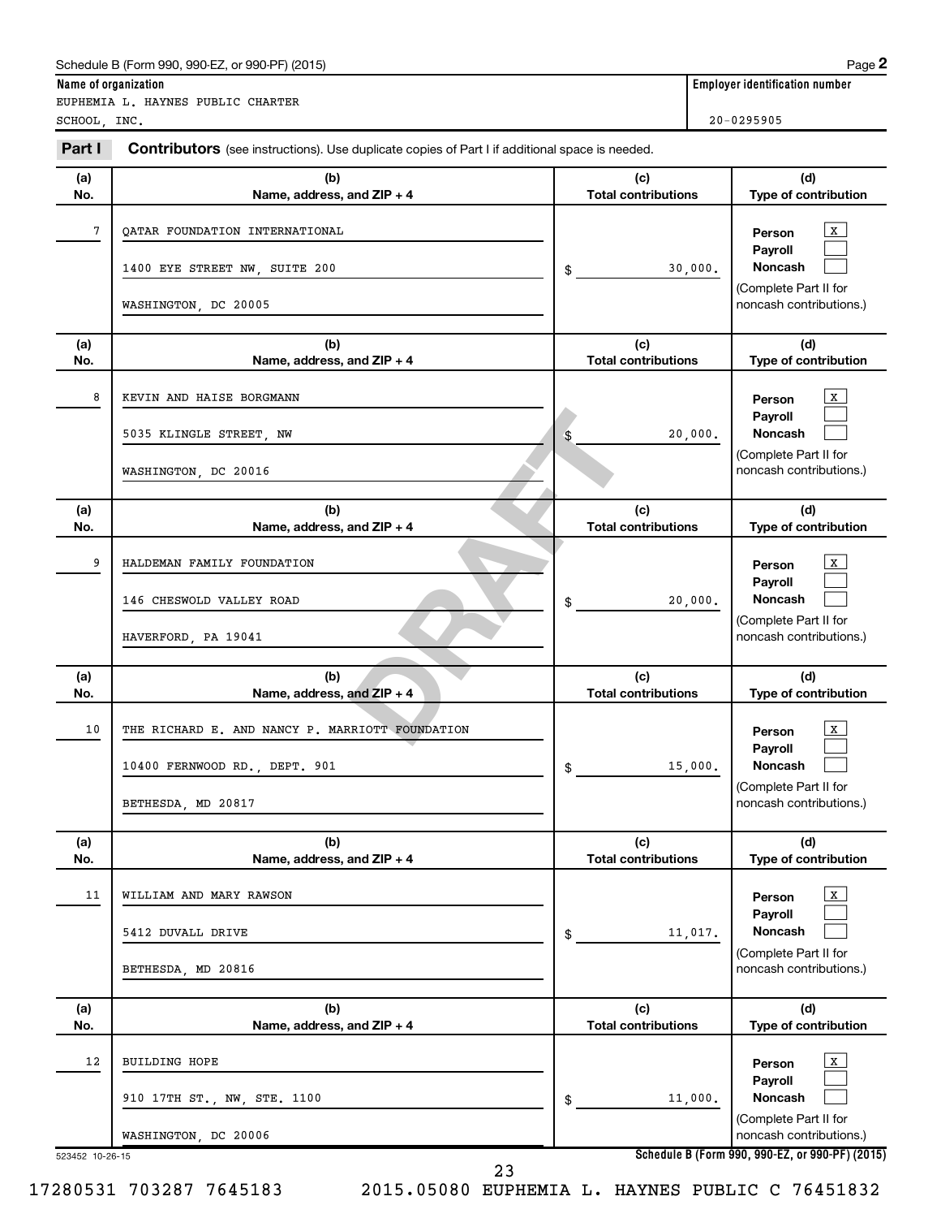Schedule B (Form 990, 990-EZ, or 990-PF) (2015) Page **2**

**Name of organization**

EUPHEMIA L. HAYNES PUBLIC CHARTER SCHOOL, INC.

**Employer identification number**

20-0295905

**Part I** **Contributors** (see instructions). Use duplicate copies of Part I if additional space is needed.

| (a) No. | (b) Name, address, and ZIP + 4 | (c) Total contributions | (d) Type of contribution |
|---|---|---|---|
| 7 | QATAR FOUNDATION INTERNATIONAL<br>1400 EYE STREET NW, SUITE 200<br>WASHINGTON, DC 20005 | $ 30,000. | Person [X]<br>Payroll [ ]<br>Noncash [ ]<br>(Complete Part II for noncash contributions.) |
| 8 | KEVIN AND HAISE BORGMANN<br>5035 KLINGLE STREET, NW<br>WASHINGTON, DC 20016 | $ 20,000. | Person [X]<br>Payroll [ ]<br>Noncash [ ]<br>(Complete Part II for noncash contributions.) |
| 9 | HALDEMAN FAMILY FOUNDATION<br>146 CHESWOLD VALLEY ROAD<br>HAVERFORD, PA 19041 | $ 20,000. | Person [X]<br>Payroll [ ]<br>Noncash [ ]<br>(Complete Part II for noncash contributions.) |
| 10 | THE RICHARD E. AND NANCY P. MARRIOTT FOUNDATION<br>10400 FERNWOOD RD., DEPT. 901<br>BETHESDA, MD 20817 | $ 15,000. | Person [X]<br>Payroll [ ]<br>Noncash [ ]<br>(Complete Part II for noncash contributions.) |
| 11 | WILLIAM AND MARY RAWSON<br>5412 DUVALL DRIVE<br>BETHESDA, MD 20816 | $ 11,017. | Person [X]<br>Payroll [ ]<br>Noncash [ ]<br>(Complete Part II for noncash contributions.) |
| 12 | BUILDING HOPE<br>910 17TH ST., NW, STE. 1100<br>WASHINGTON, DC 20006 | $ 11,000. | Person [X]<br>Payroll [ ]<br>Noncash [ ]<br>(Complete Part II for noncash contributions.) |

523452 10-26-15

**Schedule B (Form 990, 990-EZ, or 990-PF) (2015)**

DRAFT

17280531 703287 7645183 2015.05080 EUPHEMIA L. HAYNES PUBLIC C 76451832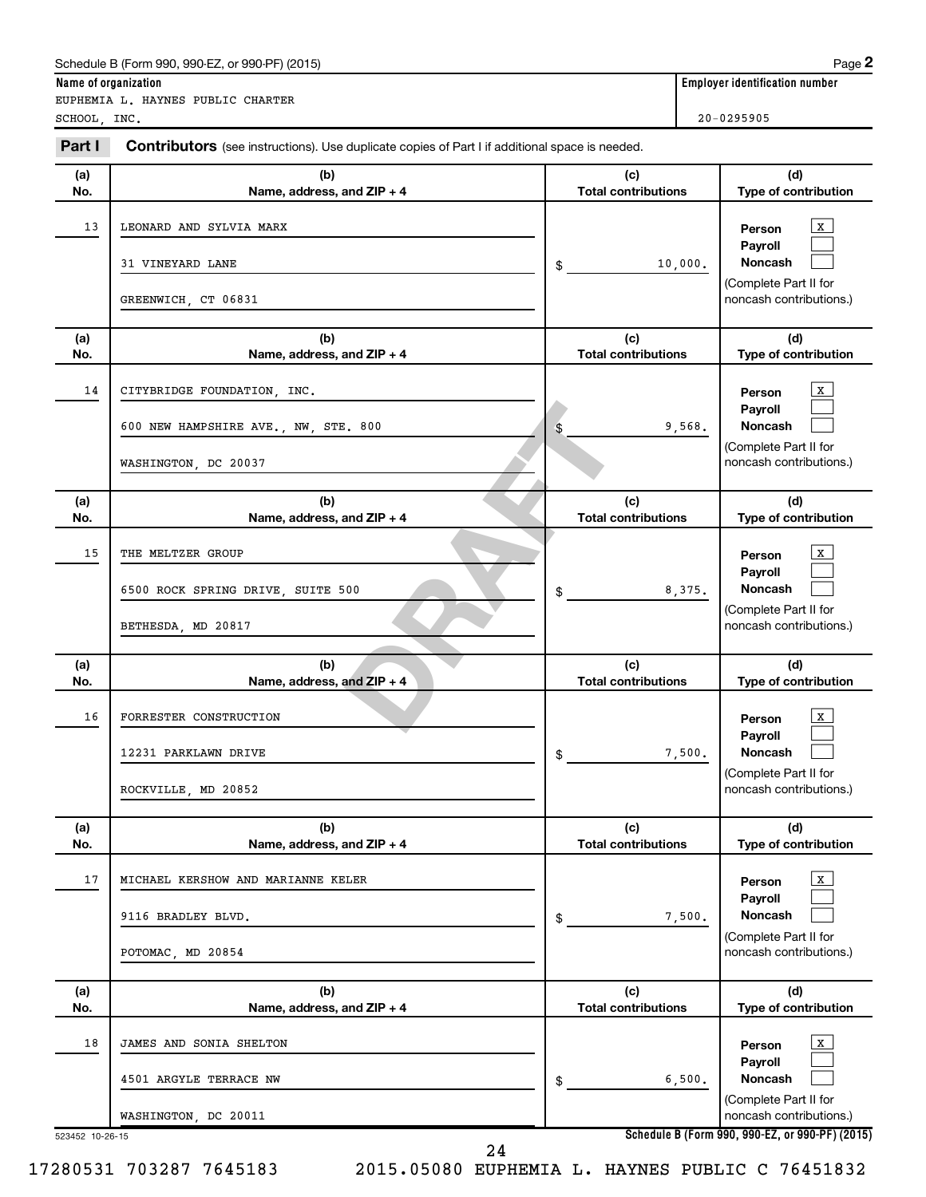Schedule B (Form 990, 990-EZ, or 990-PF) (2015)

**Name of organization**

EUPHEMIA L. HAYNES PUBLIC CHARTER SCHOOL, INC.

**Employer identification number**

20-0295905

**Part I** **Contributors** (see instructions). Use duplicate copies of Part I if additional space is needed.

| (a) No. | (b) Name, address, and ZIP + 4 | (c) Total contributions | (d) Type of contribution |
|---|---|---|---|
| 13 | LEONARD AND SYLVIA MARX<br>31 VINEYARD LANE<br>GREENWICH, CT 06831 | $ 10,000. | Person [X]<br>Payroll [ ]<br>Noncash [ ]<br>(Complete Part II for noncash contributions.) |
| 14 | CITYBRIDGE FOUNDATION, INC.<br>600 NEW HAMPSHIRE AVE., NW, STE. 800<br>WASHINGTON, DC 20037 | $ 9,568. | Person [X]<br>Payroll [ ]<br>Noncash [ ]<br>(Complete Part II for noncash contributions.) |
| 15 | THE MELTZER GROUP<br>6500 ROCK SPRING DRIVE, SUITE 500<br>BETHESDA, MD 20817 | $ 8,375. | Person [X]<br>Payroll [ ]<br>Noncash [ ]<br>(Complete Part II for noncash contributions.) |
| 16 | FORRESTER CONSTRUCTION<br>12231 PARKLAWN DRIVE<br>ROCKVILLE, MD 20852 | $ 7,500. | Person [X]<br>Payroll [ ]<br>Noncash [ ]<br>(Complete Part II for noncash contributions.) |
| 17 | MICHAEL KERSHOW AND MARIANNE KELER<br>9116 BRADLEY BLVD.<br>POTOMAC, MD 20854 | $ 7,500. | Person [X]<br>Payroll [ ]<br>Noncash [ ]<br>(Complete Part II for noncash contributions.) |
| 18 | JAMES AND SONIA SHELTON<br>4501 ARGYLE TERRACE NW<br>WASHINGTON, DC 20011 | $ 6,500. | Person [X]<br>Payroll [ ]<br>Noncash [ ]<br>(Complete Part II for noncash contributions.) |

523452 10-26-15

Schedule B (Form 990, 990-EZ, or 990-PF) (2015)

17280531 703287 7645183 2015.05080 EUPHEMIA L. HAYNES PUBLIC C 76451832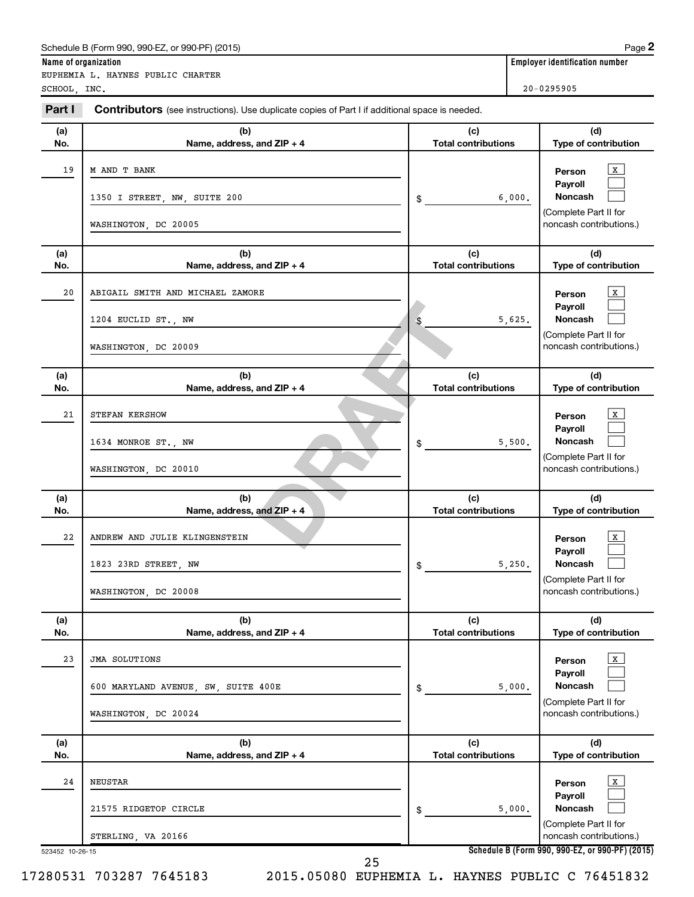Schedule B (Form 990, 990-EZ, or 990-PF) (2015)

**Name of organization**

EUPHEMIA L. HAYNES PUBLIC CHARTER SCHOOL, INC.

**Employer identification number**

20-0295905

**Part I** **Contributors** (see instructions). Use duplicate copies of Part I if additional space is needed.

| (a) No. | (b) Name, address, and ZIP + 4 | (c) Total contributions | (d) Type of contribution |
|---|---|---|---|
| 19 | M AND T BANK<br>1350 I STREET, NW, SUITE 200<br>WASHINGTON, DC 20005 | $ 6,000. | Person [X]<br>Payroll [ ]<br>Noncash [ ]<br>(Complete Part II for noncash contributions.) |
| 20 | ABIGAIL SMITH AND MICHAEL ZAMORE<br>1204 EUCLID ST., NW<br>WASHINGTON, DC 20009 | $ 5,625. | Person [X]<br>Payroll [ ]<br>Noncash [ ]<br>(Complete Part II for noncash contributions.) |
| 21 | STEFAN KERSHOW<br>1634 MONROE ST., NW<br>WASHINGTON, DC 20010 | $ 5,500. | Person [X]<br>Payroll [ ]<br>Noncash [ ]<br>(Complete Part II for noncash contributions.) |
| 22 | ANDREW AND JULIE KLINGENSTEIN<br>1823 23RD STREET, NW<br>WASHINGTON, DC 20008 | $ 5,250. | Person [X]<br>Payroll [ ]<br>Noncash [ ]<br>(Complete Part II for noncash contributions.) |
| 23 | JMA SOLUTIONS<br>600 MARYLAND AVENUE, SW, SUITE 400E<br>WASHINGTON, DC 20024 | $ 5,000. | Person [X]<br>Payroll [ ]<br>Noncash [ ]<br>(Complete Part II for noncash contributions.) |
| 24 | NEUSTAR<br>21575 RIDGETOP CIRCLE<br>STERLING, VA 20166 | $ 5,000. | Person [X]<br>Payroll [ ]<br>Noncash [ ]<br>(Complete Part II for noncash contributions.) |

DRAFT

523452 10-26-15

**Schedule B (Form 990, 990-EZ, or 990-PF) (2015)**

17280531 703287 7645183 2015.05080 EUPHEMIA L. HAYNES PUBLIC C 76451832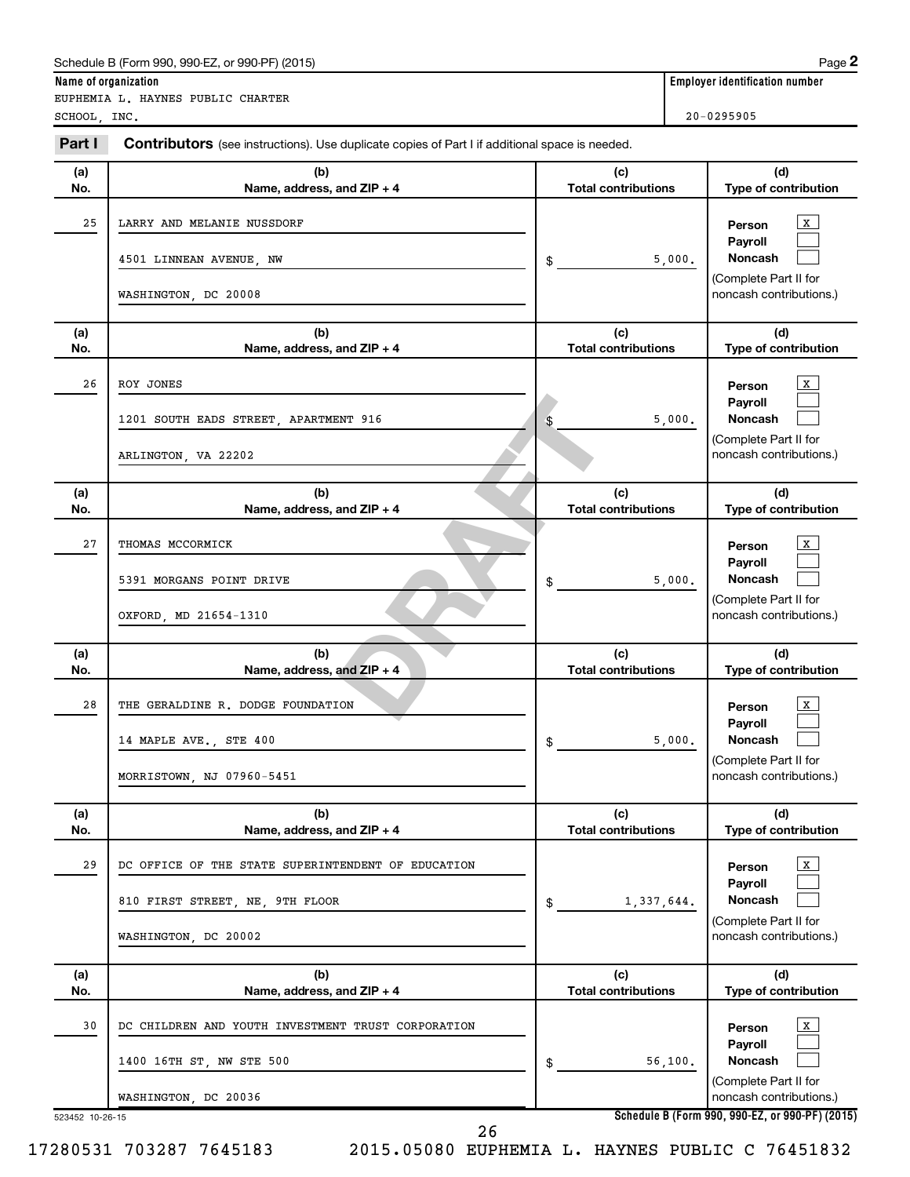Schedule B (Form 990, 990-EZ, or 990-PF) (2015)

**Name of organization**

EUPHEMIA L. HAYNES PUBLIC CHARTER SCHOOL, INC.

**Employer identification number**

20-0295905

## Part I — Contributors (see instructions). Use duplicate copies of Part I if additional space is needed.

| (a) No. | (b) Name, address, and ZIP + 4 | (c) Total contributions | (d) Type of contribution |
|---|---|---|---|
| 25 | LARRY AND MELANIE NUSSDORF<br>4501 LINNEAN AVENUE, NW<br>WASHINGTON, DC 20008 | $ 5,000. | Person [X]<br>Payroll [ ]<br>Noncash [ ]<br>(Complete Part II for noncash contributions.) |
| 26 | ROY JONES<br>1201 SOUTH EADS STREET, APARTMENT 916<br>ARLINGTON, VA 22202 | $ 5,000. | Person [X]<br>Payroll [ ]<br>Noncash [ ]<br>(Complete Part II for noncash contributions.) |
| 27 | THOMAS MCCORMICK<br>5391 MORGANS POINT DRIVE<br>OXFORD, MD 21654-1310 | $ 5,000. | Person [X]<br>Payroll [ ]<br>Noncash [ ]<br>(Complete Part II for noncash contributions.) |
| 28 | THE GERALDINE R. DODGE FOUNDATION<br>14 MAPLE AVE., STE 400<br>MORRISTOWN, NJ 07960-5451 | $ 5,000. | Person [X]<br>Payroll [ ]<br>Noncash [ ]<br>(Complete Part II for noncash contributions.) |
| 29 | DC OFFICE OF THE STATE SUPERINTENDENT OF EDUCATION<br>810 FIRST STREET, NE, 9TH FLOOR<br>WASHINGTON, DC 20002 | $ 1,337,644. | Person [X]<br>Payroll [ ]<br>Noncash [ ]<br>(Complete Part II for noncash contributions.) |
| 30 | DC CHILDREN AND YOUTH INVESTMENT TRUST CORPORATION<br>1400 16TH ST, NW STE 500<br>WASHINGTON, DC 20036 | $ 56,100. | Person [X]<br>Payroll [ ]<br>Noncash [ ]<br>(Complete Part II for noncash contributions.) |

DRAFT

523452 10-26-15

Schedule B (Form 990, 990-EZ, or 990-PF) (2015)

17280531 703287 7645183 2015.05080 EUPHEMIA L. HAYNES PUBLIC C 76451832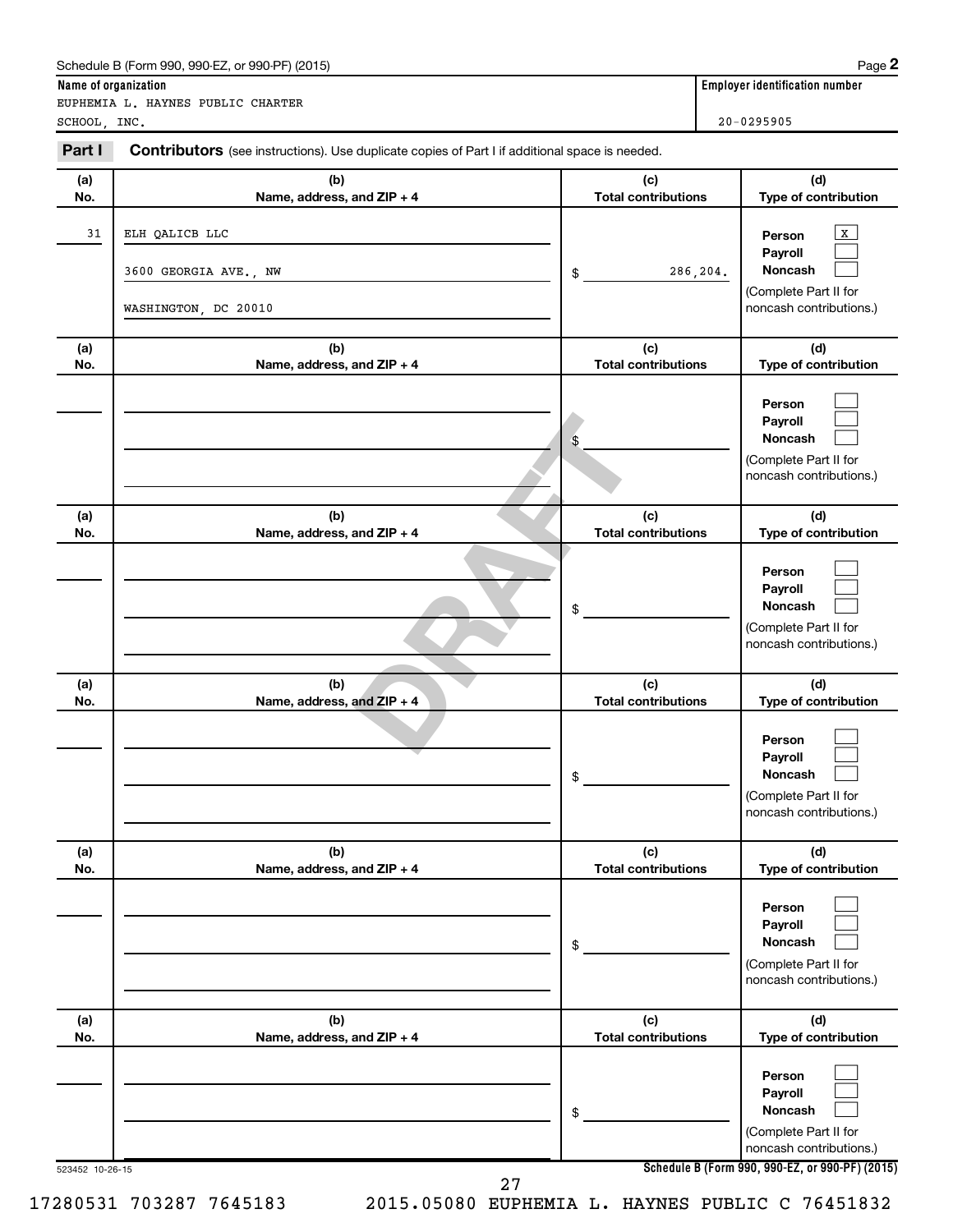Schedule B (Form 990, 990-EZ, or 990-PF) (2015)

**Name of organization**

EUPHEMIA L. HAYNES PUBLIC CHARTER SCHOOL, INC.

**Employer identification number**

20-0295905

**Part I** **Contributors** (see instructions). Use duplicate copies of Part I if additional space is needed.

| (a) No. | (b) Name, address, and ZIP + 4 | (c) Total contributions | (d) Type of contribution |
|---|---|---|---|
| 31 | ELH QALICB LLC<br>3600 GEORGIA AVE., NW<br>WASHINGTON, DC 20010 | $ 286,204. | Person [X]<br>Payroll [ ]<br>Noncash [ ]<br>(Complete Part II for noncash contributions.) |
| | | $ | Person [ ]<br>Payroll [ ]<br>Noncash [ ]<br>(Complete Part II for noncash contributions.) |
| | | $ | Person [ ]<br>Payroll [ ]<br>Noncash [ ]<br>(Complete Part II for noncash contributions.) |
| | | $ | Person [ ]<br>Payroll [ ]<br>Noncash [ ]<br>(Complete Part II for noncash contributions.) |
| | | $ | Person [ ]<br>Payroll [ ]<br>Noncash [ ]<br>(Complete Part II for noncash contributions.) |
| | | $ | Person [ ]<br>Payroll [ ]<br>Noncash [ ]<br>(Complete Part II for noncash contributions.) |

DRAFT

523452 10-26-15

**Schedule B (Form 990, 990-EZ, or 990-PF) (2015)**

17280531 703287 7645183 2015.05080 EUPHEMIA L. HAYNES PUBLIC C 76451832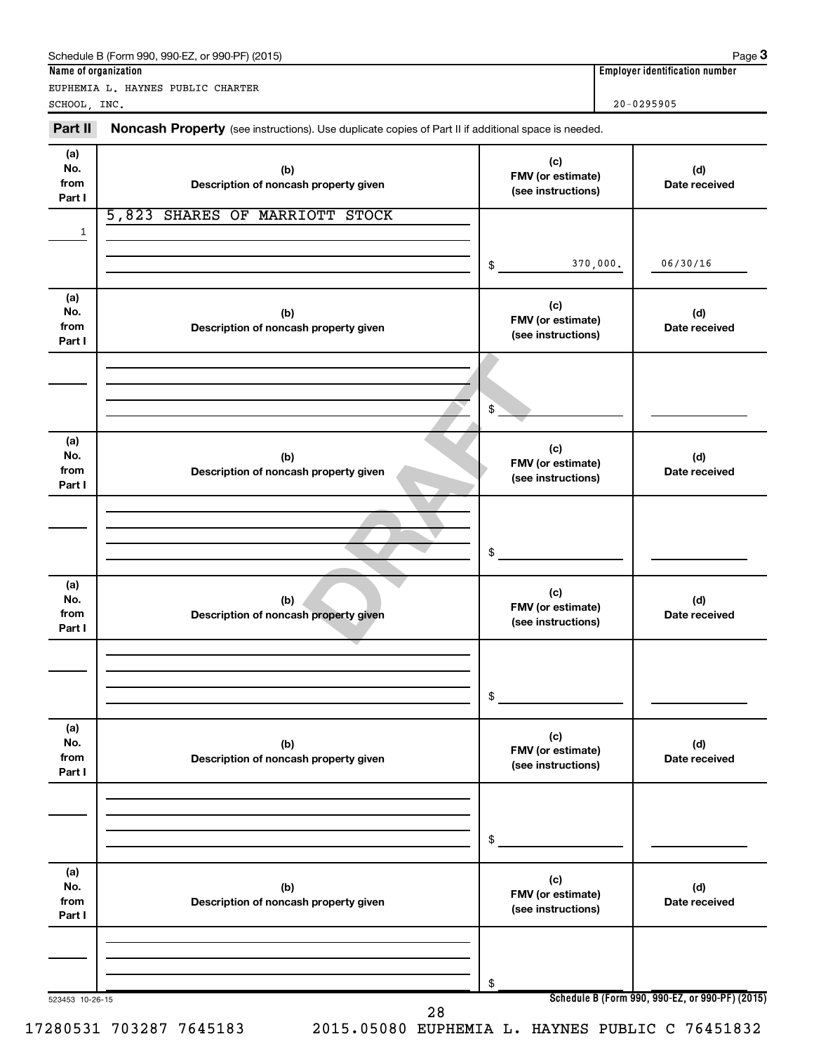Schedule B (Form 990, 990-EZ, or 990-PF) (2015)

**Name of organization**

EUPHEMIA L. HAYNES PUBLIC CHARTER SCHOOL, INC.

**Employer identification number**

20-0295905

**Part II** **Noncash Property** (see instructions). Use duplicate copies of Part II if additional space is needed.

| (a) No. from Part I | (b) Description of noncash property given | (c) FMV (or estimate) (see instructions) | (d) Date received |
|---|---|---|---|
| 1 | 5,823 SHARES OF MARRIOTT STOCK | $ 370,000. | 06/30/16 |

| (a) No. from Part I | (b) Description of noncash property given | (c) FMV (or estimate) (see instructions) | (d) Date received |
|---|---|---|---|
| | | $ | |

| (a) No. from Part I | (b) Description of noncash property given | (c) FMV (or estimate) (see instructions) | (d) Date received |
|---|---|---|---|
| | | $ | |

| (a) No. from Part I | (b) Description of noncash property given | (c) FMV (or estimate) (see instructions) | (d) Date received |
|---|---|---|---|
| | | $ | |

| (a) No. from Part I | (b) Description of noncash property given | (c) FMV (or estimate) (see instructions) | (d) Date received |
|---|---|---|---|
| | | $ | |

| (a) No. from Part I | (b) Description of noncash property given | (c) FMV (or estimate) (see instructions) | (d) Date received |
|---|---|---|---|
| | | $ | |

DRAFT

523453 10-26-15

**Schedule B (Form 990, 990-EZ, or 990-PF) (2015)**

17280531 703287 7645183 2015.05080 EUPHEMIA L. HAYNES PUBLIC C 76451832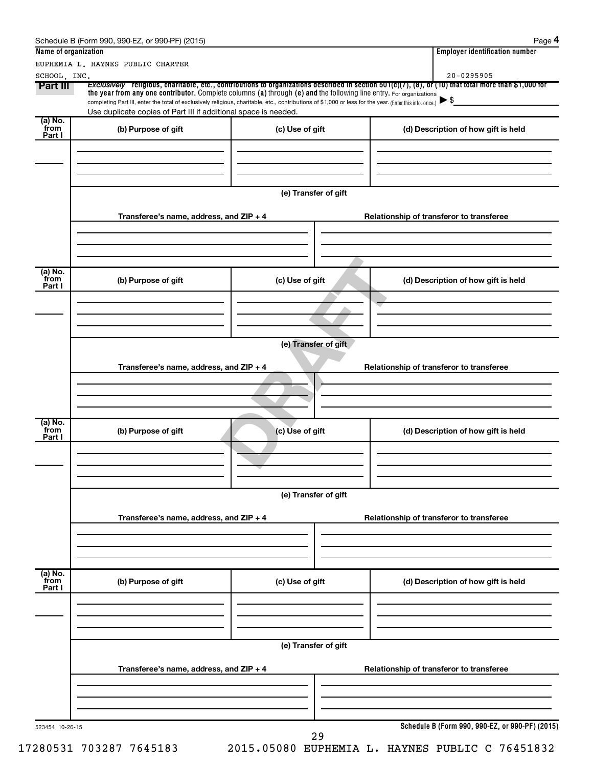Schedule B (Form 990, 990-EZ, or 990-PF) (2015) Page **4**

**Name of organization**

EUPHEMIA L. HAYNES PUBLIC CHARTER SCHOOL, INC.

**Employer identification number**

20-0295905

**Part III** *Exclusively* **religious, charitable, etc., contributions to organizations described in section 501(c)(7), (8), or (10) that total more than $1,000 for the year from any one contributor.** Complete columns **(a)** through **(e)** and the following line entry. For organizations completing Part III, enter the total of exclusively religious, charitable, etc., contributions of $1,000 or less for the year. (Enter this info. once.) ▶ $

Use duplicate copies of Part III if additional space is needed.

| (a) No. from Part I | (b) Purpose of gift | (c) Use of gift | (d) Description of how gift is held |
|---|---|---|---|
| | | | |

(e) Transfer of gift

| Transferee's name, address, and ZIP + 4 | Relationship of transferor to transferee |
|---|---|
| | |

| (a) No. from Part I | (b) Purpose of gift | (c) Use of gift | (d) Description of how gift is held |
|---|---|---|---|
| | | | |

(e) Transfer of gift

| Transferee's name, address, and ZIP + 4 | Relationship of transferor to transferee |
|---|---|
| | |

| (a) No. from Part I | (b) Purpose of gift | (c) Use of gift | (d) Description of how gift is held |
|---|---|---|---|
| | | | |

(e) Transfer of gift

| Transferee's name, address, and ZIP + 4 | Relationship of transferor to transferee |
|---|---|
| | |

| (a) No. from Part I | (b) Purpose of gift | (c) Use of gift | (d) Description of how gift is held |
|---|---|---|---|
| | | | |

(e) Transfer of gift

| Transferee's name, address, and ZIP + 4 | Relationship of transferor to transferee |
|---|---|
| | |

DRAFT

523454 10-26-15

**Schedule B (Form 990, 990-EZ, or 990-PF) (2015)**

17280531 703287 7645183 2015.05080 EUPHEMIA L. HAYNES PUBLIC C 76451832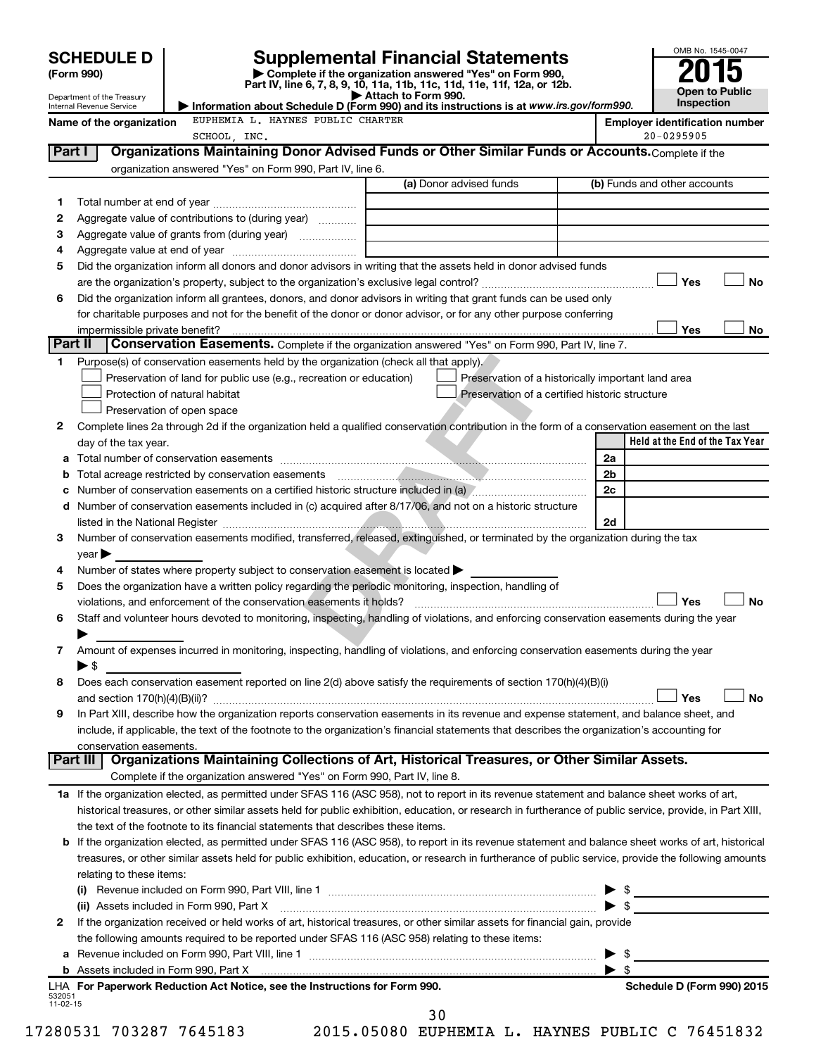# SCHEDULE D (Form 990)

Department of the Treasury
Internal Revenue Service

## Supplemental Financial Statements

▶ Complete if the organization answered "Yes" on Form 990, Part IV, line 6, 7, 8, 9, 10, 11a, 11b, 11c, 11d, 11e, 11f, 12a, or 12b.
▶ Attach to Form 990.
▶ Information about Schedule D (Form 990) and its instructions is at *www.irs.gov/form990.*

OMB No. 1545-0047
**2015**
**Open to Public Inspection**

**Name of the organization:** EUPHEMIA L. HAYNES PUBLIC CHARTER SCHOOL, INC.
**Employer identification number:** 20-0295905

### Part I — Organizations Maintaining Donor Advised Funds or Other Similar Funds or Accounts. Complete if the organization answered "Yes" on Form 990, Part IV, line 6.

| | | (a) Donor advised funds | (b) Funds and other accounts |
|---|---|---|---|
| 1 | Total number at end of year | | |
| 2 | Aggregate value of contributions to (during year) | | |
| 3 | Aggregate value of grants from (during year) | | |
| 4 | Aggregate value at end of year | | |

5 Did the organization inform all donors and donor advisors in writing that the assets held in donor advised funds are the organization's property, subject to the organization's exclusive legal control? ☐ Yes ☐ No

6 Did the organization inform all grantees, donors, and donor advisors in writing that grant funds can be used only for charitable purposes and not for the benefit of the donor or donor advisor, or for any other purpose conferring impermissible private benefit? ☐ Yes ☐ No

### Part II — Conservation Easements. Complete if the organization answered "Yes" on Form 990, Part IV, line 7.

1 Purpose(s) of conservation easements held by the organization (check all that apply).
- ☐ Preservation of land for public use (e.g., recreation or education)
- ☐ Protection of natural habitat
- ☐ Preservation of open space
- ☐ Preservation of a historically important land area
- ☐ Preservation of a certified historic structure

2 Complete lines 2a through 2d if the organization held a qualified conservation contribution in the form of a conservation easement on the last day of the tax year.

| | | | Held at the End of the Tax Year |
|---|---|---|---|
| a | Total number of conservation easements | 2a | |
| b | Total acreage restricted by conservation easements | 2b | |
| c | Number of conservation easements on a certified historic structure included in (a) | 2c | |
| d | Number of conservation easements included in (c) acquired after 8/17/06, and not on a historic structure listed in the National Register | 2d | |

3 Number of conservation easements modified, transferred, released, extinguished, or terminated by the organization during the tax year ▶

4 Number of states where property subject to conservation easement is located ▶

5 Does the organization have a written policy regarding the periodic monitoring, inspection, handling of violations, and enforcement of the conservation easements it holds? ☐ Yes ☐ No

6 Staff and volunteer hours devoted to monitoring, inspecting, handling of violations, and enforcing conservation easements during the year ▶

7 Amount of expenses incurred in monitoring, inspecting, handling of violations, and enforcing conservation easements during the year ▶ $

8 Does each conservation easement reported on line 2(d) above satisfy the requirements of section 170(h)(4)(B)(i) and section 170(h)(4)(B)(ii)? ☐ Yes ☐ No

9 In Part XIII, describe how the organization reports conservation easements in its revenue and expense statement, and balance sheet, and include, if applicable, the text of the footnote to the organization's financial statements that describes the organization's accounting for conservation easements.

### Part III — Organizations Maintaining Collections of Art, Historical Treasures, or Other Similar Assets. Complete if the organization answered "Yes" on Form 990, Part IV, line 8.

1a If the organization elected, as permitted under SFAS 116 (ASC 958), not to report in its revenue statement and balance sheet works of art, historical treasures, or other similar assets held for public exhibition, education, or research in furtherance of public service, provide, in Part XIII, the text of the footnote to its financial statements that describes these items.

b If the organization elected, as permitted under SFAS 116 (ASC 958), to report in its revenue statement and balance sheet works of art, historical treasures, or other similar assets held for public exhibition, education, or research in furtherance of public service, provide the following amounts relating to these items:

(i) Revenue included on Form 990, Part VIII, line 1 ▶ $

(ii) Assets included in Form 990, Part X ▶ $

2 If the organization received or held works of art, historical treasures, or other similar assets for financial gain, provide the following amounts required to be reported under SFAS 116 (ASC 958) relating to these items:

a Revenue included on Form 990, Part VIII, line 1 ▶ $

b Assets included in Form 990, Part X ▶ $

LHA **For Paperwork Reduction Act Notice, see the Instructions for Form 990.** **Schedule D (Form 990) 2015**

532051 11-02-15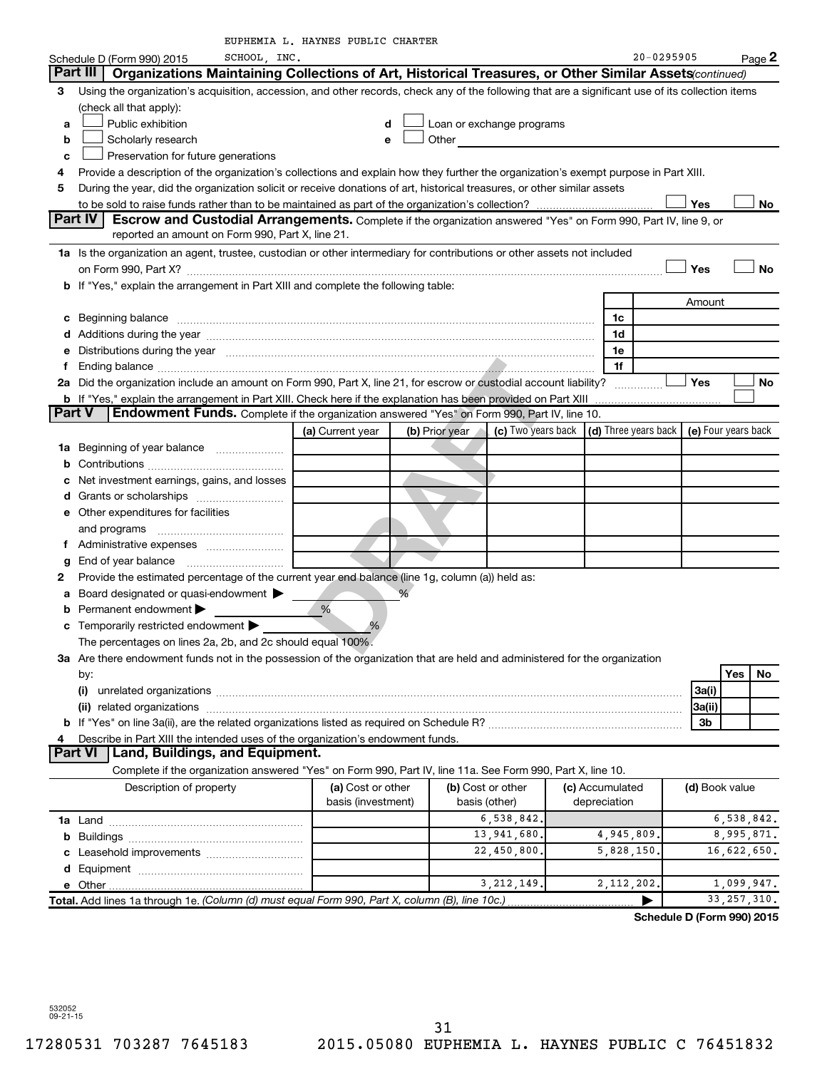EUPHEMIA L. HAYNES PUBLIC CHARTER SCHOOL, INC.

Schedule D (Form 990) 2015 — 20-0295905 — Page 2

## Part III Organizations Maintaining Collections of Art, Historical Treasures, or Other Similar Assets *(continued)*

3 Using the organization's acquisition, accession, and other records, check any of the following that are a significant use of its collection items (check all that apply):

- a ☐ Public exhibition
- b ☐ Scholarly research
- c ☐ Preservation for future generations
- d ☐ Loan or exchange programs
- e ☐ Other

4 Provide a description of the organization's collections and explain how they further the organization's exempt purpose in Part XIII.

5 During the year, did the organization solicit or receive donations of art, historical treasures, or other similar assets to be sold to raise funds rather than to be maintained as part of the organization's collection? ☐ Yes ☐ No

## Part IV Escrow and Custodial Arrangements.

Complete if the organization answered "Yes" on Form 990, Part IV, line 9, or reported an amount on Form 990, Part X, line 21.

1a Is the organization an agent, trustee, custodian or other intermediary for contributions or other assets not included on Form 990, Part X? ☐ Yes ☐ No

b If "Yes," explain the arrangement in Part XIII and complete the following table:

| | | Amount |
|---|---|---|
| c Beginning balance | 1c | |
| d Additions during the year | 1d | |
| e Distributions during the year | 1e | |
| f Ending balance | 1f | |

2a Did the organization include an amount on Form 990, Part X, line 21, for escrow or custodial account liability? ☐ Yes ☐ No

b If "Yes," explain the arrangement in Part XIII. Check here if the explanation has been provided on Part XIII ☐

## Part V Endowment Funds.

Complete if the organization answered "Yes" on Form 990, Part IV, line 10.

| | (a) Current year | (b) Prior year | (c) Two years back | (d) Three years back | (e) Four years back |
|---|---|---|---|---|---|
| 1a Beginning of year balance | | | | | |
| b Contributions | | | | | |
| c Net investment earnings, gains, and losses | | | | | |
| d Grants or scholarships | | | | | |
| e Other expenditures for facilities and programs | | | | | |
| f Administrative expenses | | | | | |
| g End of year balance | | | | | |

2 Provide the estimated percentage of the current year end balance (line 1g, column (a)) held as:

- a Board designated or quasi-endowment ▶ %
- b Permanent endowment ▶ %
- c Temporarily restricted endowment ▶ %

The percentages on lines 2a, 2b, and 2c should equal 100%.

3a Are there endowment funds not in the possession of the organization that are held and administered for the organization by:

| | | Yes | No |
|---|---|---|---|
| (i) unrelated organizations | 3a(i) | | |
| (ii) related organizations | 3a(ii) | | |
| b If "Yes" on line 3a(ii), are the related organizations listed as required on Schedule R? | 3b | | |

4 Describe in Part XIII the intended uses of the organization's endowment funds.

## Part VI Land, Buildings, and Equipment.

Complete if the organization answered "Yes" on Form 990, Part IV, line 11a. See Form 990, Part X, line 10.

| Description of property | (a) Cost or other basis (investment) | (b) Cost or other basis (other) | (c) Accumulated depreciation | (d) Book value |
|---|---|---|---|---|
| 1a Land | | 6,538,842. | | 6,538,842. |
| b Buildings | | 13,941,680. | 4,945,809. | 8,995,871. |
| c Leasehold improvements | | 22,450,800. | 5,828,150. | 16,622,650. |
| d Equipment | | | | |
| e Other | | 3,212,149. | 2,112,202. | 1,099,947. |
| **Total.** Add lines 1a through 1e. *(Column (d) must equal Form 990, Part X, column (B), line 10c.)* ▶ | | | | 33,257,310. |

**Schedule D (Form 990) 2015**

532052 09-21-15

17280531 703287 7645183 2015.05080 EUPHEMIA L. HAYNES PUBLIC C 76451832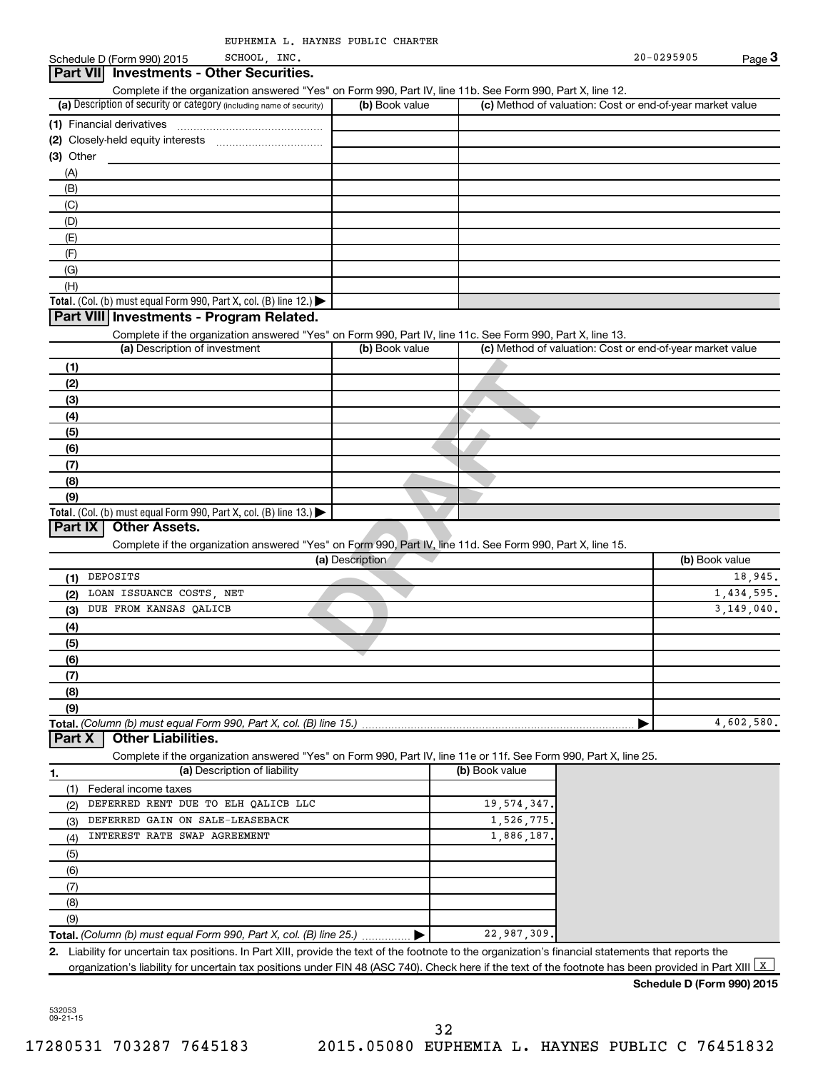EUPHEMIA L. HAYNES PUBLIC CHARTER SCHOOL, INC. 20-0295905

Schedule D (Form 990) 2015

## Part VII Investments - Other Securities.

Complete if the organization answered "Yes" on Form 990, Part IV, line 11b. See Form 990, Part X, line 12.

| (a) Description of security or category (including name of security) | (b) Book value | (c) Method of valuation: Cost or end-of-year market value |
|---|---|---|
| (1) Financial derivatives | | |
| (2) Closely-held equity interests | | |
| (3) Other | | |
| (A) | | |
| (B) | | |
| (C) | | |
| (D) | | |
| (E) | | |
| (F) | | |
| (G) | | |
| (H) | | |
| **Total.** (Col. (b) must equal Form 990, Part X, col. (B) line 12.) ▶ | | |

## Part VIII Investments - Program Related.

Complete if the organization answered "Yes" on Form 990, Part IV, line 11c. See Form 990, Part X, line 13.

| (a) Description of investment | (b) Book value | (c) Method of valuation: Cost or end-of-year market value |
|---|---|---|
| (1) | | |
| (2) | | |
| (3) | | |
| (4) | | |
| (5) | | |
| (6) | | |
| (7) | | |
| (8) | | |
| (9) | | |
| **Total.** (Col. (b) must equal Form 990, Part X, col. (B) line 13.) ▶ | | |

## Part IX Other Assets.

Complete if the organization answered "Yes" on Form 990, Part IV, line 11d. See Form 990, Part X, line 15.

| (a) Description | (b) Book value |
|---|---|
| (1) DEPOSITS | 18,945. |
| (2) LOAN ISSUANCE COSTS, NET | 1,434,595. |
| (3) DUE FROM KANSAS QALICB | 3,149,040. |
| (4) | |
| (5) | |
| (6) | |
| (7) | |
| (8) | |
| (9) | |
| **Total.** *(Column (b) must equal Form 990, Part X, col. (B) line 15.)* ▶ | 4,602,580. |

## Part X Other Liabilities.

Complete if the organization answered "Yes" on Form 990, Part IV, line 11e or 11f. See Form 990, Part X, line 25.

| 1. (a) Description of liability | (b) Book value |
|---|---|
| (1) Federal income taxes | |
| (2) DEFERRED RENT DUE TO ELH QALICB LLC | 19,574,347. |
| (3) DEFERRED GAIN ON SALE-LEASEBACK | 1,526,775. |
| (4) INTEREST RATE SWAP AGREEMENT | 1,886,187. |
| (5) | |
| (6) | |
| (7) | |
| (8) | |
| (9) | |
| **Total.** *(Column (b) must equal Form 990, Part X, col. (B) line 25.)* ▶ | 22,987,309. |

2. Liability for uncertain tax positions. In Part XIII, provide the text of the footnote to the organization's financial statements that reports the organization's liability for uncertain tax positions under FIN 48 (ASC 740). Check here if the text of the footnote has been provided in Part XIII [X]

**Schedule D (Form 990) 2015**

532053 09-21-15

17280531 703287 7645183 2015.05080 EUPHEMIA L. HAYNES PUBLIC C 76451832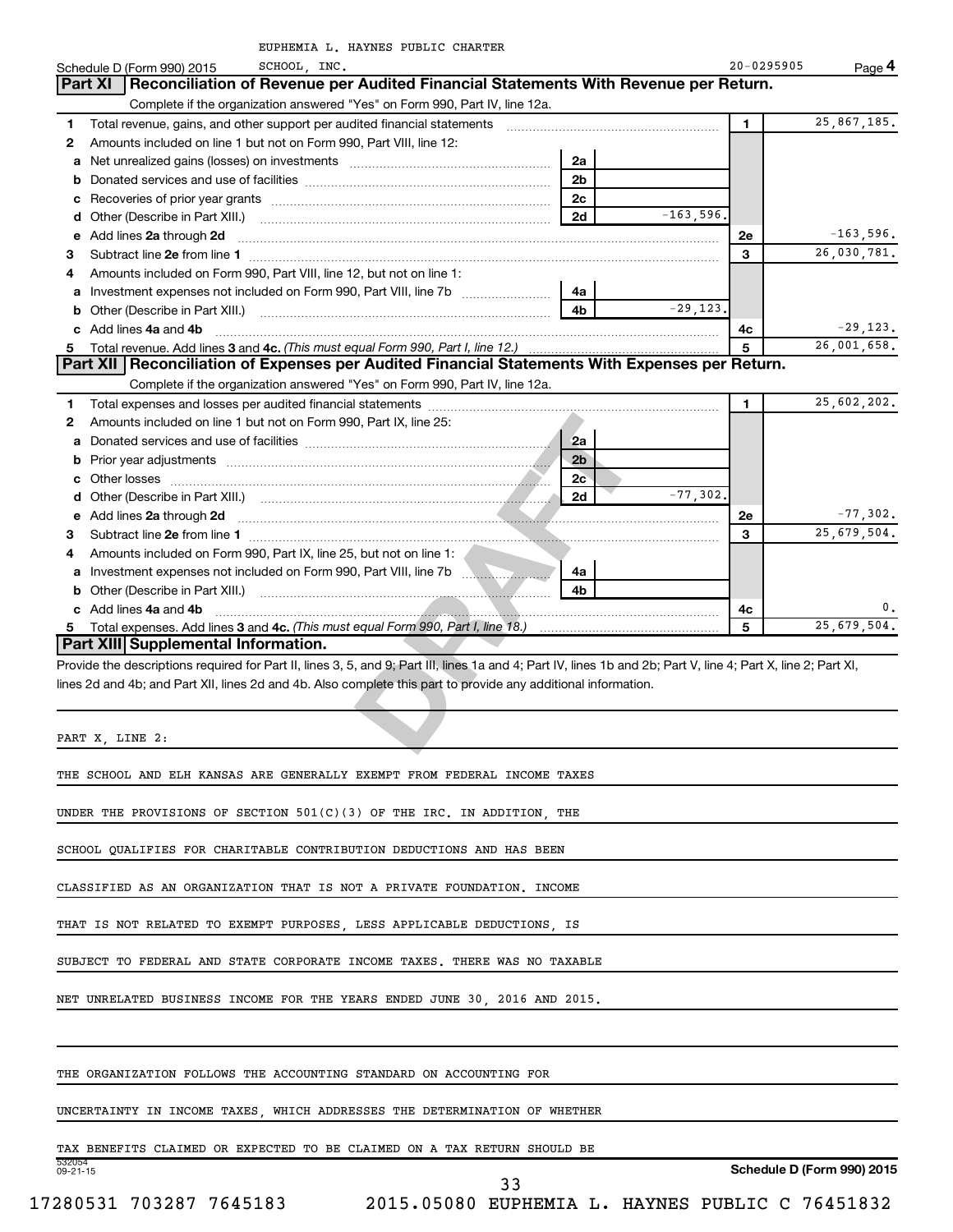EUPHEMIA L. HAYNES PUBLIC CHARTER SCHOOL, INC.

Schedule D (Form 990) 2015 — 20-0295905 — Page 4

## Part XI Reconciliation of Revenue per Audited Financial Statements With Revenue per Return.

Complete if the organization answered "Yes" on Form 990, Part IV, line 12a.

| | | | | | |
|---|---|---|---|---|---|
| 1 | Total revenue, gains, and other support per audited financial statements | | | 1 | 25,867,185. |
| 2 | Amounts included on line 1 but not on Form 990, Part VIII, line 12: | | | | |
| a | Net unrealized gains (losses) on investments | 2a | | | |
| b | Donated services and use of facilities | 2b | | | |
| c | Recoveries of prior year grants | 2c | | | |
| d | Other (Describe in Part XIII.) | 2d | -163,596. | | |
| e | Add lines 2a through 2d | | | 2e | -163,596. |
| 3 | Subtract line 2e from line 1 | | | 3 | 26,030,781. |
| 4 | Amounts included on Form 990, Part VIII, line 12, but not on line 1: | | | | |
| a | Investment expenses not included on Form 990, Part VIII, line 7b | 4a | | | |
| b | Other (Describe in Part XIII.) | 4b | -29,123. | | |
| c | Add lines 4a and 4b | | | 4c | -29,123. |
| 5 | Total revenue. Add lines 3 and 4c. *(This must equal Form 990, Part I, line 12.)* | | | 5 | 26,001,658. |

## Part XII Reconciliation of Expenses per Audited Financial Statements With Expenses per Return.

Complete if the organization answered "Yes" on Form 990, Part IV, line 12a.

| | | | | | |
|---|---|---|---|---|---|
| 1 | Total expenses and losses per audited financial statements | | | 1 | 25,602,202. |
| 2 | Amounts included on line 1 but not on Form 990, Part IX, line 25: | | | | |
| a | Donated services and use of facilities | 2a | | | |
| b | Prior year adjustments | 2b | | | |
| c | Other losses | 2c | | | |
| d | Other (Describe in Part XIII.) | 2d | -77,302. | | |
| e | Add lines 2a through 2d | | | 2e | -77,302. |
| 3 | Subtract line 2e from line 1 | | | 3 | 25,679,504. |
| 4 | Amounts included on Form 990, Part IX, line 25, but not on line 1: | | | | |
| a | Investment expenses not included on Form 990, Part VIII, line 7b | 4a | | | |
| b | Other (Describe in Part XIII.) | 4b | | | |
| c | Add lines 4a and 4b | | | 4c | 0. |
| 5 | Total expenses. Add lines 3 and 4c. *(This must equal Form 990, Part I, line 18.)* | | | 5 | 25,679,504. |

## Part XIII Supplemental Information.

Provide the descriptions required for Part II, lines 3, 5, and 9; Part III, lines 1a and 4; Part IV, lines 1b and 2b; Part V, line 4; Part X, line 2; Part XI, lines 2d and 4b; and Part XII, lines 2d and 4b. Also complete this part to provide any additional information.

PART X, LINE 2:

THE SCHOOL AND ELH KANSAS ARE GENERALLY EXEMPT FROM FEDERAL INCOME TAXES UNDER THE PROVISIONS OF SECTION 501(C)(3) OF THE IRC. IN ADDITION, THE SCHOOL QUALIFIES FOR CHARITABLE CONTRIBUTION DEDUCTIONS AND HAS BEEN CLASSIFIED AS AN ORGANIZATION THAT IS NOT A PRIVATE FOUNDATION. INCOME THAT IS NOT RELATED TO EXEMPT PURPOSES, LESS APPLICABLE DEDUCTIONS, IS SUBJECT TO FEDERAL AND STATE CORPORATE INCOME TAXES. THERE WAS NO TAXABLE NET UNRELATED BUSINESS INCOME FOR THE YEARS ENDED JUNE 30, 2016 AND 2015.

THE ORGANIZATION FOLLOWS THE ACCOUNTING STANDARD ON ACCOUNTING FOR UNCERTAINTY IN INCOME TAXES, WHICH ADDRESSES THE DETERMINATION OF WHETHER TAX BENEFITS CLAIMED OR EXPECTED TO BE CLAIMED ON A TAX RETURN SHOULD BE

532054 09-21-15

Schedule D (Form 990) 2015

17280531 703287 7645183 2015.05080 EUPHEMIA L. HAYNES PUBLIC C 76451832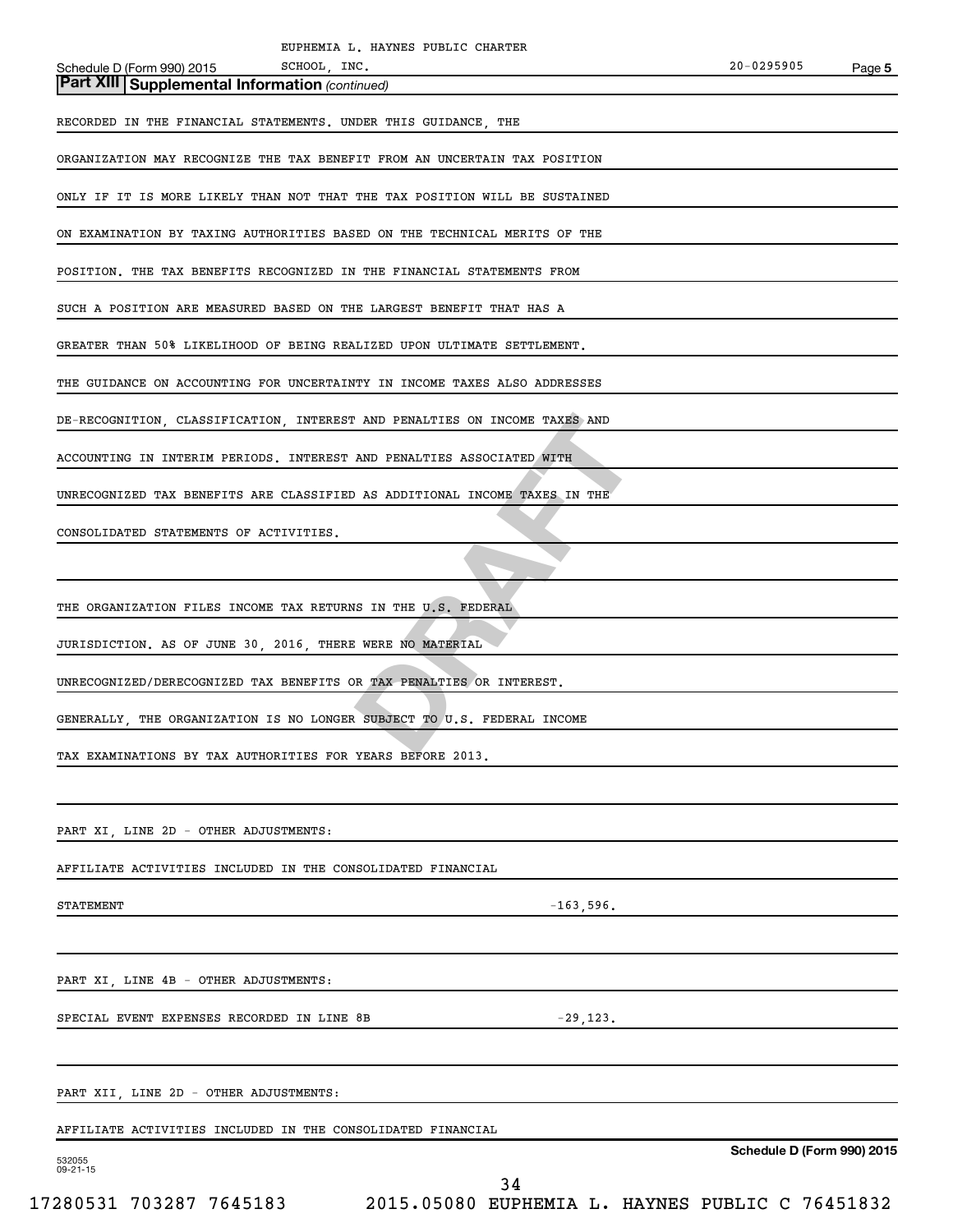**Part XIII Supplemental Information** *(continued)*

RECORDED IN THE FINANCIAL STATEMENTS. UNDER THIS GUIDANCE, THE ORGANIZATION MAY RECOGNIZE THE TAX BENEFIT FROM AN UNCERTAIN TAX POSITION ONLY IF IT IS MORE LIKELY THAN NOT THAT THE TAX POSITION WILL BE SUSTAINED ON EXAMINATION BY TAXING AUTHORITIES BASED ON THE TECHNICAL MERITS OF THE POSITION. THE TAX BENEFITS RECOGNIZED IN THE FINANCIAL STATEMENTS FROM SUCH A POSITION ARE MEASURED BASED ON THE LARGEST BENEFIT THAT HAS A GREATER THAN 50% LIKELIHOOD OF BEING REALIZED UPON ULTIMATE SETTLEMENT. THE GUIDANCE ON ACCOUNTING FOR UNCERTAINTY IN INCOME TAXES ALSO ADDRESSES DE-RECOGNITION, CLASSIFICATION, INTEREST AND PENALTIES ON INCOME TAXES AND ACCOUNTING IN INTERIM PERIODS. INTEREST AND PENALTIES ASSOCIATED WITH UNRECOGNIZED TAX BENEFITS ARE CLASSIFIED AS ADDITIONAL INCOME TAXES IN THE CONSOLIDATED STATEMENTS OF ACTIVITIES.

THE ORGANIZATION FILES INCOME TAX RETURNS IN THE U.S. FEDERAL JURISDICTION. AS OF JUNE 30, 2016, THERE WERE NO MATERIAL UNRECOGNIZED/DERECOGNIZED TAX BENEFITS OR TAX PENALTIES OR INTEREST. GENERALLY, THE ORGANIZATION IS NO LONGER SUBJECT TO U.S. FEDERAL INCOME TAX EXAMINATIONS BY TAX AUTHORITIES FOR YEARS BEFORE 2013.

PART XI, LINE 2D - OTHER ADJUSTMENTS:

AFFILIATE ACTIVITIES INCLUDED IN THE CONSOLIDATED FINANCIAL STATEMENT -163,596.

PART XI, LINE 4B - OTHER ADJUSTMENTS:

SPECIAL EVENT EXPENSES RECORDED IN LINE 8B -29,123.

PART XII, LINE 2D - OTHER ADJUSTMENTS:

AFFILIATE ACTIVITIES INCLUDED IN THE CONSOLIDATED FINANCIAL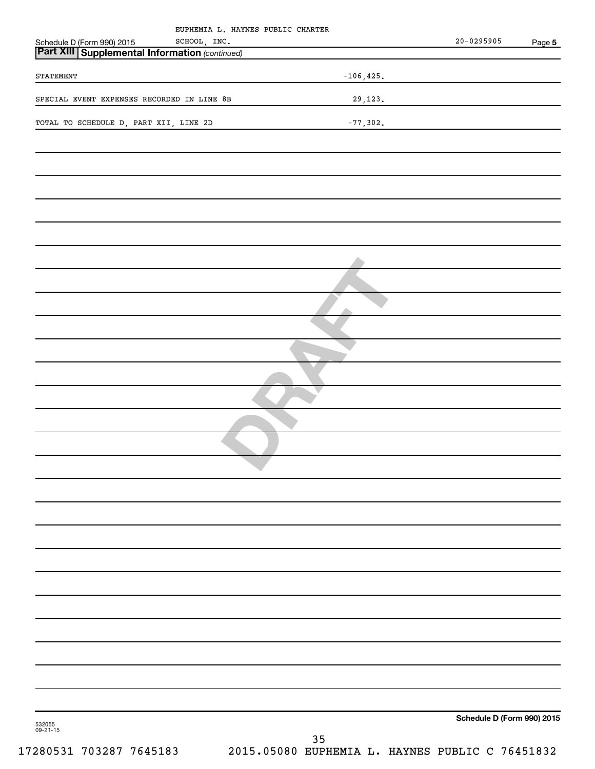EUPHEMIA L. HAYNES PUBLIC CHARTER SCHOOL, INC. 20-0295905

Schedule D (Form 990) 2015 Page 5

## Part XIII Supplemental Information *(continued)*

| | |
|---|---|
| STATEMENT | -106,425. |
| SPECIAL EVENT EXPENSES RECORDED IN LINE 8B | 29,123. |
| TOTAL TO SCHEDULE D, PART XII, LINE 2D | -77,302. |

DRAFT

Schedule D (Form 990) 2015

532055 09-21-15

17280531 703287 7645183 2015.05080 EUPHEMIA L. HAYNES PUBLIC C 76451832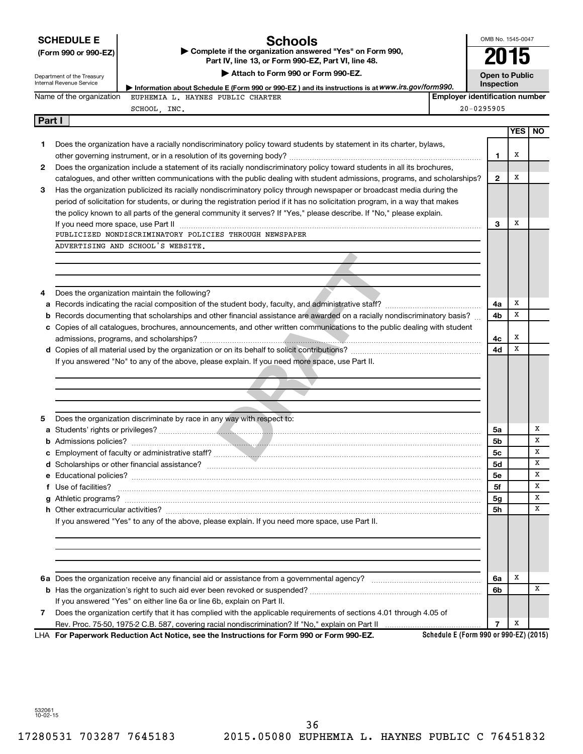**SCHEDULE E (Form 990 or 990-EZ)**

Department of the Treasury
Internal Revenue Service

# Schools

▶ Complete if the organization answered "Yes" on Form 990, Part IV, line 13, or Form 990-EZ, Part VI, line 48.

▶ Attach to Form 990 or Form 990-EZ.

▶ Information about Schedule E (Form 990 or 990-EZ) and its instructions is at www.irs.gov/form990.

OMB No. 1545-0047

**2015**

**Open to Public Inspection**

Name of the organization: EUPHEMIA L. HAYNES PUBLIC CHARTER SCHOOL, INC.

Employer identification number: 20-0295905

## Part I

| | | | YES | NO |
|---|---|---|---|---|
| 1 | Does the organization have a racially nondiscriminatory policy toward students by statement in its charter, bylaws, other governing instrument, or in a resolution of its governing body? | 1 | X | |
| 2 | Does the organization include a statement of its racially nondiscriminatory policy toward students in all its brochures, catalogues, and other written communications with the public dealing with student admissions, programs, and scholarships? | 2 | X | |
| 3 | Has the organization publicized its racially nondiscriminatory policy through newspaper or broadcast media during the period of solicitation for students, or during the registration period if it has no solicitation program, in a way that makes the policy known to all parts of the general community it serves? If "Yes," please describe. If "No," please explain. If you need more space, use Part II | 3 | X | |

PUBLICIZED NONDISCRIMINATORY POLICIES THROUGH NEWSPAPER ADVERTISING AND SCHOOL'S WEBSITE.

| | | | YES | NO |
|---|---|---|---|---|
| 4 | Does the organization maintain the following? | | | |
| a | Records indicating the racial composition of the student body, faculty, and administrative staff? | 4a | X | |
| b | Records documenting that scholarships and other financial assistance are awarded on a racially nondiscriminatory basis? | 4b | X | |
| c | Copies of all catalogues, brochures, announcements, and other written communications to the public dealing with student admissions, programs, and scholarships? | 4c | X | |
| d | Copies of all material used by the organization or on its behalf to solicit contributions? | 4d | X | |

If you answered "No" to any of the above, please explain. If you need more space, use Part II.

| | | | YES | NO |
|---|---|---|---|---|
| 5 | Does the organization discriminate by race in any way with respect to: | | | |
| a | Students' rights or privileges? | 5a | | X |
| b | Admissions policies? | 5b | | X |
| c | Employment of faculty or administrative staff? | 5c | | X |
| d | Scholarships or other financial assistance? | 5d | | X |
| e | Educational policies? | 5e | | X |
| f | Use of facilities? | 5f | | X |
| g | Athletic programs? | 5g | | X |
| h | Other extracurricular activities? | 5h | | X |

If you answered "Yes" to any of the above, please explain. If you need more space, use Part II.

| | | | YES | NO |
|---|---|---|---|---|
| 6a | Does the organization receive any financial aid or assistance from a governmental agency? | 6a | X | |
| b | Has the organization's right to such aid ever been revoked or suspended? | 6b | | X |
| | If you answered "Yes" on either line 6a or line 6b, explain on Part II. | | | |
| 7 | Does the organization certify that it has complied with the applicable requirements of sections 4.01 through 4.05 of Rev. Proc. 75-50, 1975-2 C.B. 587, covering racial nondiscrimination? If "No," explain on Part II | 7 | X | |

LHA For Paperwork Reduction Act Notice, see the Instructions for Form 990 or Form 990-EZ. Schedule E (Form 990 or 990-EZ) (2015)

532061 10-02-15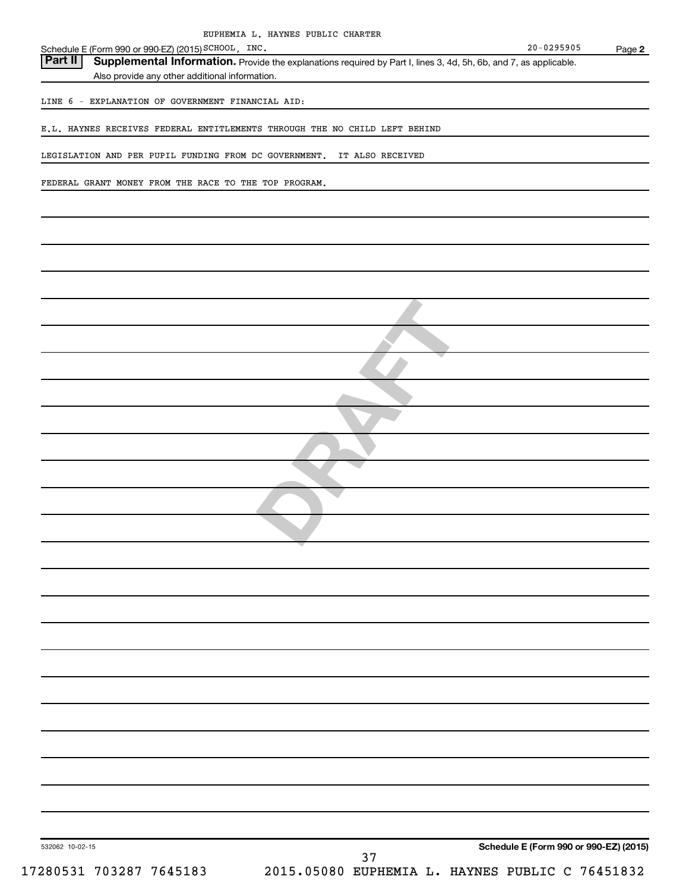Schedule E (Form 990 or 990-EZ) (2015) EUPHEMIA L. HAYNES PUBLIC CHARTER SCHOOL, INC. 20-0295905 Page **2**

**Part II** **Supplemental Information.** Provide the explanations required by Part I, lines 3, 4d, 5h, 6b, and 7, as applicable. Also provide any other additional information.

LINE 6 - EXPLANATION OF GOVERNMENT FINANCIAL AID:

E.L. HAYNES RECEIVES FEDERAL ENTITLEMENTS THROUGH THE NO CHILD LEFT BEHIND LEGISLATION AND PER PUPIL FUNDING FROM DC GOVERNMENT. IT ALSO RECEIVED FEDERAL GRANT MONEY FROM THE RACE TO THE TOP PROGRAM.

DRAFT

532062 10-02-15 **Schedule E (Form 990 or 990-EZ) (2015)**

17280531 703287 7645183 2015.05080 EUPHEMIA L. HAYNES PUBLIC C 76451832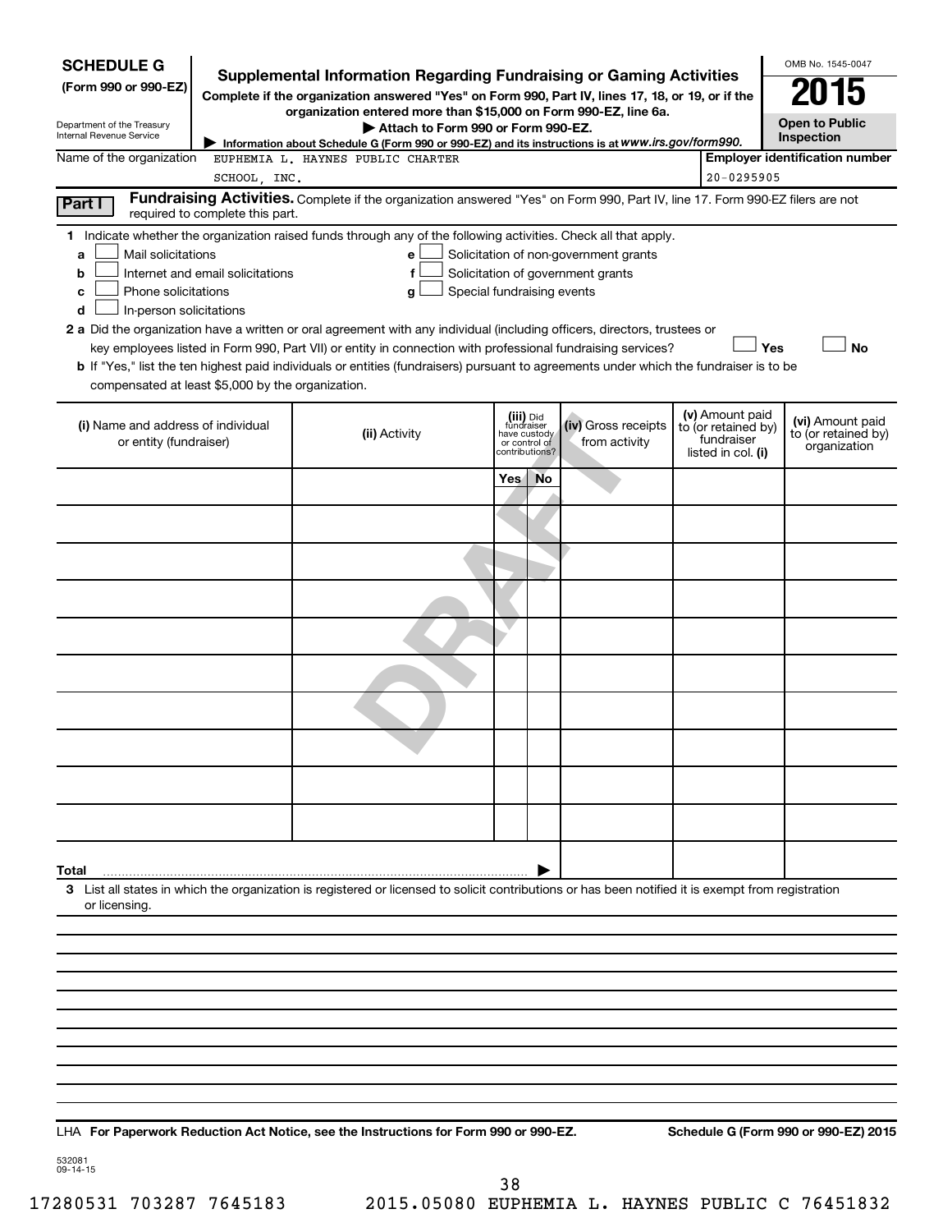**SCHEDULE G**
**(Form 990 or 990-EZ)**

Department of the Treasury
Internal Revenue Service

# Supplemental Information Regarding Fundraising or Gaming Activities

**Complete if the organization answered "Yes" on Form 990, Part IV, lines 17, 18, or 19, or if the organization entered more than $15,000 on Form 990-EZ, line 6a.**

▶ **Attach to Form 990 or Form 990-EZ.**

▶ **Information about Schedule G (Form 990 or 990-EZ) and its instructions is at *www.irs.gov/form990.***

OMB No. 1545-0047

**2015**

**Open to Public Inspection**

Name of the organization: EUPHEMIA L. HAYNES PUBLIC CHARTER SCHOOL, INC.

**Employer identification number:** 20-0295905

**Part I** **Fundraising Activities.** Complete if the organization answered "Yes" on Form 990, Part IV, line 17. Form 990-EZ filers are not required to complete this part.

**1** Indicate whether the organization raised funds through any of the following activities. Check all that apply.

- **a** ☐ Mail solicitations
- **b** ☐ Internet and email solicitations
- **c** ☐ Phone solicitations
- **d** ☐ In-person solicitations
- **e** ☐ Solicitation of non-government grants
- **f** ☐ Solicitation of government grants
- **g** ☐ Special fundraising events

**2 a** Did the organization have a written or oral agreement with any individual (including officers, directors, trustees or key employees listed in Form 990, Part VII) or entity in connection with professional fundraising services? ☐ **Yes** ☐ **No**

**b** If "Yes," list the ten highest paid individuals or entities (fundraisers) pursuant to agreements under which the fundraiser is to be compensated at least $5,000 by the organization.

| (i) Name and address of individual or entity (fundraiser) | (ii) Activity | (iii) Did fundraiser have custody or control of contributions? Yes | No | (iv) Gross receipts from activity | (v) Amount paid to (or retained by) fundraiser listed in col. (i) | (vi) Amount paid to (or retained by) organization |
|---|---|---|---|---|---|---|
| | | | | | | |
| | | | | | | |
| | | | | | | |
| | | | | | | |
| | | | | | | |
| | | | | | | |
| | | | | | | |
| | | | | | | |
| | | | | | | |
| | | | | | | |
| **Total** ▶ | | | | | | |

**3** List all states in which the organization is registered or licensed to solicit contributions or has been notified it is exempt from registration or licensing.

LHA **For Paperwork Reduction Act Notice, see the Instructions for Form 990 or 990-EZ.** **Schedule G (Form 990 or 990-EZ) 2015**

532081
09-14-15

17280531 703287 7645183 2015.05080 EUPHEMIA L. HAYNES PUBLIC C 76451832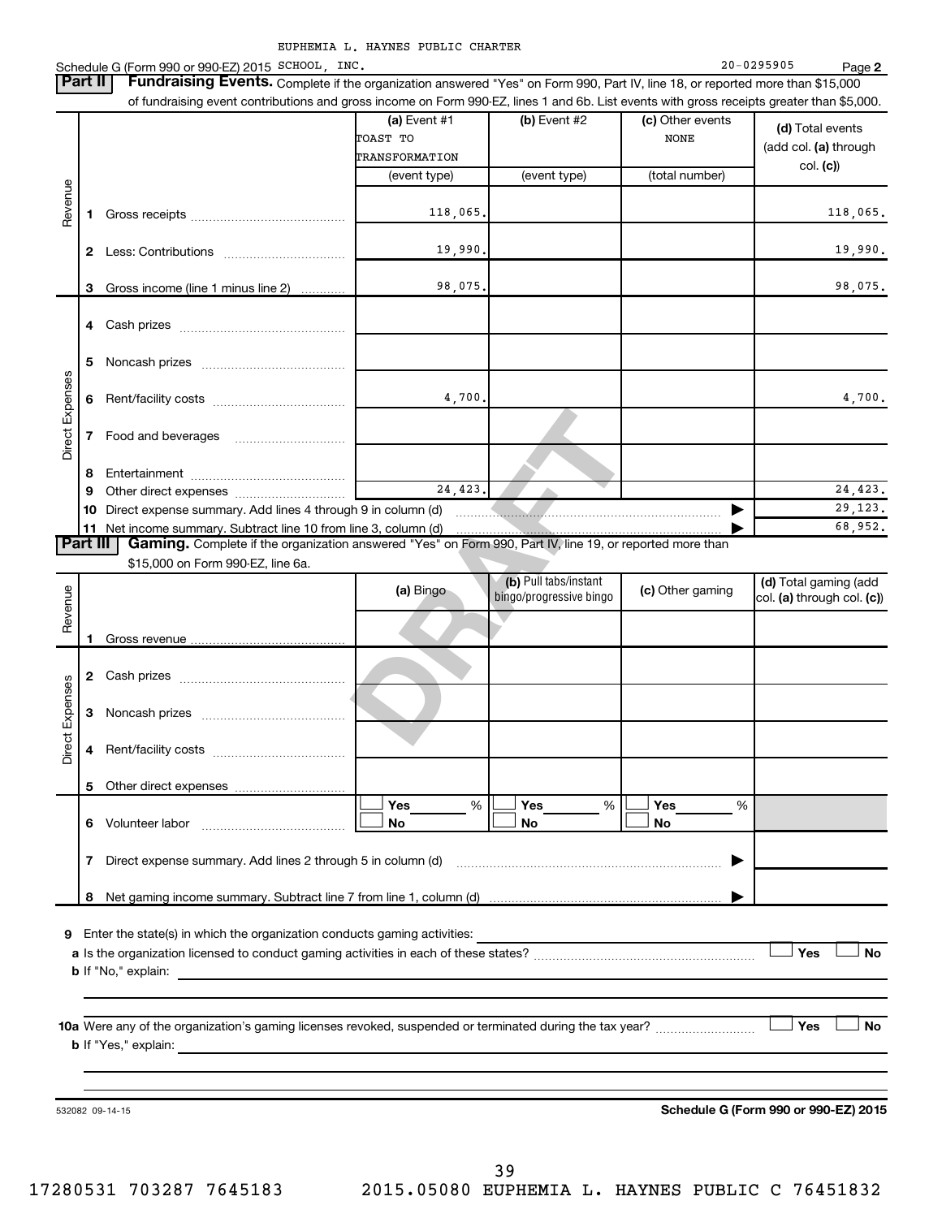EUPHEMIA L. HAYNES PUBLIC CHARTER

Schedule G (Form 990 or 990-EZ) 2015 SCHOOL, INC. 20-0295905 Page **2**

**Part II** **Fundraising Events.** Complete if the organization answered "Yes" on Form 990, Part IV, line 18, or reported more than $15,000 of fundraising event contributions and gross income on Form 990-EZ, lines 1 and 6b. List events with gross receipts greater than $5,000.

| | | (a) Event #1 TOAST TO TRANSFORMATION (event type) | (b) Event #2 (event type) | (c) Other events NONE (total number) | (d) Total events (add col. (a) through col. (c)) |
|---|---|---|---|---|---|
| Revenue | 1 Gross receipts | 118,065. | | | 118,065. |
| | 2 Less: Contributions | 19,990. | | | 19,990. |
| | 3 Gross income (line 1 minus line 2) | 98,075. | | | 98,075. |
| Direct Expenses | 4 Cash prizes | | | | |
| | 5 Noncash prizes | | | | |
| | 6 Rent/facility costs | 4,700. | | | 4,700. |
| | 7 Food and beverages | | | | |
| | 8 Entertainment | | | | |
| | 9 Other direct expenses | 24,423. | | | 24,423. |
| | 10 Direct expense summary. Add lines 4 through 9 in column (d) | | | ▶ | 29,123. |
| | 11 Net income summary. Subtract line 10 from line 3, column (d) | | | ▶ | 68,952. |

**Part III** **Gaming.** Complete if the organization answered "Yes" on Form 990, Part IV, line 19, or reported more than $15,000 on Form 990-EZ, line 6a.

| | | (a) Bingo | (b) Pull tabs/instant bingo/progressive bingo | (c) Other gaming | (d) Total gaming (add col. (a) through col. (c)) |
|---|---|---|---|---|---|
| Revenue | 1 Gross revenue | | | | |
| Direct Expenses | 2 Cash prizes | | | | |
| | 3 Noncash prizes | | | | |
| | 4 Rent/facility costs | | | | |
| | 5 Other direct expenses | | | | |
| | 6 Volunteer labor | ☐ Yes ___ % ☐ No | ☐ Yes ___ % ☐ No | ☐ Yes ___ % ☐ No | |
| | 7 Direct expense summary. Add lines 2 through 5 in column (d) | | | ▶ | |
| | 8 Net gaming income summary. Subtract line 7 from line 1, column (d) | | | ▶ | |

**9** Enter the state(s) in which the organization conducts gaming activities: ______

**a** Is the organization licensed to conduct gaming activities in each of these states? ☐ Yes ☐ No

**b** If "No," explain: ______

**10a** Were any of the organization's gaming licenses revoked, suspended or terminated during the tax year? ☐ Yes ☐ No

**b** If "Yes," explain: ______

532082 09-14-15 **Schedule G (Form 990 or 990-EZ) 2015**

17280531 703287 7645183 2015.05080 EUPHEMIA L. HAYNES PUBLIC C 76451832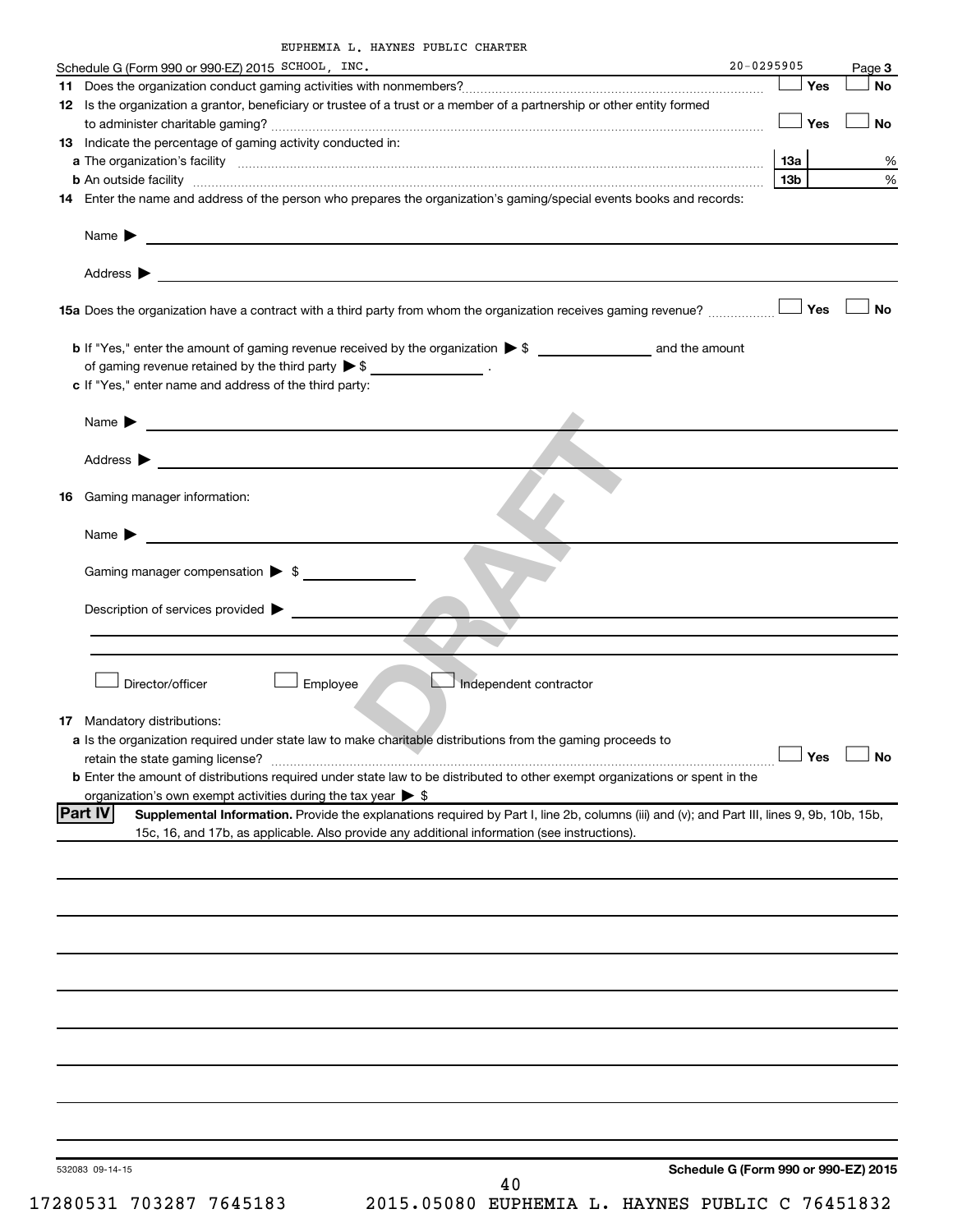EUPHEMIA L. HAYNES PUBLIC CHARTER

Schedule G (Form 990 or 990-EZ) 2015 SCHOOL, INC. 20-0295905 Page 3

**11** Does the organization conduct gaming activities with nonmembers? ☐ Yes ☐ No

**12** Is the organization a grantor, beneficiary or trustee of a trust or a member of a partnership or other entity formed to administer charitable gaming? ☐ Yes ☐ No

**13** Indicate the percentage of gaming activity conducted in:

**a** The organization's facility **13a** %

**b** An outside facility **13b** %

**14** Enter the name and address of the person who prepares the organization's gaming/special events books and records:

Name ▶

Address ▶

**15a** Does the organization have a contract with a third party from whom the organization receives gaming revenue? ☐ Yes ☐ No

**b** If "Yes," enter the amount of gaming revenue received by the organization ▶ $ \_\_\_\_\_\_\_\_ and the amount of gaming revenue retained by the third party ▶ $ \_\_\_\_\_\_\_\_ .

**c** If "Yes," enter name and address of the third party:

Name ▶

Address ▶

**16** Gaming manager information:

Name ▶

Gaming manager compensation ▶ $

Description of services provided ▶

☐ Director/officer ☐ Employee ☐ Independent contractor

**17** Mandatory distributions:

**a** Is the organization required under state law to make charitable distributions from the gaming proceeds to retain the state gaming license? ☐ Yes ☐ No

**b** Enter the amount of distributions required under state law to be distributed to other exempt organizations or spent in the organization's own exempt activities during the tax year ▶ $

**Part IV** **Supplemental Information.** Provide the explanations required by Part I, line 2b, columns (iii) and (v); and Part III, lines 9, 9b, 10b, 15b, 15c, 16, and 17b, as applicable. Also provide any additional information (see instructions).

532083 09-14-15 **Schedule G (Form 990 or 990-EZ) 2015**

17280531 703287 7645183 2015.05080 EUPHEMIA L. HAYNES PUBLIC C 76451832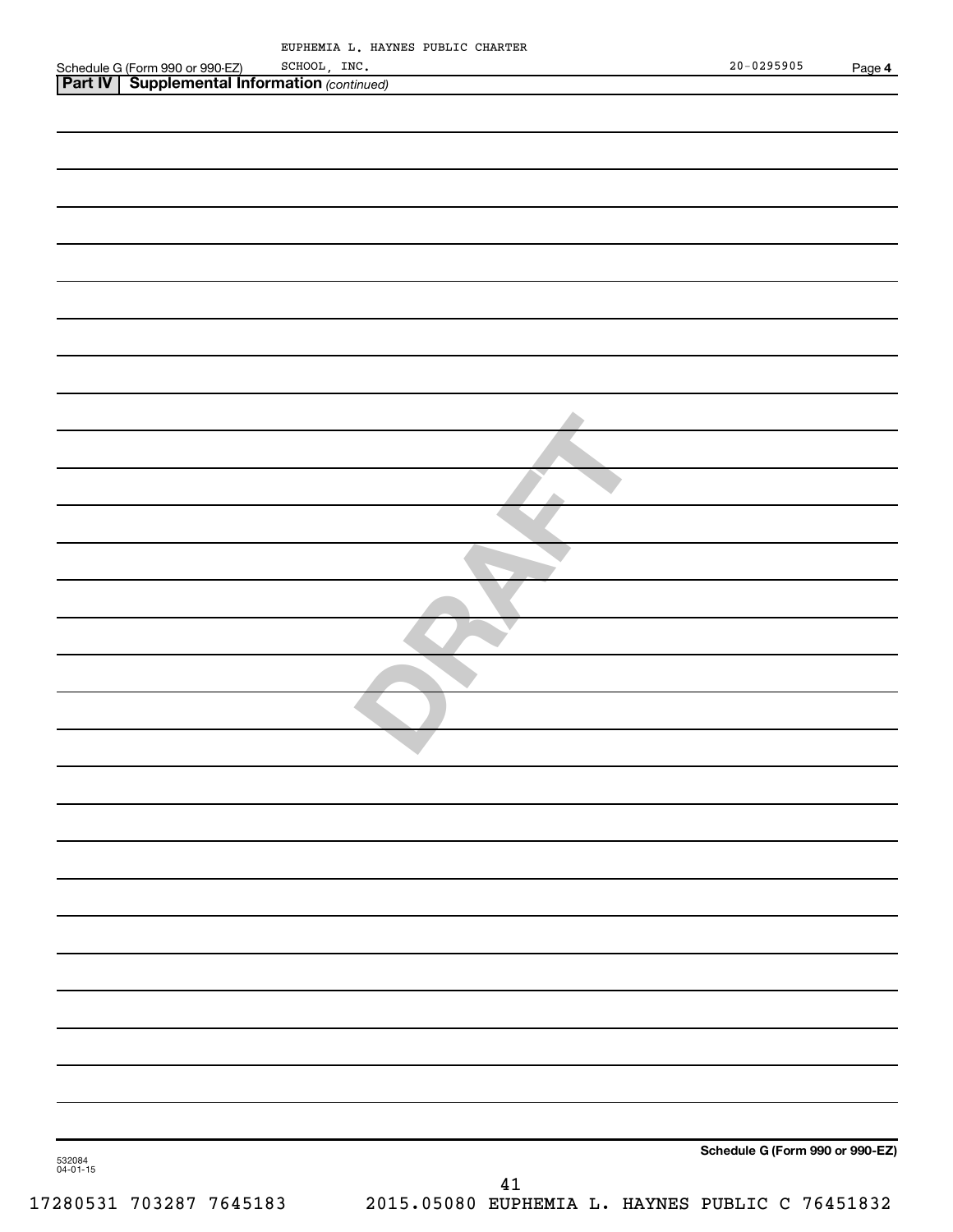EUPHEMIA L. HAYNES PUBLIC CHARTER SCHOOL, INC.

Schedule G (Form 990 or 990-EZ)

20-0295905

## Part IV Supplemental Information *(continued)*

DRAFT

532084
04-01-15

**Schedule G (Form 990 or 990-EZ)**

17280531 703287 7645183    2015.05080 EUPHEMIA L. HAYNES PUBLIC C 76451832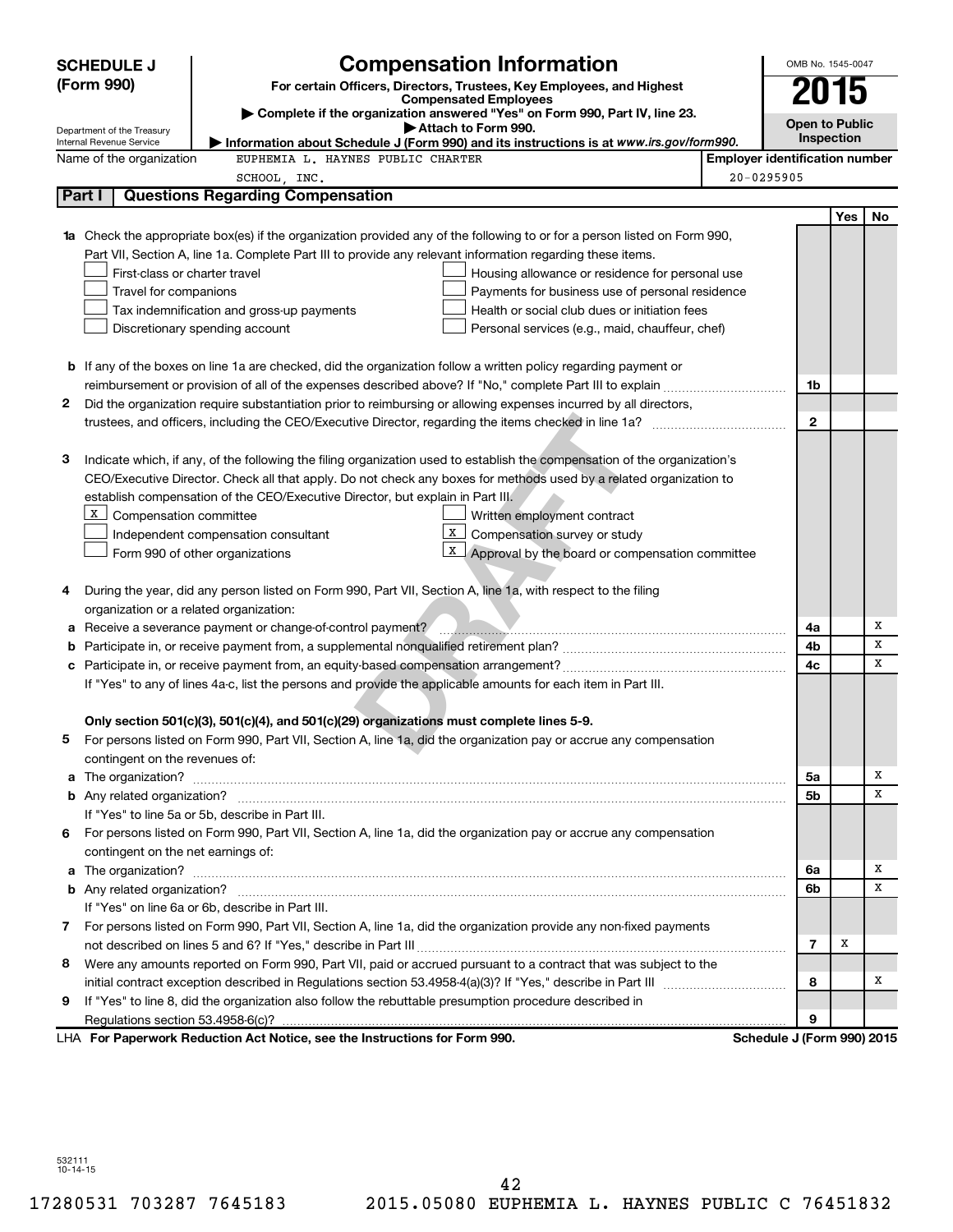# SCHEDULE J (Form 990)

## Compensation Information

**For certain Officers, Directors, Trustees, Key Employees, and Highest Compensated Employees**

▶ Complete if the organization answered "Yes" on Form 990, Part IV, line 23.

▶ Attach to Form 990.

▶ Information about Schedule J (Form 990) and its instructions is at *www.irs.gov/form990*.

Department of the Treasury
Internal Revenue Service

OMB No. 1545-0047

**2015**

**Open to Public Inspection**

Name of the organization: EUPHEMIA L. HAYNES PUBLIC CHARTER SCHOOL, INC.

Employer identification number: 20-0295905

## Part I Questions Regarding Compensation

| | | | Yes | No |
|---|---|---|---|---|
| **1a** | Check the appropriate box(es) if the organization provided any of the following to or for a person listed on Form 990, Part VII, Section A, line 1a. Complete Part III to provide any relevant information regarding these items.<br>☐ First-class or charter travel ☐ Housing allowance or residence for personal use<br>☐ Travel for companions ☐ Payments for business use of personal residence<br>☐ Tax indemnification and gross-up payments ☐ Health or social club dues or initiation fees<br>☐ Discretionary spending account ☐ Personal services (e.g., maid, chauffeur, chef) | | | |
| **b** | If any of the boxes on line 1a are checked, did the organization follow a written policy regarding payment or reimbursement or provision of all of the expenses described above? If "No," complete Part III to explain | 1b | | |
| **2** | Did the organization require substantiation prior to reimbursing or allowing expenses incurred by all directors, trustees, and officers, including the CEO/Executive Director, regarding the items checked in line 1a? | 2 | | |
| **3** | Indicate which, if any, of the following the filing organization used to establish the compensation of the organization's CEO/Executive Director. Check all that apply. Do not check any boxes for methods used by a related organization to establish compensation of the CEO/Executive Director, but explain in Part III.<br>☒ Compensation committee ☐ Written employment contract<br>☐ Independent compensation consultant ☒ Compensation survey or study<br>☐ Form 990 of other organizations ☒ Approval by the board or compensation committee | | | |
| **4** | During the year, did any person listed on Form 990, Part VII, Section A, line 1a, with respect to the filing organization or a related organization: | | | |
| **a** | Receive a severance payment or change-of-control payment? | 4a | | X |
| **b** | Participate in, or receive payment from, a supplemental nonqualified retirement plan? | 4b | | X |
| **c** | Participate in, or receive payment from, an equity-based compensation arrangement? | 4c | | X |
| | If "Yes" to any of lines 4a-c, list the persons and provide the applicable amounts for each item in Part III. | | | |
| | **Only section 501(c)(3), 501(c)(4), and 501(c)(29) organizations must complete lines 5-9.** | | | |
| **5** | For persons listed on Form 990, Part VII, Section A, line 1a, did the organization pay or accrue any compensation contingent on the revenues of: | | | |
| **a** | The organization? | 5a | | X |
| **b** | Any related organization? | 5b | | X |
| | If "Yes" to line 5a or 5b, describe in Part III. | | | |
| **6** | For persons listed on Form 990, Part VII, Section A, line 1a, did the organization pay or accrue any compensation contingent on the net earnings of: | | | |
| **a** | The organization? | 6a | | X |
| **b** | Any related organization? | 6b | | X |
| | If "Yes" on line 6a or 6b, describe in Part III. | | | |
| **7** | For persons listed on Form 990, Part VII, Section A, line 1a, did the organization provide any non-fixed payments not described on lines 5 and 6? If "Yes," describe in Part III | 7 | X | |
| **8** | Were any amounts reported on Form 990, Part VII, paid or accrued pursuant to a contract that was subject to the initial contract exception described in Regulations section 53.4958-4(a)(3)? If "Yes," describe in Part III | 8 | | X |
| **9** | If "Yes" to line 8, did the organization also follow the rebuttable presumption procedure described in Regulations section 53.4958-6(c)? | 9 | | |

LHA **For Paperwork Reduction Act Notice, see the Instructions for Form 990.** **Schedule J (Form 990) 2015**

532111 10-14-15

17280531 703287 7645183 2015.05080 EUPHEMIA L. HAYNES PUBLIC C 76451832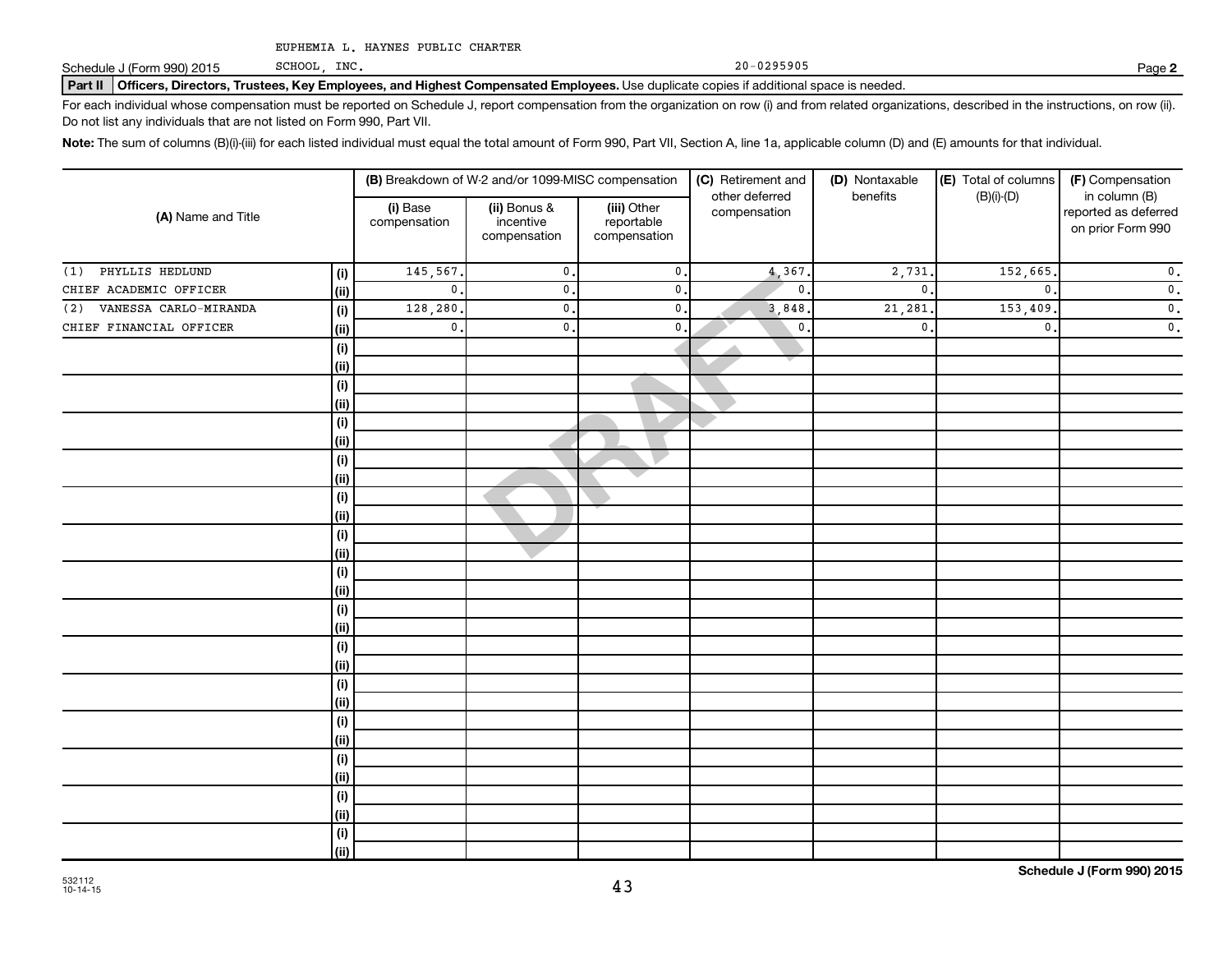EUPHEMIA L. HAYNES PUBLIC CHARTER SCHOOL, INC. 20-0295905

Schedule J (Form 990) 2015

**Part II | Officers, Directors, Trustees, Key Employees, and Highest Compensated Employees.** Use duplicate copies if additional space is needed.

For each individual whose compensation must be reported on Schedule J, report compensation from the organization on row (i) and from related organizations, described in the instructions, on row (ii). Do not list any individuals that are not listed on Form 990, Part VII.

**Note:** The sum of columns (B)(i)-(iii) for each listed individual must equal the total amount of Form 990, Part VII, Section A, line 1a, applicable column (D) and (E) amounts for that individual.

| (A) Name and Title | | (B) Breakdown of W-2 and/or 1099-MISC compensation | | | (C) Retirement and other deferred compensation | (D) Nontaxable benefits | (E) Total of columns (B)(i)-(D) | (F) Compensation in column (B) reported as deferred on prior Form 990 |
|---|---|---|---|---|---|---|---|---|
| | | (i) Base compensation | (ii) Bonus & incentive compensation | (iii) Other reportable compensation | | | | |
| (1) PHYLLIS HEDLUND | (i) | 145,567. | 0. | 0. | 4,367. | 2,731. | 152,665. | 0. |
| CHIEF ACADEMIC OFFICER | (ii) | 0. | 0. | 0. | 0. | 0. | 0. | 0. |
| (2) VANESSA CARLO-MIRANDA | (i) | 128,280. | 0. | 0. | 3,848. | 21,281. | 153,409. | 0. |
| CHIEF FINANCIAL OFFICER | (ii) | 0. | 0. | 0. | 0. | 0. | 0. | 0. |
| | (i) | | | | | | | |
| | (ii) | | | | | | | |
| | (i) | | | | | | | |
| | (ii) | | | | | | | |
| | (i) | | | | | | | |
| | (ii) | | | | | | | |
| | (i) | | | | | | | |
| | (ii) | | | | | | | |
| | (i) | | | | | | | |
| | (ii) | | | | | | | |
| | (i) | | | | | | | |
| | (ii) | | | | | | | |
| | (i) | | | | | | | |
| | (ii) | | | | | | | |
| | (i) | | | | | | | |
| | (ii) | | | | | | | |
| | (i) | | | | | | | |
| | (ii) | | | | | | | |
| | (i) | | | | | | | |
| | (ii) | | | | | | | |
| | (i) | | | | | | | |
| | (ii) | | | | | | | |
| | (i) | | | | | | | |
| | (ii) | | | | | | | |
| | (i) | | | | | | | |
| | (ii) | | | | | | | |
| | (i) | | | | | | | |
| | (ii) | | | | | | | |

DRAFT

532112 10-14-15

**Schedule J (Form 990) 2015**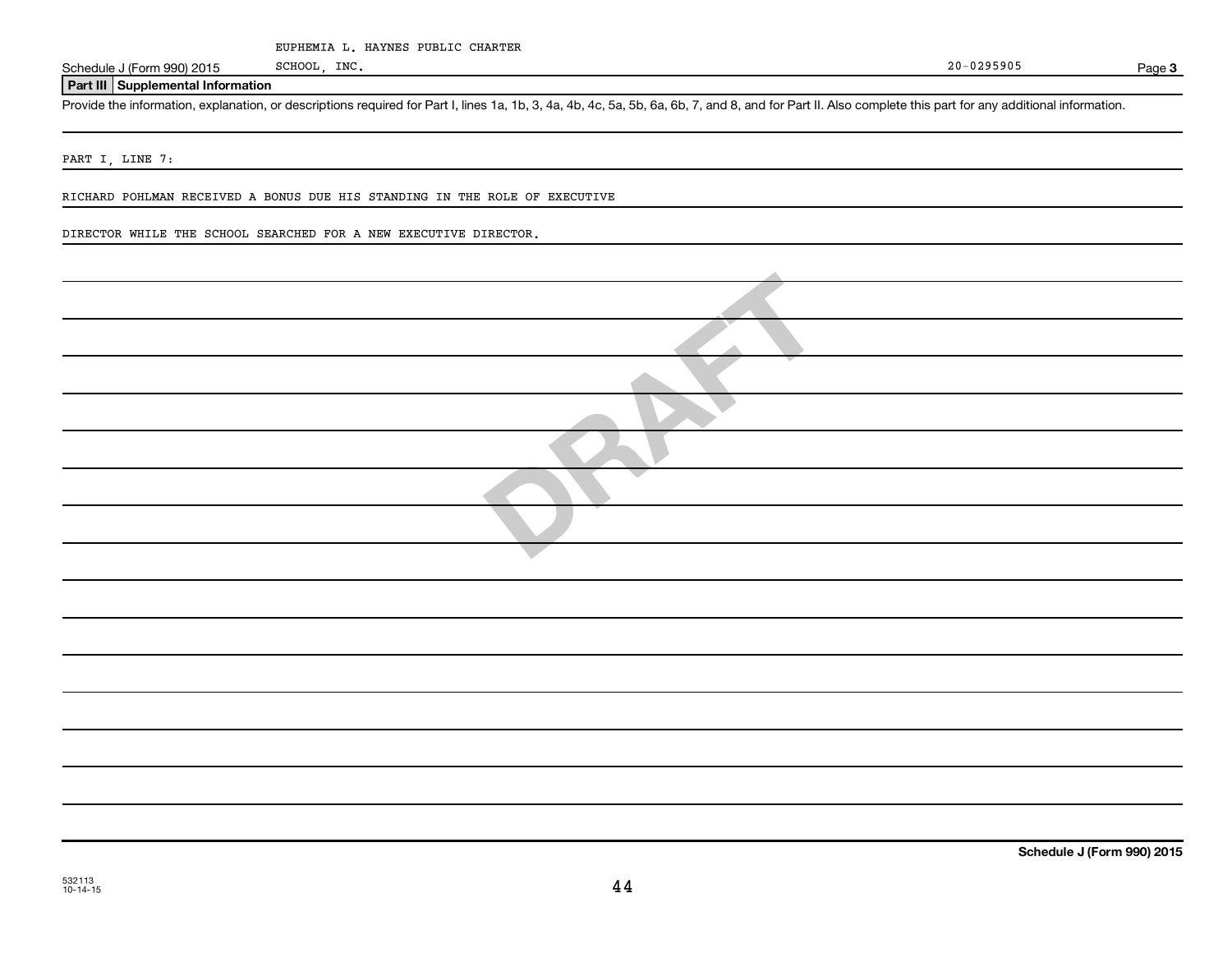EUPHEMIA L. HAYNES PUBLIC CHARTER SCHOOL, INC. 20-0295905

## Part III Supplemental Information

Provide the information, explanation, or descriptions required for Part I, lines 1a, 1b, 3, 4a, 4b, 4c, 5a, 5b, 6a, 6b, 7, and 8, and for Part II. Also complete this part for any additional information.

PART I, LINE 7:

RICHARD POHLMAN RECEIVED A BONUS DUE HIS STANDING IN THE ROLE OF EXECUTIVE DIRECTOR WHILE THE SCHOOL SEARCHED FOR A NEW EXECUTIVE DIRECTOR.

DRAFT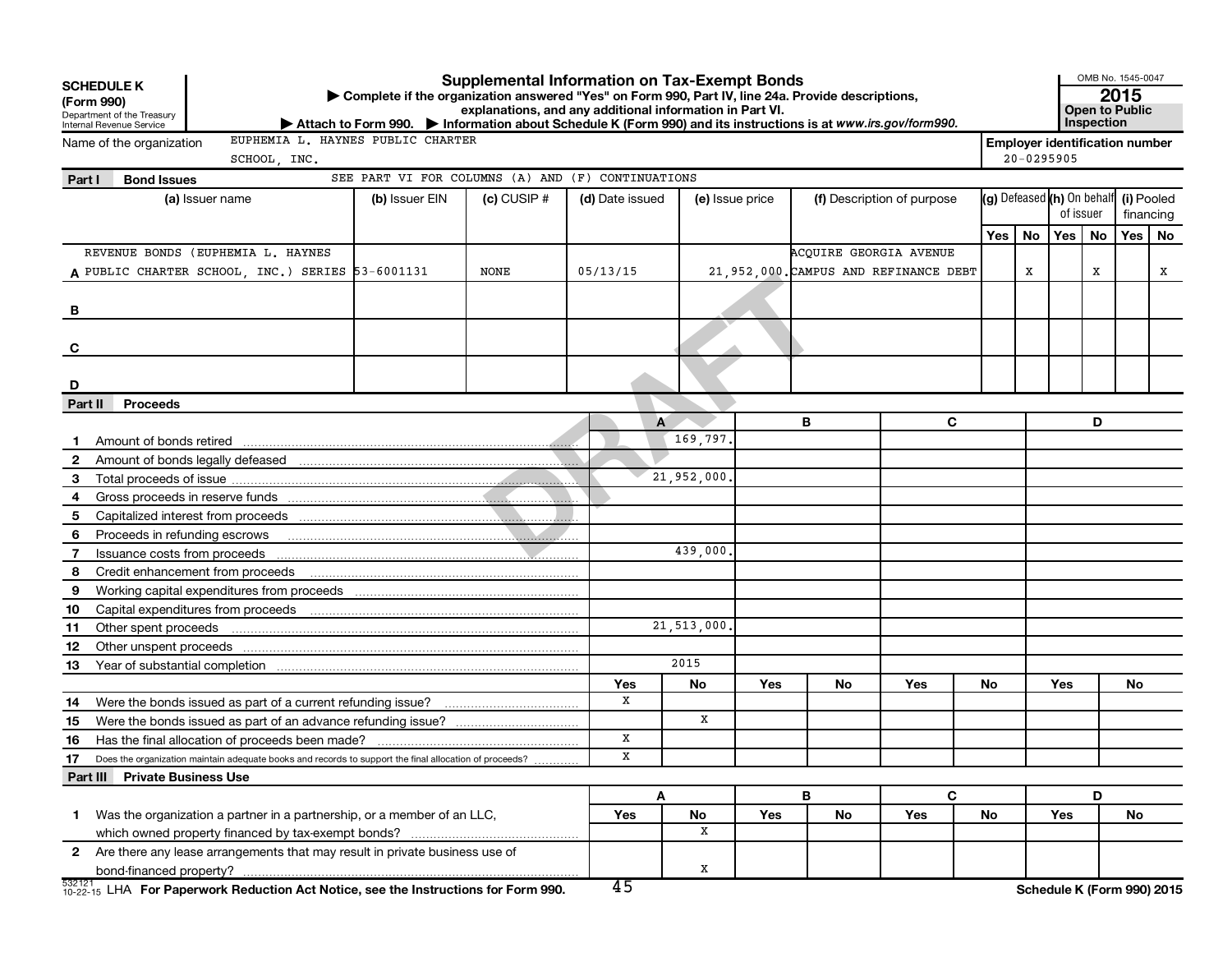**SCHEDULE K (Form 990)**
Department of the Treasury
Internal Revenue Service

# Supplemental Information on Tax-Exempt Bonds

▶ Complete if the organization answered "Yes" on Form 990, Part IV, line 24a. Provide descriptions, explanations, and any additional information in Part VI.
▶ Attach to Form 990. ▶ Information about Schedule K (Form 990) and its instructions is at *www.irs.gov/form990*.

OMB No. 1545-0047
**2015**
**Open to Public Inspection**

Name of the organization: EUPHEMIA L. HAYNES PUBLIC CHARTER SCHOOL, INC.

Employer identification number: 20-0295905

DRAFT

## Part I Bond Issues

SEE PART VI FOR COLUMNS (A) AND (F) CONTINUATIONS

| | (a) Issuer name | (b) Issuer EIN | (c) CUSIP # | (d) Date issued | (e) Issue price | (f) Description of purpose | (g) Defeased Yes | (g) Defeased No | (h) On behalf of issuer Yes | (h) On behalf of issuer No | (i) Pooled financing Yes | (i) Pooled financing No |
|---|---|---|---|---|---|---|---|---|---|---|---|---|
| A | REVENUE BONDS (EUPHEMIA L. HAYNES PUBLIC CHARTER SCHOOL, INC.) SERIES | 53-6001131 | NONE | 05/13/15 | 21,952,000. | ACQUIRE GEORGIA AVENUE CAMPUS AND REFINANCE DEBT | | X | | X | | X |
| B | | | | | | | | | | | | |
| C | | | | | | | | | | | | |
| D | | | | | | | | | | | | |

## Part II Proceeds

| | | A | B | C | D |
|---|---|---|---|---|---|
| 1 | Amount of bonds retired | 169,797. | | | |
| 2 | Amount of bonds legally defeased | | | | |
| 3 | Total proceeds of issue | 21,952,000. | | | |
| 4 | Gross proceeds in reserve funds | | | | |
| 5 | Capitalized interest from proceeds | | | | |
| 6 | Proceeds in refunding escrows | | | | |
| 7 | Issuance costs from proceeds | 439,000. | | | |
| 8 | Credit enhancement from proceeds | | | | |
| 9 | Working capital expenditures from proceeds | | | | |
| 10 | Capital expenditures from proceeds | | | | |
| 11 | Other spent proceeds | 21,513,000. | | | |
| 12 | Other unspent proceeds | | | | |
| 13 | Year of substantial completion | 2015 | | | |

| | | A Yes | A No | B Yes | B No | C Yes | C No | D Yes | D No |
|---|---|---|---|---|---|---|---|---|---|
| 14 | Were the bonds issued as part of a current refunding issue? | X | | | | | | | |
| 15 | Were the bonds issued as part of an advance refunding issue? | | X | | | | | | |
| 16 | Has the final allocation of proceeds been made? | X | | | | | | | |
| 17 | Does the organization maintain adequate books and records to support the final allocation of proceeds? | X | | | | | | | |

## Part III Private Business Use

| | | A Yes | A No | B Yes | B No | C Yes | C No | D Yes | D No |
|---|---|---|---|---|---|---|---|---|---|
| 1 | Was the organization a partner in a partnership, or a member of an LLC, which owned property financed by tax-exempt bonds? | | X | | | | | | |
| 2 | Are there any lease arrangements that may result in private business use of bond-financed property? | | X | | | | | | |

532121 10-22-15 LHA **For Paperwork Reduction Act Notice, see the Instructions for Form 990.** **Schedule K (Form 990) 2015**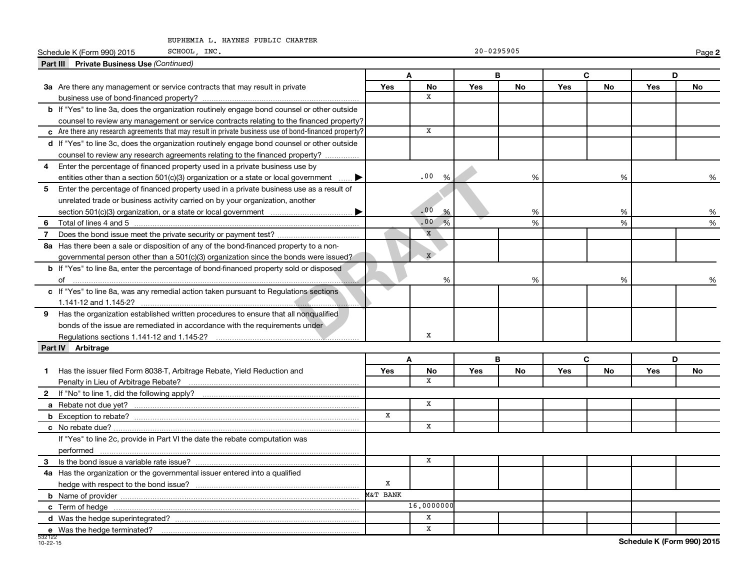EUPHEMIA L. HAYNES PUBLIC CHARTER SCHOOL, INC.

Schedule K (Form 990) 2015 — 20-0295905 — Page 2

## Part III Private Business Use *(Continued)*

| | A Yes | A No | B Yes | B No | C Yes | C No | D Yes | D No |
|---|---|---|---|---|---|---|---|---|
| **3a** Are there any management or service contracts that may result in private business use of bond-financed property? | | X | | | | | | |
| **b** If "Yes" to line 3a, does the organization routinely engage bond counsel or other outside counsel to review any management or service contracts relating to the financed property? | | | | | | | | |
| **c** Are there any research agreements that may result in private business use of bond-financed property? | | X | | | | | | |
| **d** If "Yes" to line 3c, does the organization routinely engage bond counsel or other outside counsel to review any research agreements relating to the financed property? | | | | | | | | |
| **4** Enter the percentage of financed property used in a private business use by entities other than a section 501(c)(3) organization or a state or local government | .00 % | | % | | % | | % | |
| **5** Enter the percentage of financed property used in a private business use as a result of unrelated trade or business activity carried on by your organization, another section 501(c)(3) organization, or a state or local government | .00 % | | % | | % | | % | |
| **6** Total of lines 4 and 5 | .00 % | | % | | % | | % | |
| **7** Does the bond issue meet the private security or payment test? | | X | | | | | | |
| **8a** Has there been a sale or disposition of any of the bond-financed property to a non-governmental person other than a 501(c)(3) organization since the bonds were issued? | | X | | | | | | |
| **b** If "Yes" to line 8a, enter the percentage of bond-financed property sold or disposed of | % | | % | | % | | % | |
| **c** If "Yes" to line 8a, was any remedial action taken pursuant to Regulations sections 1.141-12 and 1.145-2? | | | | | | | | |
| **9** Has the organization established written procedures to ensure that all nonqualified bonds of the issue are remediated in accordance with the requirements under Regulations sections 1.141-12 and 1.145-2? | | X | | | | | | |

## Part IV Arbitrage

| | A Yes | A No | B Yes | B No | C Yes | C No | D Yes | D No |
|---|---|---|---|---|---|---|---|---|
| **1** Has the issuer filed Form 8038-T, Arbitrage Rebate, Yield Reduction and Penalty in Lieu of Arbitrage Rebate? | | X | | | | | | |
| **2** If "No" to line 1, did the following apply? | | | | | | | | |
| **a** Rebate not due yet? | | X | | | | | | |
| **b** Exception to rebate? | X | | | | | | | |
| **c** No rebate due? | | X | | | | | | |
| If "Yes" to line 2c, provide in Part VI the date the rebate computation was performed | | | | | | | | |
| **3** Is the bond issue a variable rate issue? | | X | | | | | | |
| **4a** Has the organization or the governmental issuer entered into a qualified hedge with respect to the bond issue? | X | | | | | | | |
| **b** Name of provider | M&T BANK | | | | | | | |
| **c** Term of hedge | 16.0000000 | | | | | | | |
| **d** Was the hedge superintegrated? | | X | | | | | | |
| **e** Was the hedge terminated? | | X | | | | | | |

532122 10-22-15

Schedule K (Form 990) 2015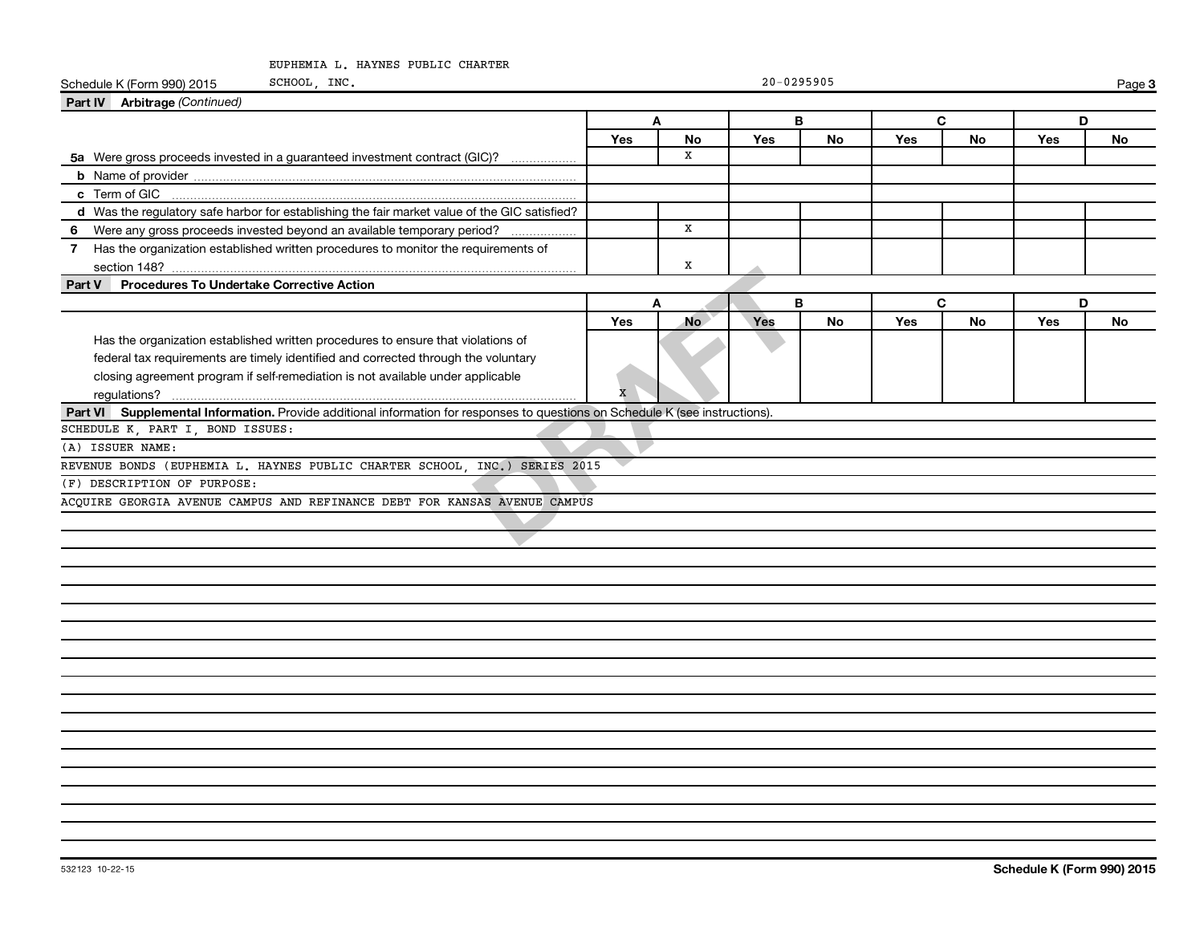EUPHEMIA L. HAYNES PUBLIC CHARTER SCHOOL, INC.

Schedule K (Form 990) 2015 20-0295905 Page 3

**Part IV Arbitrage** *(Continued)*

| | A | | B | | C | | D | |
|---|---|---|---|---|---|---|---|---|
| | Yes | No | Yes | No | Yes | No | Yes | No |
| **5a** Were gross proceeds invested in a guaranteed investment contract (GIC)? | | X | | | | | | |
| **b** Name of provider | | | | | | | | |
| **c** Term of GIC | | | | | | | | |
| **d** Was the regulatory safe harbor for establishing the fair market value of the GIC satisfied? | | | | | | | | |
| **6** Were any gross proceeds invested beyond an available temporary period? | | X | | | | | | |
| **7** Has the organization established written procedures to monitor the requirements of section 148? | | X | | | | | | |

**Part V Procedures To Undertake Corrective Action**

| | A | | B | | C | | D | |
|---|---|---|---|---|---|---|---|---|
| | Yes | No | Yes | No | Yes | No | Yes | No |
| Has the organization established written procedures to ensure that violations of federal tax requirements are timely identified and corrected through the voluntary closing agreement program if self-remediation is not available under applicable regulations? | X | | | | | | | |

**Part VI Supplemental Information.** Provide additional information for responses to questions on Schedule K (see instructions).

SCHEDULE K, PART I, BOND ISSUES:

(A) ISSUER NAME:

REVENUE BONDS (EUPHEMIA L. HAYNES PUBLIC CHARTER SCHOOL, INC.) SERIES 2015

(F) DESCRIPTION OF PURPOSE:

ACQUIRE GEORGIA AVENUE CAMPUS AND REFINANCE DEBT FOR KANSAS AVENUE CAMPUS

532123 10-22-15 **Schedule K (Form 990) 2015**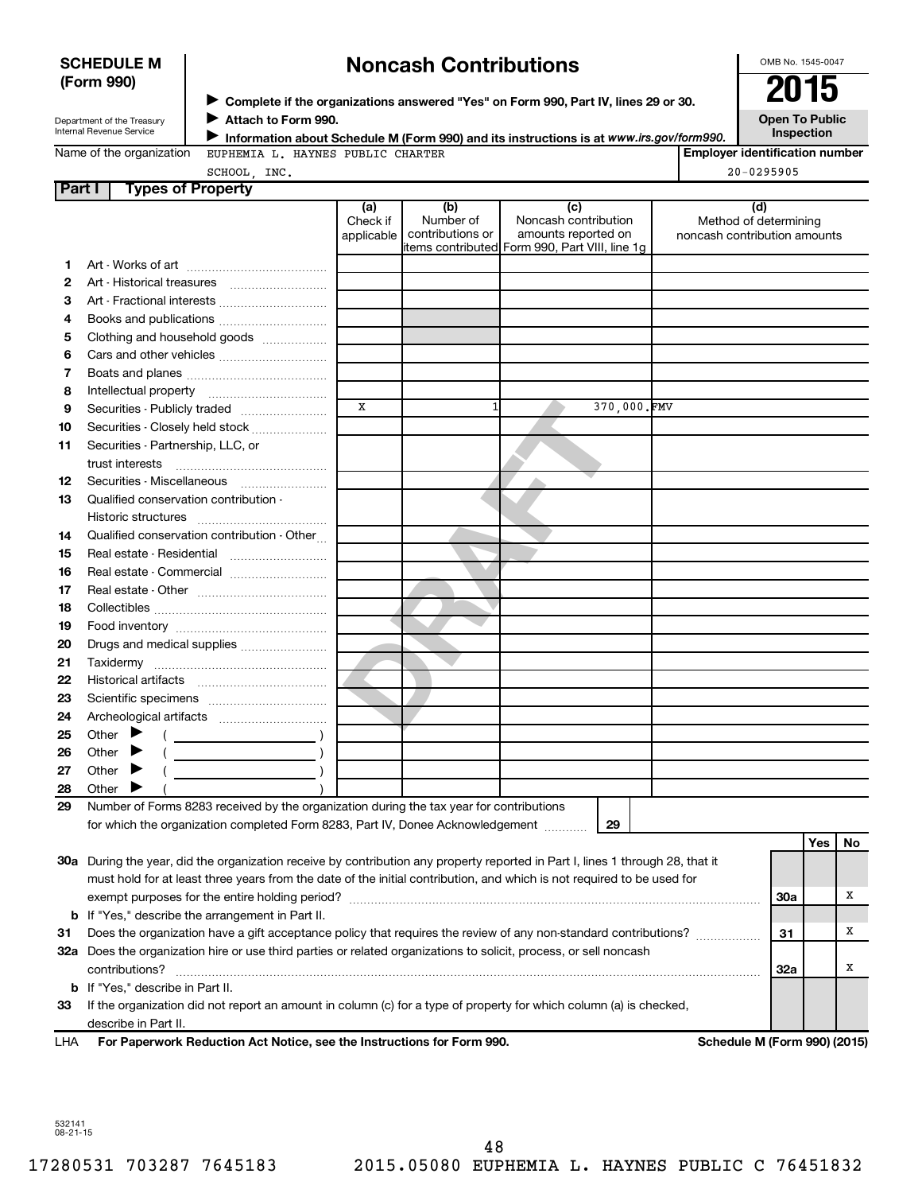**SCHEDULE M (Form 990)**

Department of the Treasury Internal Revenue Service

# Noncash Contributions

▶ Complete if the organizations answered "Yes" on Form 990, Part IV, lines 29 or 30.

▶ Attach to Form 990.

▶ Information about Schedule M (Form 990) and its instructions is at *www.irs.gov/form990.*

OMB No. 1545-0047

**2015**

**Open To Public Inspection**

Name of the organization: EUPHEMIA L. HAYNES PUBLIC CHARTER SCHOOL, INC.

Employer identification number: 20-0295905

**Part I Types of Property**

| | | (a) Check if applicable | (b) Number of contributions or items contributed | (c) Noncash contribution amounts reported on Form 990, Part VIII, line 1g | (d) Method of determining noncash contribution amounts |
|---|---|---|---|---|---|
| 1 | Art - Works of art | | | | |
| 2 | Art - Historical treasures | | | | |
| 3 | Art - Fractional interests | | | | |
| 4 | Books and publications | | | | |
| 5 | Clothing and household goods | | | | |
| 6 | Cars and other vehicles | | | | |
| 7 | Boats and planes | | | | |
| 8 | Intellectual property | | | | |
| 9 | Securities - Publicly traded | X | 1 | 370,000. | FMV |
| 10 | Securities - Closely held stock | | | | |
| 11 | Securities - Partnership, LLC, or trust interests | | | | |
| 12 | Securities - Miscellaneous | | | | |
| 13 | Qualified conservation contribution - Historic structures | | | | |
| 14 | Qualified conservation contribution - Other | | | | |
| 15 | Real estate - Residential | | | | |
| 16 | Real estate - Commercial | | | | |
| 17 | Real estate - Other | | | | |
| 18 | Collectibles | | | | |
| 19 | Food inventory | | | | |
| 20 | Drugs and medical supplies | | | | |
| 21 | Taxidermy | | | | |
| 22 | Historical artifacts | | | | |
| 23 | Scientific specimens | | | | |
| 24 | Archeological artifacts | | | | |
| 25 | Other ▶ ( ) | | | | |
| 26 | Other ▶ ( ) | | | | |
| 27 | Other ▶ ( ) | | | | |
| 28 | Other ▶ ( ) | | | | |

29 Number of Forms 8283 received by the organization during the tax year for contributions for which the organization completed Form 8283, Part IV, Donee Acknowledgement ..... **29**

| | | | Yes | No |
|---|---|---|---|---|
| 30a | During the year, did the organization receive by contribution any property reported in Part I, lines 1 through 28, that it must hold for at least three years from the date of the initial contribution, and which is not required to be used for exempt purposes for the entire holding period? | 30a | | X |
| b | If "Yes," describe the arrangement in Part II. | | | |
| 31 | Does the organization have a gift acceptance policy that requires the review of any non-standard contributions? | 31 | | X |
| 32a | Does the organization hire or use third parties or related organizations to solicit, process, or sell noncash contributions? | 32a | | X |
| b | If "Yes," describe in Part II. | | | |
| 33 | If the organization did not report an amount in column (c) for a type of property for which column (a) is checked, describe in Part II. | | | |

LHA **For Paperwork Reduction Act Notice, see the Instructions for Form 990.** **Schedule M (Form 990) (2015)**

532141 08-21-15

17280531 703287 7645183 2015.05080 EUPHEMIA L. HAYNES PUBLIC C 76451832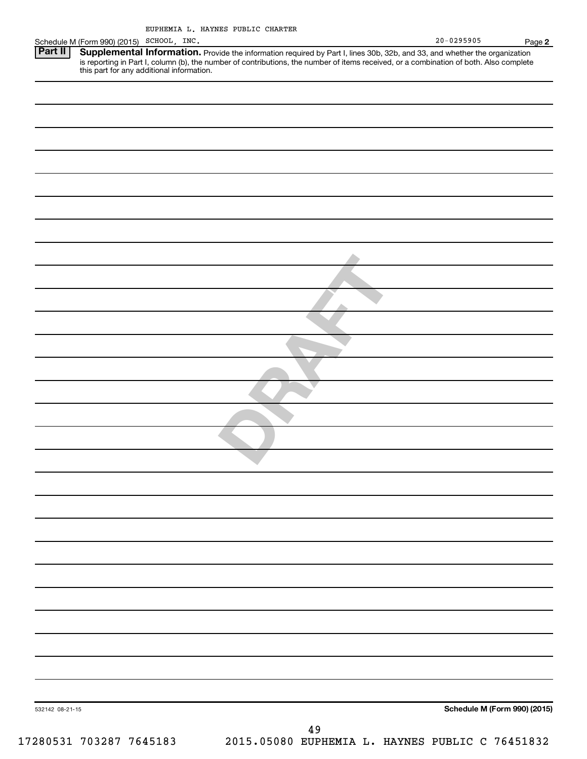Schedule M (Form 990) (2015) EUPHEMIA L. HAYNES PUBLIC CHARTER SCHOOL, INC. 20-0295905 Page **2**

**Part II** **Supplemental Information.** Provide the information required by Part I, lines 30b, 32b, and 33, and whether the organization is reporting in Part I, column (b), the number of contributions, the number of items received, or a combination of both. Also complete this part for any additional information.

DRAFT

532142 08-21-15 **Schedule M (Form 990) (2015)**

17280531 703287 7645183 2015.05080 EUPHEMIA L. HAYNES PUBLIC C 76451832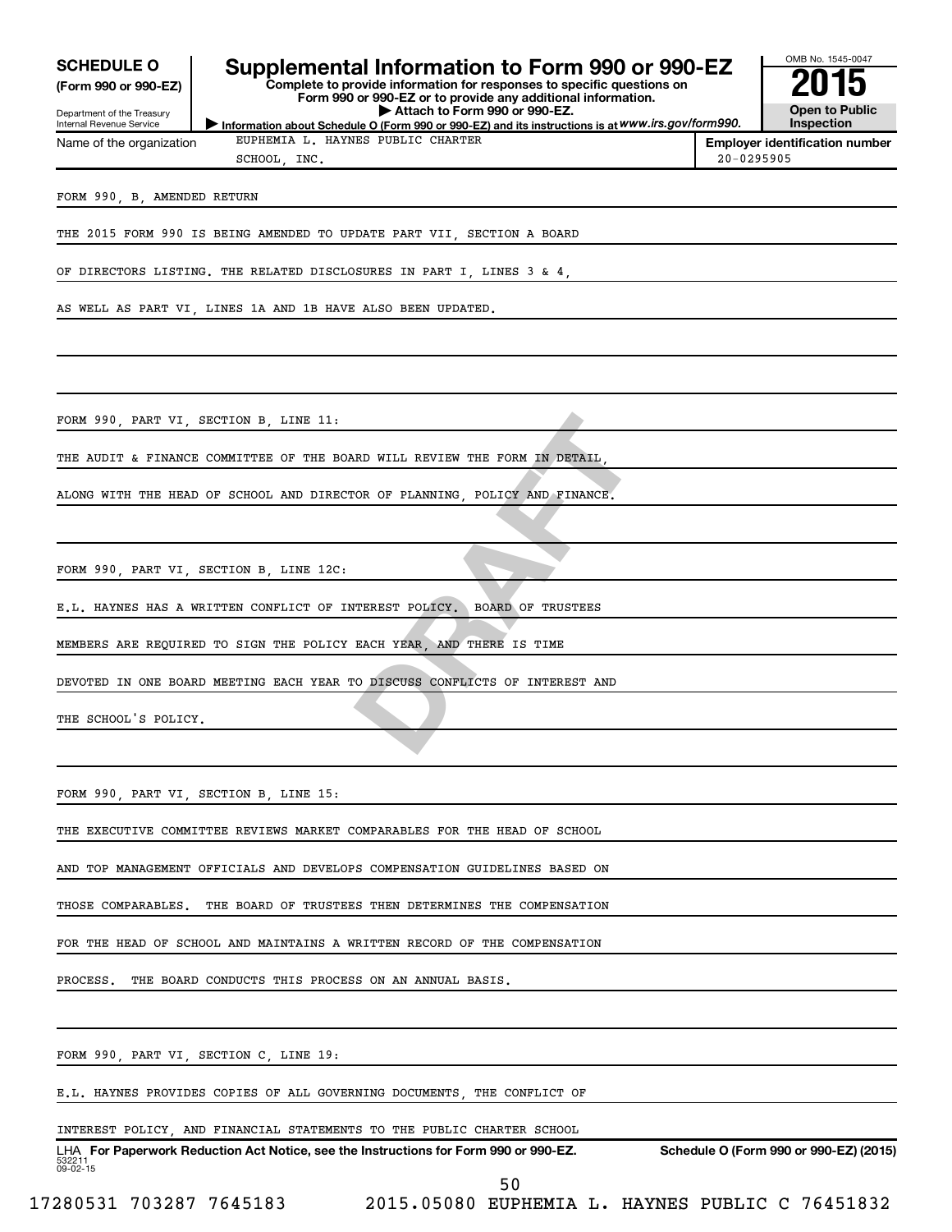**SCHEDULE O**
**(Form 990 or 990-EZ)**

Department of the Treasury
Internal Revenue Service

# Supplemental Information to Form 990 or 990-EZ

**Complete to provide information for responses to specific questions on Form 990 or 990-EZ or to provide any additional information.**
**▶ Attach to Form 990 or 990-EZ.**
**▶ Information about Schedule O (Form 990 or 990-EZ) and its instructions is at www.irs.gov/form990.**

OMB No. 1545-0047
**2015**
**Open to Public Inspection**

Name of the organization: EUPHEMIA L. HAYNES PUBLIC CHARTER SCHOOL, INC.

**Employer identification number:** 20-0295905

FORM 990, B, AMENDED RETURN

THE 2015 FORM 990 IS BEING AMENDED TO UPDATE PART VII, SECTION A BOARD OF DIRECTORS LISTING. THE RELATED DISCLOSURES IN PART I, LINES 3 & 4, AS WELL AS PART VI, LINES 1A AND 1B HAVE ALSO BEEN UPDATED.

FORM 990, PART VI, SECTION B, LINE 11:

THE AUDIT & FINANCE COMMITTEE OF THE BOARD WILL REVIEW THE FORM IN DETAIL, ALONG WITH THE HEAD OF SCHOOL AND DIRECTOR OF PLANNING, POLICY AND FINANCE.

FORM 990, PART VI, SECTION B, LINE 12C:

E.L. HAYNES HAS A WRITTEN CONFLICT OF INTEREST POLICY. BOARD OF TRUSTEES MEMBERS ARE REQUIRED TO SIGN THE POLICY EACH YEAR, AND THERE IS TIME DEVOTED IN ONE BOARD MEETING EACH YEAR TO DISCUSS CONFLICTS OF INTEREST AND THE SCHOOL'S POLICY.

FORM 990, PART VI, SECTION B, LINE 15:

THE EXECUTIVE COMMITTEE REVIEWS MARKET COMPARABLES FOR THE HEAD OF SCHOOL AND TOP MANAGEMENT OFFICIALS AND DEVELOPS COMPENSATION GUIDELINES BASED ON THOSE COMPARABLES. THE BOARD OF TRUSTEES THEN DETERMINES THE COMPENSATION FOR THE HEAD OF SCHOOL AND MAINTAINS A WRITTEN RECORD OF THE COMPENSATION PROCESS. THE BOARD CONDUCTS THIS PROCESS ON AN ANNUAL BASIS.

FORM 990, PART VI, SECTION C, LINE 19:

E.L. HAYNES PROVIDES COPIES OF ALL GOVERNING DOCUMENTS, THE CONFLICT OF INTEREST POLICY, AND FINANCIAL STATEMENTS TO THE PUBLIC CHARTER SCHOOL

LHA **For Paperwork Reduction Act Notice, see the Instructions for Form 990 or 990-EZ.** **Schedule O (Form 990 or 990-EZ) (2015)**
532211 09-02-15

17280531 703287 7645183 2015.05080 EUPHEMIA L. HAYNES PUBLIC C 76451832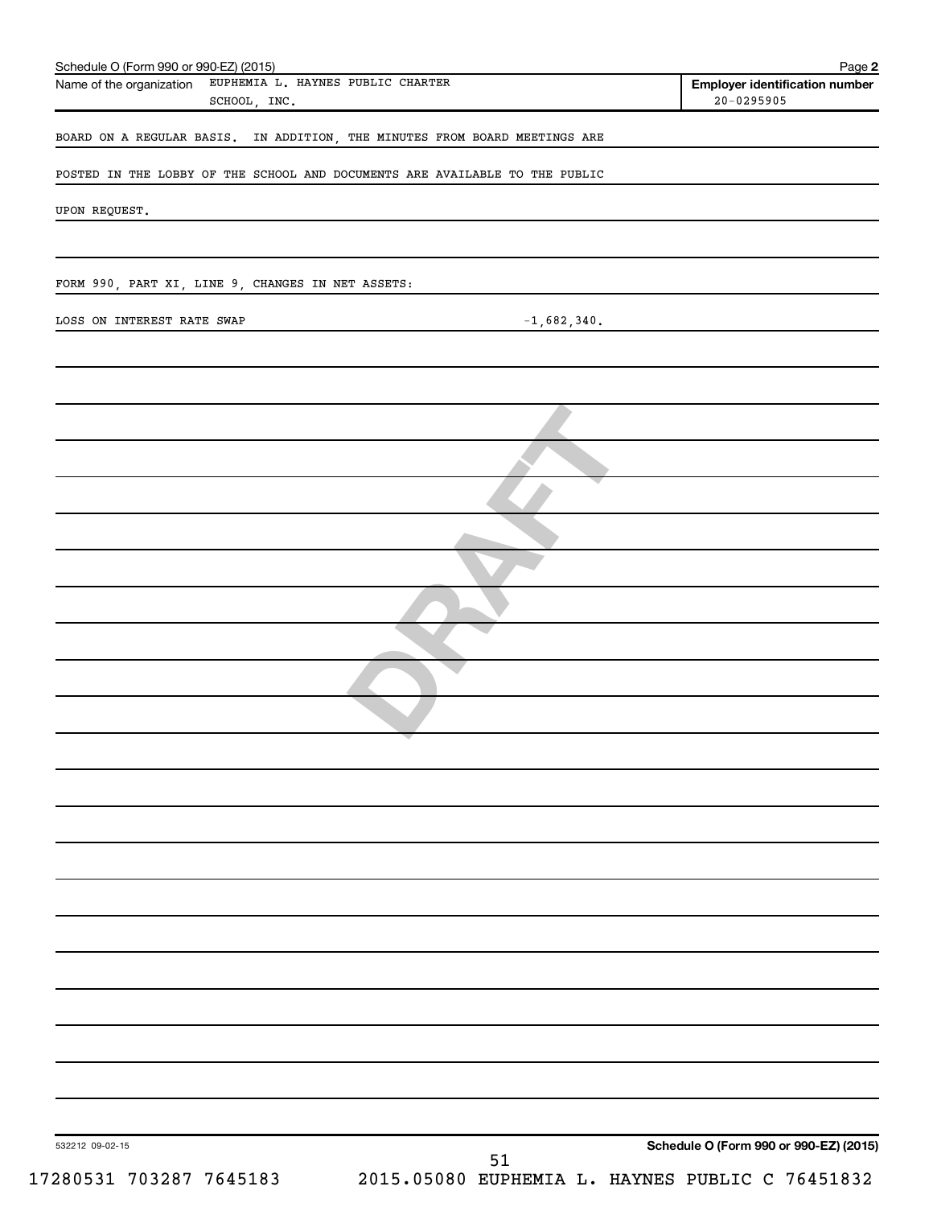Schedule O (Form 990 or 990-EZ) (2015)

Name of the organization: EUPHEMIA L. HAYNES PUBLIC CHARTER SCHOOL, INC.

**Employer identification number** 20-0295905

BOARD ON A REGULAR BASIS. IN ADDITION, THE MINUTES FROM BOARD MEETINGS ARE POSTED IN THE LOBBY OF THE SCHOOL AND DOCUMENTS ARE AVAILABLE TO THE PUBLIC UPON REQUEST.

FORM 990, PART XI, LINE 9, CHANGES IN NET ASSETS:

| | |
|---|---|
| LOSS ON INTEREST RATE SWAP | -1,682,340. |

DRAFT

532212 09-02-15

**Schedule O (Form 990 or 990-EZ) (2015)**

17280531 703287 7645183 2015.05080 EUPHEMIA L. HAYNES PUBLIC C 76451832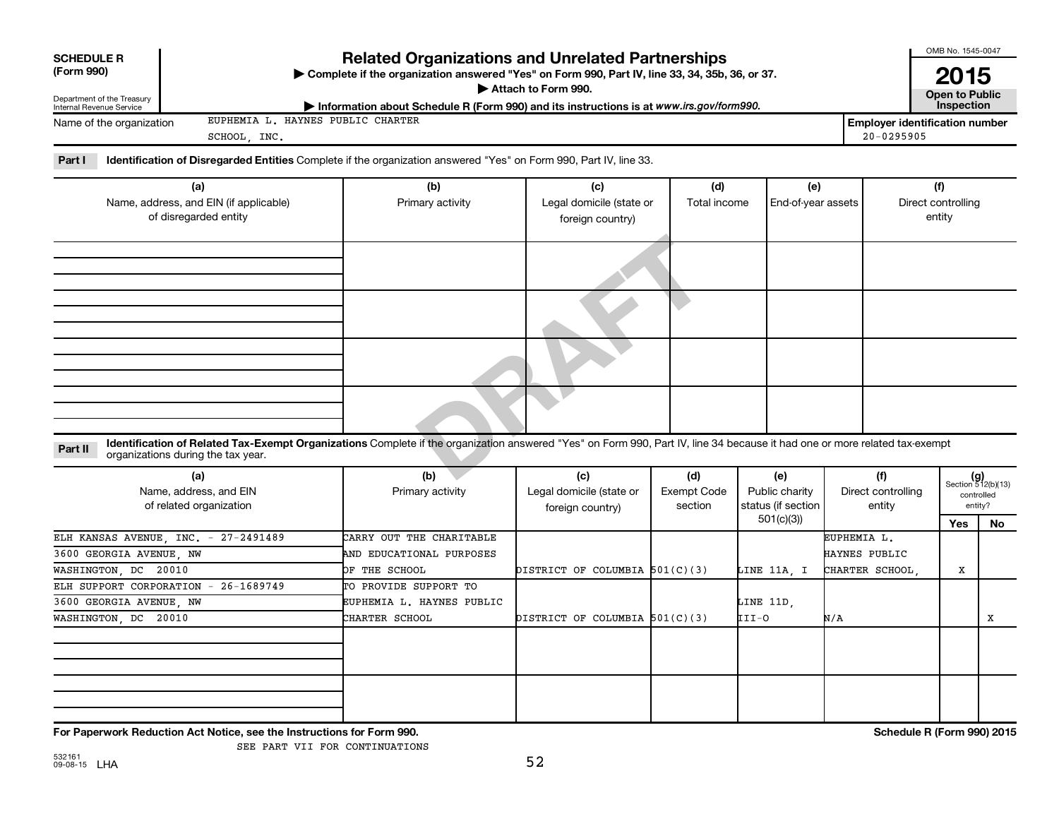**SCHEDULE R (Form 990)**

Department of the Treasury
Internal Revenue Service

# Related Organizations and Unrelated Partnerships

▶ Complete if the organization answered "Yes" on Form 990, Part IV, line 33, 34, 35b, 36, or 37.

▶ Attach to Form 990.

▶ Information about Schedule R (Form 990) and its instructions is at www.irs.gov/form990.

OMB No. 1545-0047

**2015**

**Open to Public Inspection**

Name of the organization: EUPHEMIA L. HAYNES PUBLIC CHARTER SCHOOL, INC.

Employer identification number: 20-0295905

DRAFT

**Part I — Identification of Disregarded Entities** Complete if the organization answered "Yes" on Form 990, Part IV, line 33.

| (a) Name, address, and EIN (if applicable) of disregarded entity | (b) Primary activity | (c) Legal domicile (state or foreign country) | (d) Total income | (e) End-of-year assets | (f) Direct controlling entity |
|---|---|---|---|---|---|
| | | | | | |
| | | | | | |
| | | | | | |
| | | | | | |

**Part II — Identification of Related Tax-Exempt Organizations** Complete if the organization answered "Yes" on Form 990, Part IV, line 34 because it had one or more related tax-exempt organizations during the tax year.

| (a) Name, address, and EIN of related organization | (b) Primary activity | (c) Legal domicile (state or foreign country) | (d) Exempt Code section | (e) Public charity status (if section 501(c)(3)) | (f) Direct controlling entity | (g) Section 512(b)(13) controlled entity? Yes | No |
|---|---|---|---|---|---|---|---|
| ELH KANSAS AVENUE, INC. - 27-2491489<br>3600 GEORGIA AVENUE, NW<br>WASHINGTON, DC 20010 | CARRY OUT THE CHARITABLE AND EDUCATIONAL PURPOSES OF THE SCHOOL | DISTRICT OF COLUMBIA | 501(C)(3) | LINE 11A, I | EUPHEMIA L. HAYNES PUBLIC CHARTER SCHOOL, | X | |
| ELH SUPPORT CORPORATION - 26-1689749<br>3600 GEORGIA AVENUE, NW<br>WASHINGTON, DC 20010 | TO PROVIDE SUPPORT TO EUPHEMIA L. HAYNES PUBLIC CHARTER SCHOOL | DISTRICT OF COLUMBIA | 501(C)(3) | LINE 11D, III-O | N/A | | X |
| | | | | | | | |
| | | | | | | | |

**For Paperwork Reduction Act Notice, see the Instructions for Form 990.** SEE PART VII FOR CONTINUATIONS

**Schedule R (Form 990) 2015**

532161 09-08-15 LHA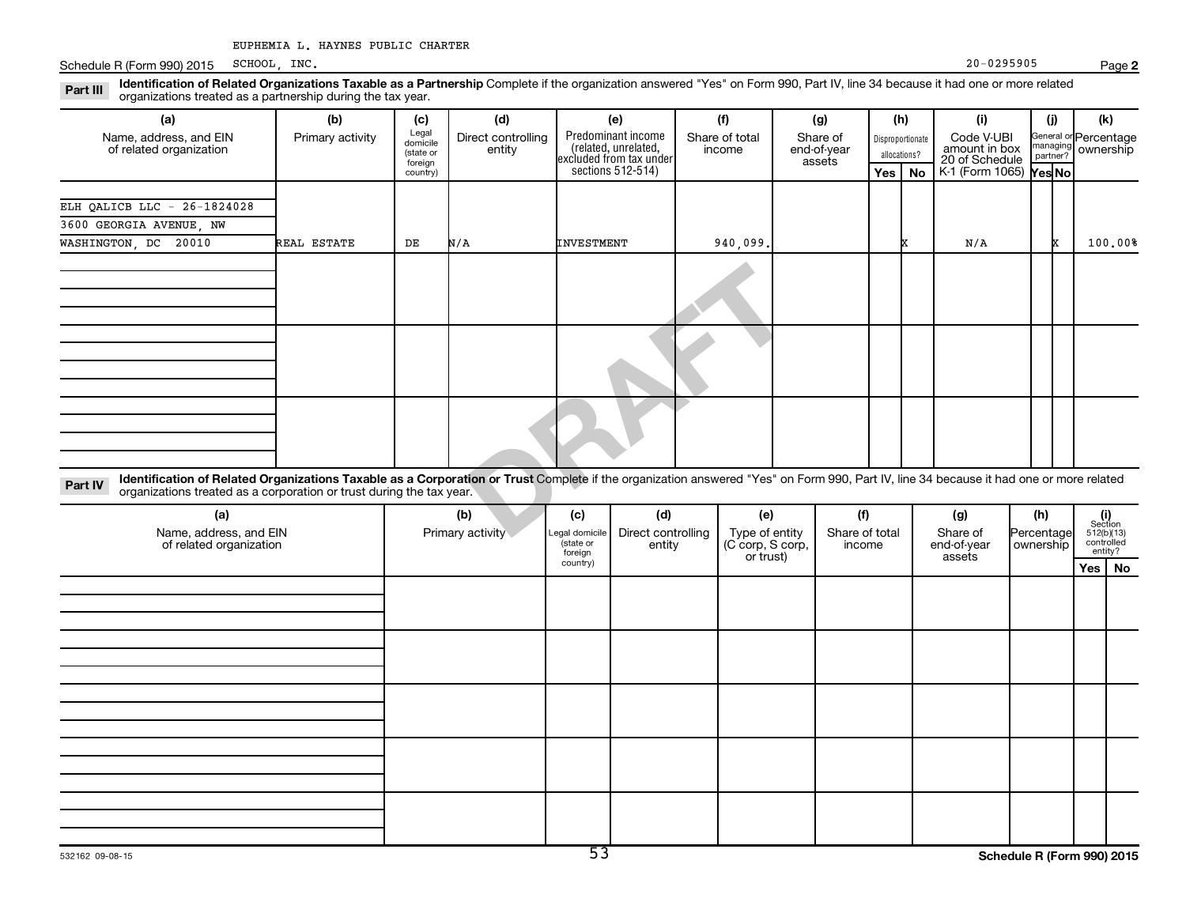EUPHEMIA L. HAYNES PUBLIC CHARTER SCHOOL, INC.

Schedule R (Form 990) 2015 — 20-0295905 — Page **2**

**Part III** **Identification of Related Organizations Taxable as a Partnership** Complete if the organization answered "Yes" on Form 990, Part IV, line 34 because it had one or more related organizations treated as a partnership during the tax year.

| (a) Name, address, and EIN of related organization | (b) Primary activity | (c) Legal domicile (state or foreign country) | (d) Direct controlling entity | (e) Predominant income (related, unrelated, excluded from tax under sections 512-514) | (f) Share of total income | (g) Share of end-of-year assets | (h) Disproportionate allocations? Yes | (h) No | (i) Code V-UBI amount in box 20 of Schedule K-1 (Form 1065) | (j) General or managing partner? Yes | (j) No | (k) Percentage ownership |
|---|---|---|---|---|---|---|---|---|---|---|---|---|
| ELH QALICB LLC - 26-1824028<br>3600 GEORGIA AVENUE, NW<br>WASHINGTON, DC 20010 | REAL ESTATE | DE | N/A | INVESTMENT | 940,099. | | | X | N/A | | X | 100.00% |
| | | | | | | | | | | | | |
| | | | | | | | | | | | | |
| | | | | | | | | | | | | |

**Part IV** **Identification of Related Organizations Taxable as a Corporation or Trust** Complete if the organization answered "Yes" on Form 990, Part IV, line 34 because it had one or more related organizations treated as a corporation or trust during the tax year.

| (a) Name, address, and EIN of related organization | (b) Primary activity | (c) Legal domicile (state or foreign country) | (d) Direct controlling entity | (e) Type of entity (C corp, S corp, or trust) | (f) Share of total income | (g) Share of end-of-year assets | (h) Percentage ownership | (i) Section 512(b)(13) controlled entity? Yes | (i) No |
|---|---|---|---|---|---|---|---|---|---|
| | | | | | | | | | |
| | | | | | | | | | |
| | | | | | | | | | |
| | | | | | | | | | |
| | | | | | | | | | |

532162 09-08-15 — **Schedule R (Form 990) 2015**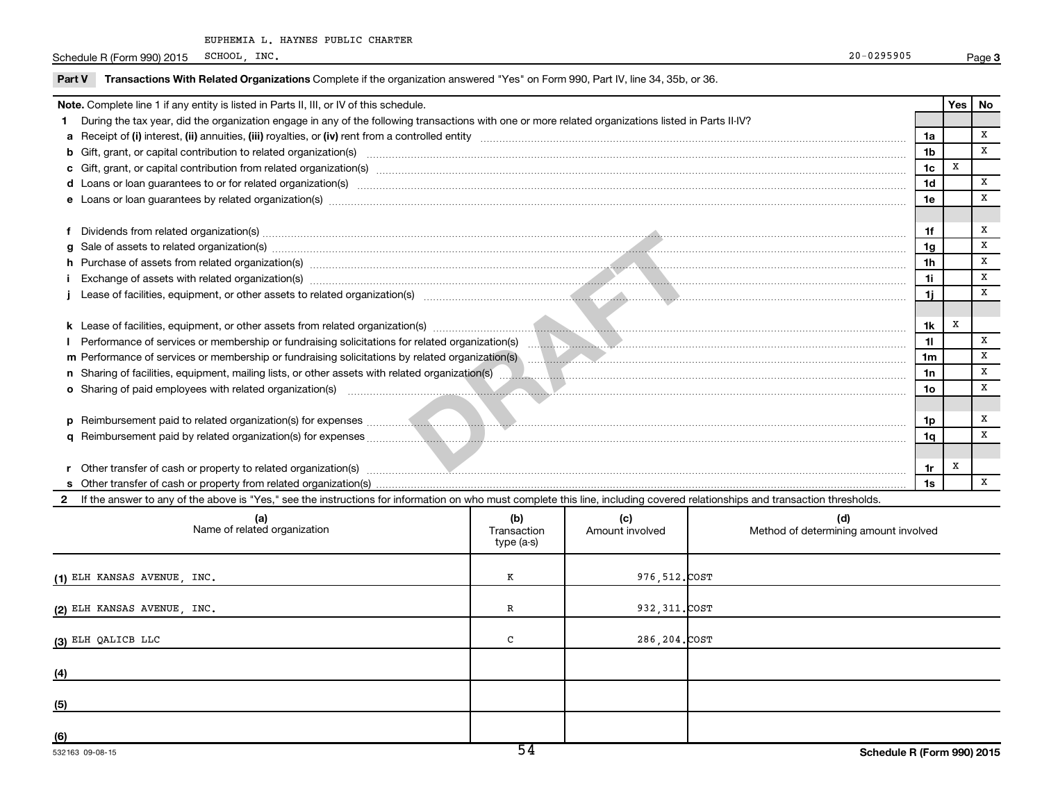EUPHEMIA L. HAYNES PUBLIC CHARTER SCHOOL, INC. 20-0295905

Schedule R (Form 990) 2015 Page 3

**Part V Transactions With Related Organizations** Complete if the organization answered "Yes" on Form 990, Part IV, line 34, 35b, or 36.

| **Note.** Complete line 1 if any entity is listed in Parts II, III, or IV of this schedule. | | Yes | No |
|---|---|---|---|
| **1** During the tax year, did the organization engage in any of the following transactions with one or more related organizations listed in Parts II-IV? | | | |
| **a** Receipt of **(i)** interest, **(ii)** annuities, **(iii)** royalties, or **(iv)** rent from a controlled entity | 1a | | X |
| **b** Gift, grant, or capital contribution to related organization(s) | 1b | | X |
| **c** Gift, grant, or capital contribution from related organization(s) | 1c | X | |
| **d** Loans or loan guarantees to or for related organization(s) | 1d | | X |
| **e** Loans or loan guarantees by related organization(s) | 1e | | X |
| **f** Dividends from related organization(s) | 1f | | X |
| **g** Sale of assets to related organization(s) | 1g | | X |
| **h** Purchase of assets from related organization(s) | 1h | | X |
| **i** Exchange of assets with related organization(s) | 1i | | X |
| **j** Lease of facilities, equipment, or other assets to related organization(s) | 1j | | X |
| **k** Lease of facilities, equipment, or other assets from related organization(s) | 1k | X | |
| **l** Performance of services or membership or fundraising solicitations for related organization(s) | 1l | | X |
| **m** Performance of services or membership or fundraising solicitations by related organization(s) | 1m | | X |
| **n** Sharing of facilities, equipment, mailing lists, or other assets with related organization(s) | 1n | | X |
| **o** Sharing of paid employees with related organization(s) | 1o | | X |
| **p** Reimbursement paid to related organization(s) for expenses | 1p | | X |
| **q** Reimbursement paid by related organization(s) for expenses | 1q | | X |
| **r** Other transfer of cash or property to related organization(s) | 1r | X | |
| **s** Other transfer of cash or property from related organization(s) | 1s | | X |

**2** If the answer to any of the above is "Yes," see the instructions for information on who must complete this line, including covered relationships and transaction thresholds.

| | (a) Name of related organization | (b) Transaction type (a-s) | (c) Amount involved | (d) Method of determining amount involved |
|---|---|---|---|---|
| (1) | ELH KANSAS AVENUE, INC. | K | 976,512. | COST |
| (2) | ELH KANSAS AVENUE, INC. | R | 932,311. | COST |
| (3) | ELH QALICB LLC | C | 286,204. | COST |
| (4) | | | | |
| (5) | | | | |
| (6) | | | | |

532163 09-08-15 **Schedule R (Form 990) 2015**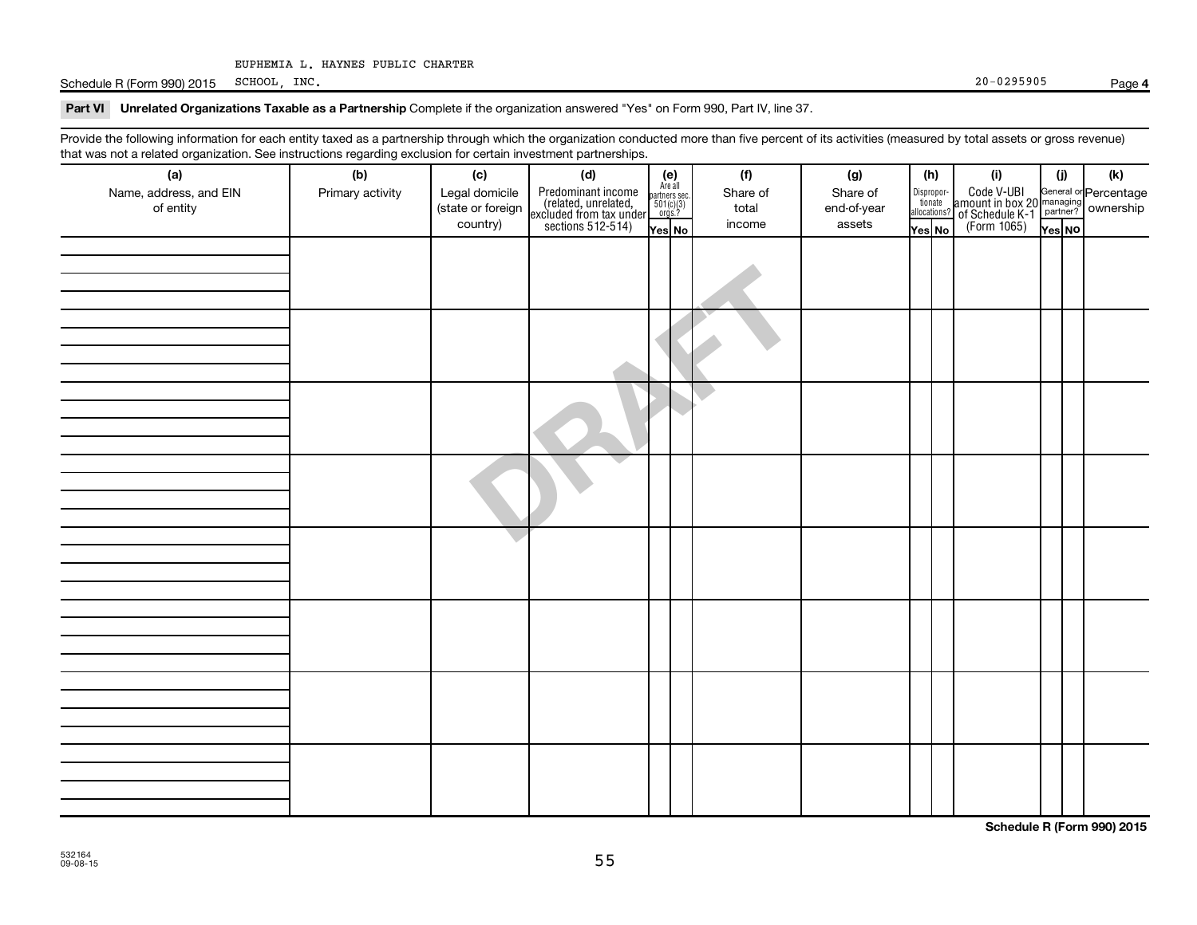EUPHEMIA L. HAYNES PUBLIC CHARTER SCHOOL, INC.

Schedule R (Form 990) 2015 20-0295905 Page 4

**Part VI Unrelated Organizations Taxable as a Partnership** Complete if the organization answered "Yes" on Form 990, Part IV, line 37.

Provide the following information for each entity taxed as a partnership through which the organization conducted more than five percent of its activities (measured by total assets or gross revenue) that was not a related organization. See instructions regarding exclusion for certain investment partnerships.

| (a) Name, address, and EIN of entity | (b) Primary activity | (c) Legal domicile (state or foreign country) | (d) Predominant income (related, unrelated, excluded from tax under sections 512-514) | (e) Are all partners sec. 501(c)(3) orgs.? | | (f) Share of total income | (g) Share of end-of-year assets | (h) Disproportionate allocations? | | (i) Code V-UBI amount in box 20 of Schedule K-1 (Form 1065) | (j) General or managing partner? | | (k) Percentage ownership |
|---|---|---|---|---|---|---|---|---|---|---|---|---|---|
| | | | | Yes | No | | | Yes | No | | Yes | No | |
| | | | | | | | | | | | | | |
| | | | | | | | | | | | | | |
| | | | | | | | | | | | | | |
| | | | | | | | | | | | | | |
| | | | | | | | | | | | | | |
| | | | | | | | | | | | | | |
| | | | | | | | | | | | | | |
| | | | | | | | | | | | | | |

DRAFT

Schedule R (Form 990) 2015

532164 09-08-15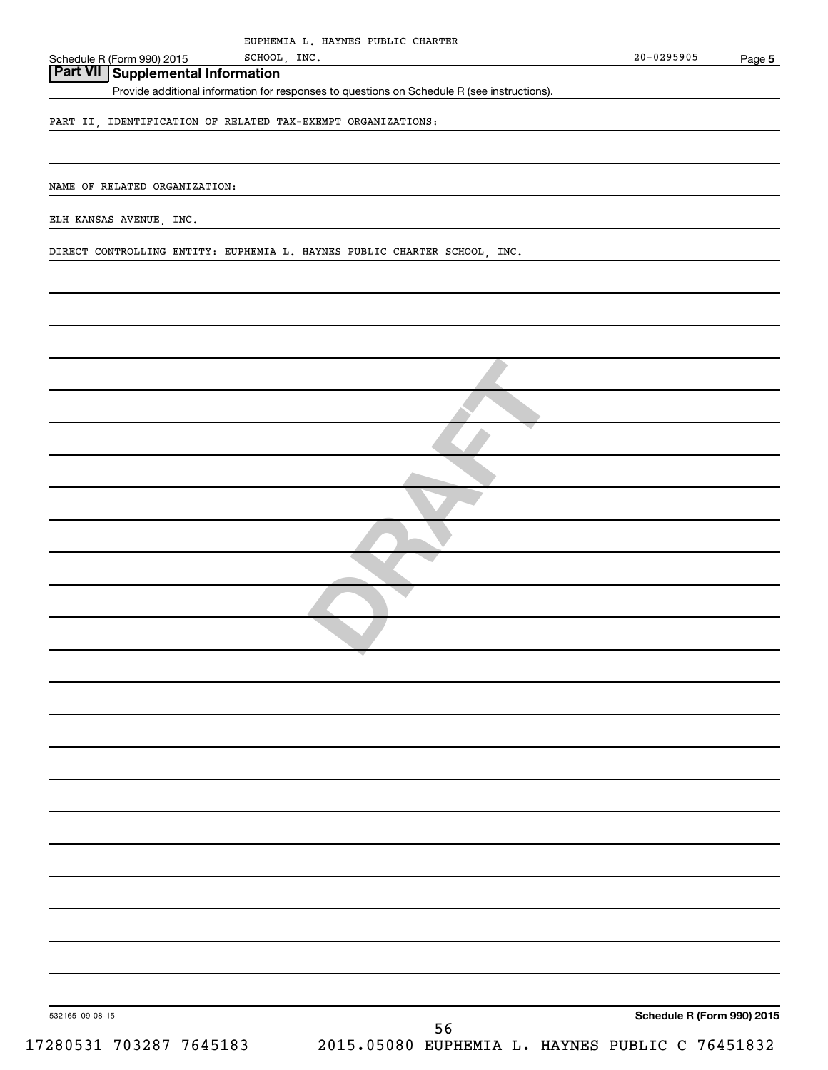EUPHEMIA L. HAYNES PUBLIC CHARTER SCHOOL, INC. 20-0295905

Schedule R (Form 990) 2015

## Part VII Supplemental Information

Provide additional information for responses to questions on Schedule R (see instructions).

PART II, IDENTIFICATION OF RELATED TAX-EXEMPT ORGANIZATIONS:

NAME OF RELATED ORGANIZATION:

ELH KANSAS AVENUE, INC.

DIRECT CONTROLLING ENTITY: EUPHEMIA L. HAYNES PUBLIC CHARTER SCHOOL, INC.

DRAFT

532165 09-08-15

**Schedule R (Form 990) 2015**

17280531 703287 7645183 2015.05080 EUPHEMIA L. HAYNES PUBLIC C 76451832